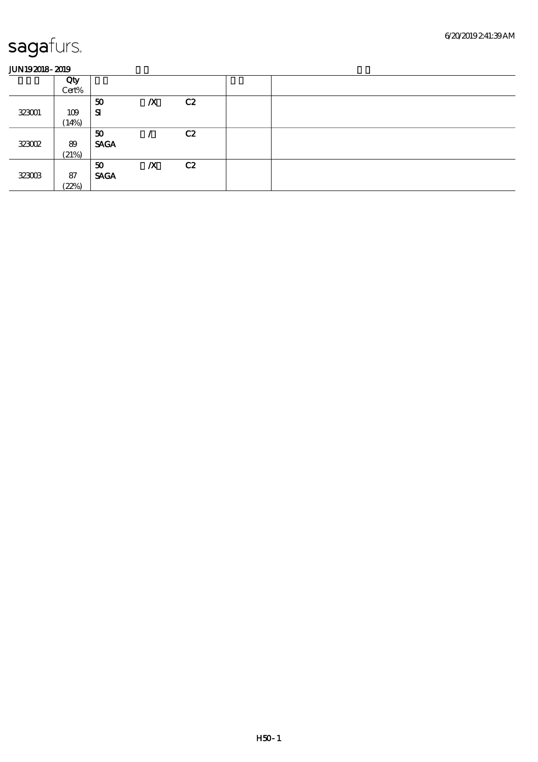sagafurs.

JUN19 2018 - 2019

| | Qty Cert% | | | | | |
|---|---|---|---|---|---|---|
| 323001 | 109 (14%) | 50 SI | /X | C2 | | |
| 323002 | 89 (21%) | 50 SAGA | / | C2 | | |
| 323003 | 87 (22%) | 50 SAGA | /X | C2 | | |

H50 - 1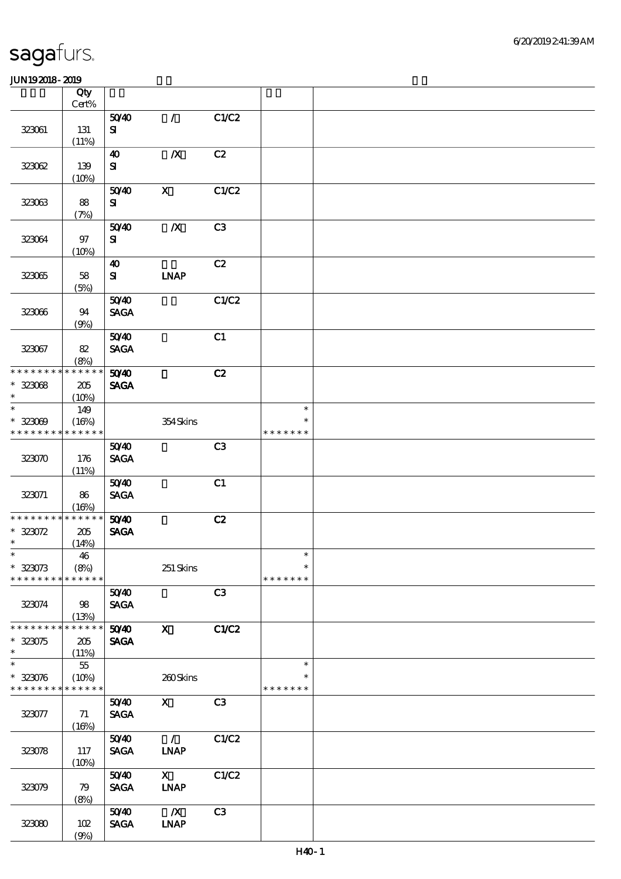| | Qty Cert% | | | | | |
|---|---|---|---|---|---|---|
| 323061 | 131 (11%) | 50/40 SI | / | C1/C2 | | |
| 323062 | 139 (10%) | 40 SI | /X | C2 | | |
| 323063 | 88 (7%) | 50/40 SI | X | C1/C2 | | |
| 323064 | 97 (10%) | 50/40 SI | /X | C3 | | |
| 323065 | 58 (5%) | 40 SI | LNAP | C2 | | |
| 323066 | 94 (9%) | 50/40 SAGA | | C1/C2 | | |
| 323067 | 82 (8%) | 50/40 SAGA | | C1 | | |
| * * * * * * * * * * * * * * * 323068 * | 205 (10%) | 50/40 SAGA | | C2 | | |
| * * 323069 * * * * * * * * * * * * * * | 149 (16%) | | 354 Skins | | * * * * * * * * * | |
| 323070 | 176 (11%) | 50/40 SAGA | | C3 | | |
| 323071 | 86 (16%) | 50/40 SAGA | | C1 | | |
| * * * * * * * * * * * * * * * 323072 * | 205 (14%) | 50/40 SAGA | | C2 | | |
| * * 323073 * * * * * * * * * * * * * * | 46 (8%) | | 251 Skins | | * * * * * * * * * | |
| 323074 | 98 (13%) | 50/40 SAGA | | C3 | | |
| * * * * * * * * * * * * * * * 323075 * | 205 (11%) | 50/40 SAGA | X | C1/C2 | | |
| * * 323076 * * * * * * * * * * * * * * | 55 (10%) | | 260 Skins | | * * * * * * * * * | |
| 323077 | 71 (16%) | 50/40 SAGA | X | C3 | | |
| 323078 | 117 (10%) | 50/40 SAGA | / LNAP | C1/C2 | | |
| 323079 | 79 (8%) | 50/40 SAGA | X LNAP | C1/C2 | | |
| 323080 | 102 (9%) | 50/40 SAGA | /X LNAP | C3 | | |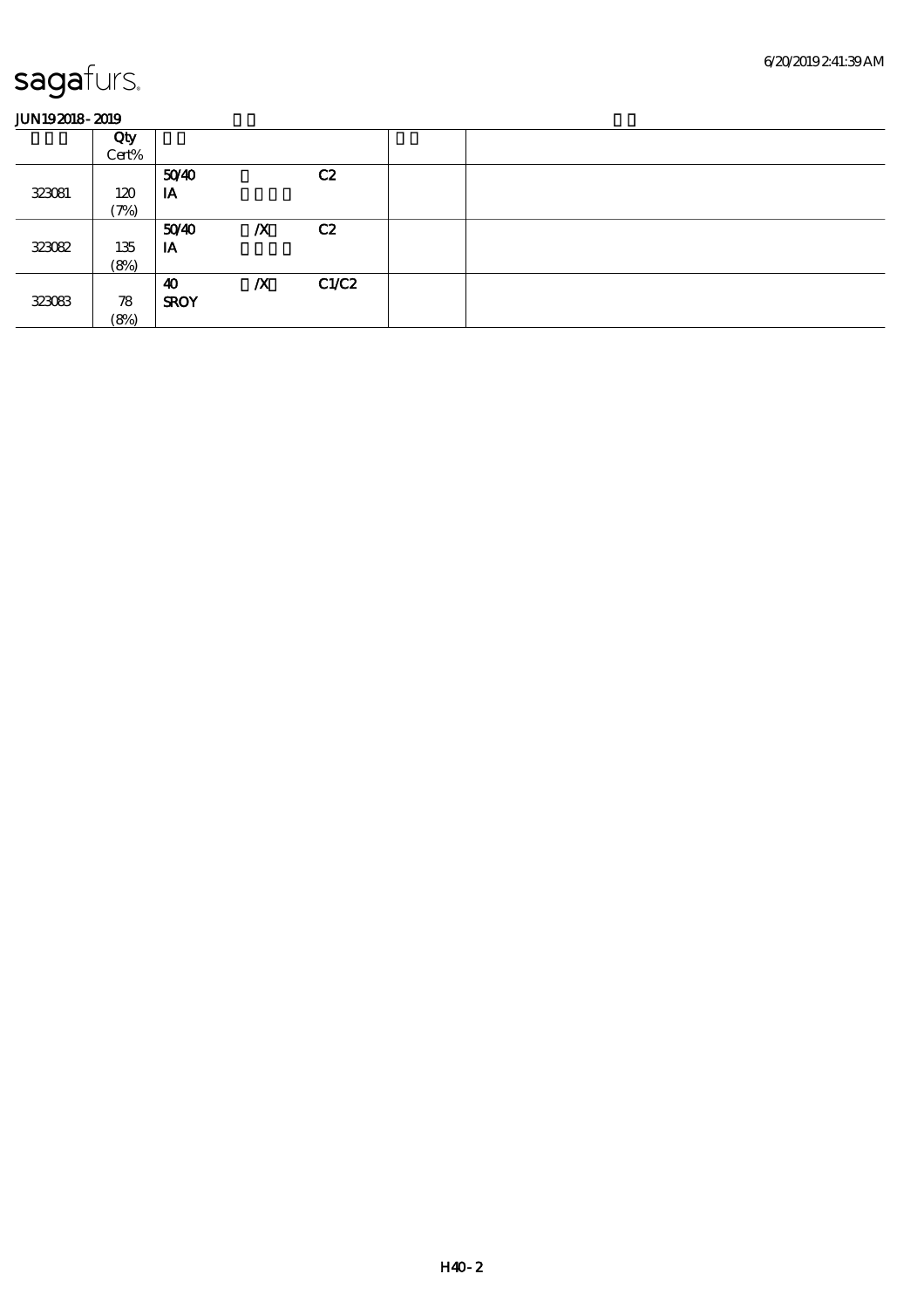**JUN19 2018 - 2019**

| | Qty<br>Cert% | | | | | |
|---|---|---|---|---|---|---|
| 323081 | 120<br>(7%) | 50/40<br>IA | | C2 | | |
| 323082 | 135<br>(8%) | 50/40<br>IA | /X | C2 | | |
| 323083 | 78<br>(8%) | 40<br>SROY | /X | C1/C2 | | |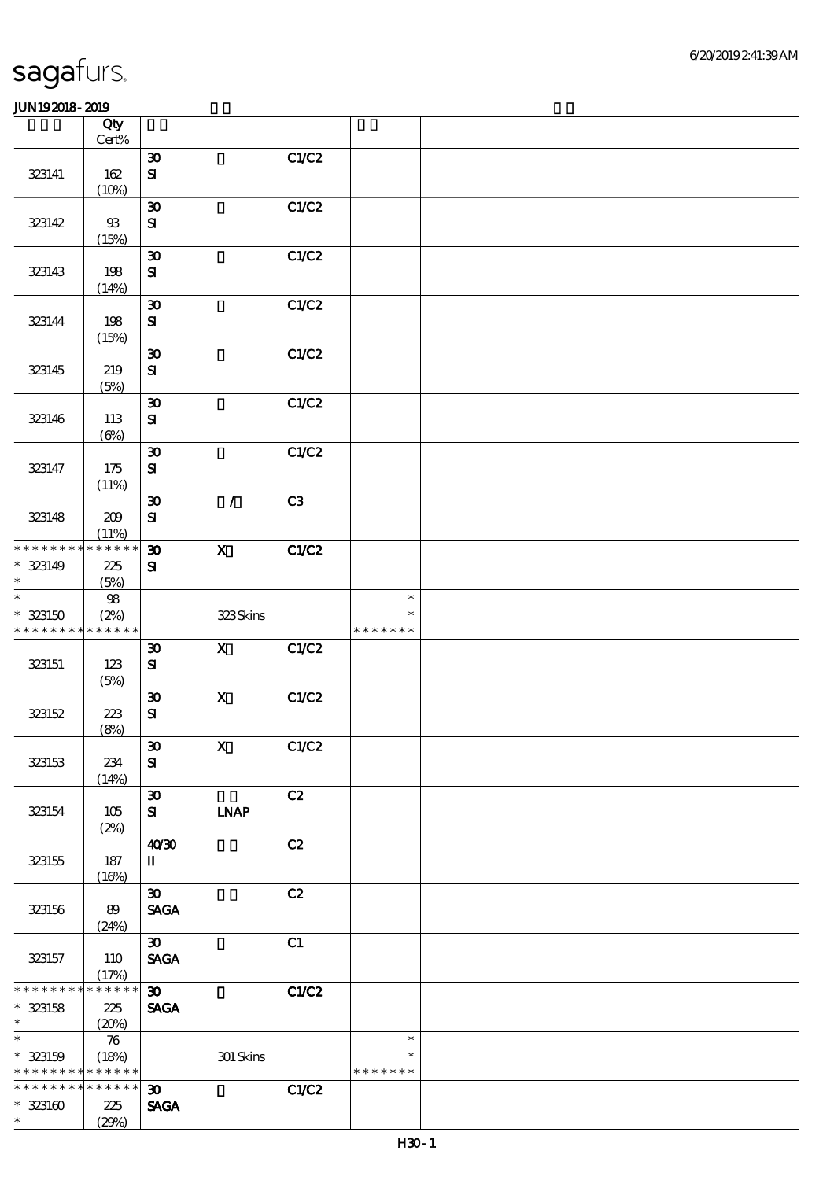# sagafurs.

JUN192018 - 2019

| | Qty Cert% | | | | | |
|---|---|---|---|---|---|---|
| 323141 | 162 (10%) | 30 SI | | C1/C2 | | |
| 323142 | 93 (15%) | 30 SI | | C1/C2 | | |
| 323143 | 198 (14%) | 30 SI | | C1/C2 | | |
| 323144 | 198 (15%) | 30 SI | | C1/C2 | | |
| 323145 | 219 (5%) | 30 SI | | C1/C2 | | |
| 323146 | 113 (6%) | 30 SI | | C1/C2 | | |
| 323147 | 175 (11%) | 30 SI | | C1/C2 | | |
| 323148 | 209 (11%) | 30 SI | / | C3 | | |
| * * * * * * * * * * * * * * 323149 * | 225 (5%) | **30 SI** | **X** | **C1/C2** | | |
| * * 323150 * * * * * * * * * * * * * | 98 (2%) | | 323 Skins | | * * * * * * * * * | |
| 323151 | 123 (5%) | 30 SI | X | C1/C2 | | |
| 323152 | 223 (8%) | 30 SI | X | C1/C2 | | |
| 323153 | 234 (14%) | 30 SI | X | C1/C2 | | |
| 323154 | 105 (2%) | 30 SI | LNAP | C2 | | |
| 323155 | 187 (16%) | 40/30 II | | C2 | | |
| 323156 | 89 (24%) | 30 SAGA | | C2 | | |
| 323157 | 110 (17%) | 30 SAGA | | C1 | | |
| * * * * * * * * * * * * * * 323158 * | 225 (20%) | **30 SAGA** | | **C1/C2** | | |
| * * 323159 * * * * * * * * * * * * * | 76 (18%) | | 301 Skins | | * * * * * * * * * | |
| * * * * * * * * * * * * * * 323160 * | 225 (29%) | **30 SAGA** | | **C1/C2** | | |

H30-1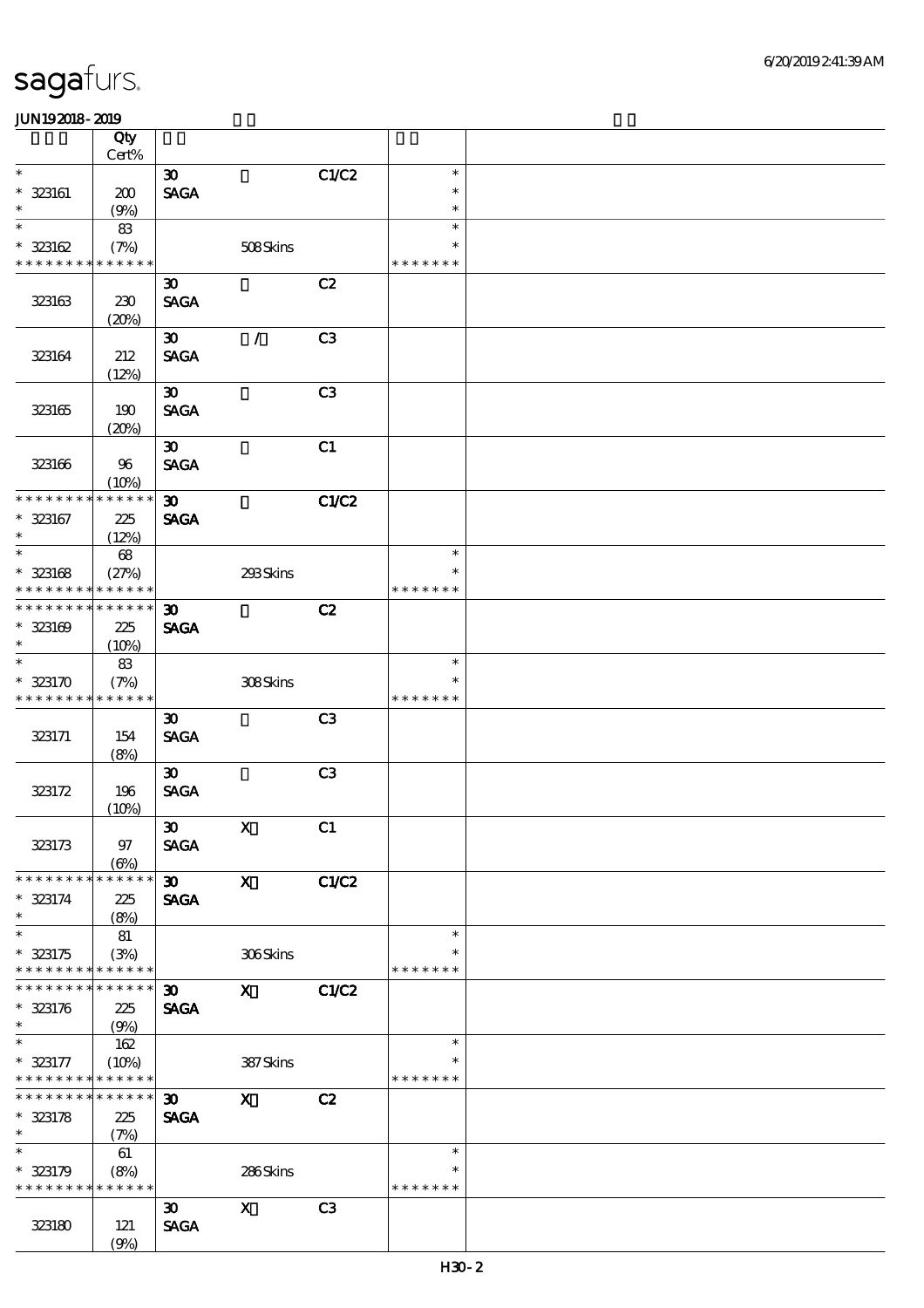# sagafurs.

JUN192018-2019

| | Qty Cert% | | | | | |
|---|---|---|---|---|---|---|
| * | | 30 | | C1/C2 | * | |
| * 323161 | 200 | SAGA | | | * | |
| * | (9%) | | | | * | |
| * | 83 | | | | * | |
| * 323162 | (7%) | | 508 Skins | | * | |
| * * * * * * * * * * * * * * | | | | | * * * * * * * | |
| | | 30 | | C2 | | |
| 323163 | 230 (20%) | SAGA | | | | |
| | | 30 | / | C3 | | |
| 323164 | 212 (12%) | SAGA | | | | |
| | | 30 | | C3 | | |
| 323165 | 190 (20%) | SAGA | | | | |
| | | 30 | | C1 | | |
| 323166 | 96 (10%) | SAGA | | | | |
| * * * * * * * * * * * * * * | | 30 | | C1/C2 | | |
| * 323167 | 225 | SAGA | | | | |
| * | (12%) | | | | | |
| * | 68 | | | | * | |
| * 323168 | (27%) | | 293 Skins | | * | |
| * * * * * * * * * * * * * * | | | | | * * * * * * * | |
| * * * * * * * * * * * * * * | | 30 | | C2 | | |
| * 323169 | 225 | SAGA | | | | |
| * | (10%) | | | | | |
| * | 83 | | | | * | |
| * 323170 | (7%) | | 308 Skins | | * | |
| * * * * * * * * * * * * * * | | | | | * * * * * * * | |
| | | 30 | | C3 | | |
| 323171 | 154 (8%) | SAGA | | | | |
| | | 30 | | C3 | | |
| 323172 | 196 (10%) | SAGA | | | | |
| | | 30 | X | C1 | | |
| 323173 | 97 (6%) | SAGA | | | | |
| * * * * * * * * * * * * * * | | 30 | X | C1/C2 | | |
| * 323174 | 225 | SAGA | | | | |
| * | (8%) | | | | | |
| * | 81 | | | | * | |
| * 323175 | (3%) | | 306 Skins | | * | |
| * * * * * * * * * * * * * * | | | | | * * * * * * * | |
| * * * * * * * * * * * * * * | | 30 | X | C1/C2 | | |
| * 323176 | 225 | SAGA | | | | |
| * | (9%) | | | | | |
| * | 162 | | | | * | |
| * 323177 | (10%) | | 387 Skins | | * | |
| * * * * * * * * * * * * * * | | | | | * * * * * * * | |
| * * * * * * * * * * * * * * | | 30 | X | C2 | | |
| * 323178 | 225 | SAGA | | | | |
| * | (7%) | | | | | |
| * | 61 | | | | * | |
| * 323179 | (8%) | | 286 Skins | | * | |
| * * * * * * * * * * * * * * | | | | | * * * * * * * | |
| | | 30 | X | C3 | | |
| 323180 | 121 (9%) | SAGA | | | | |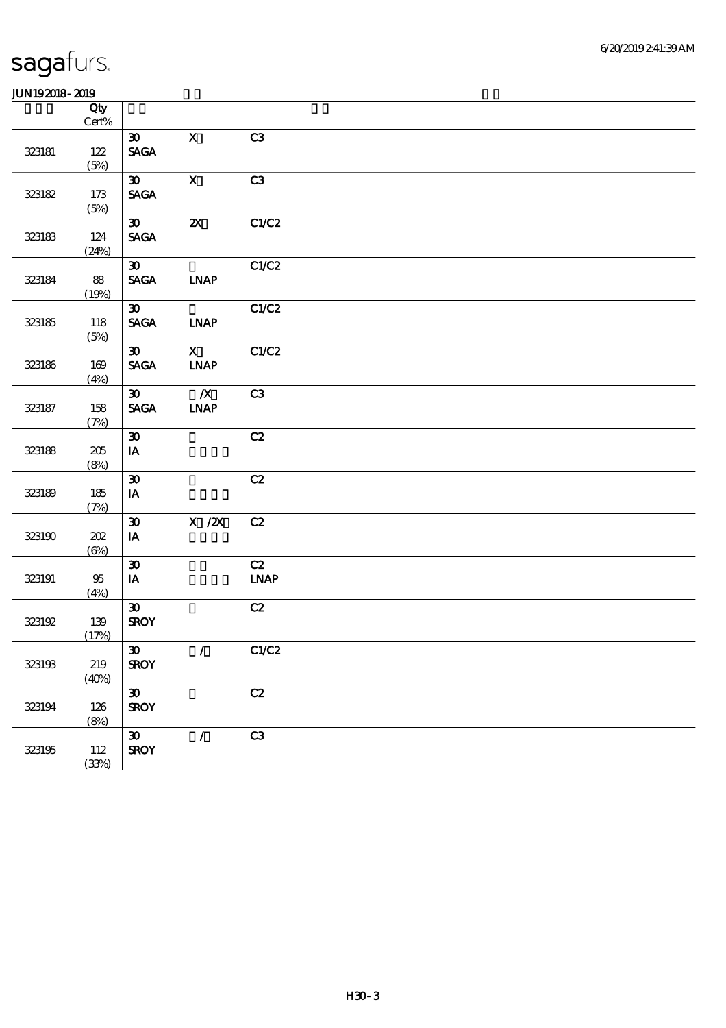# sagafurs.

JUN19 2018 - 2019

| | Qty Cert% | | | | | |
|---|---|---|---|---|---|---|
| 323181 | 122 (5%) | 30 SAGA | X | C3 | | |
| 323182 | 173 (5%) | 30 SAGA | X | C3 | | |
| 323183 | 124 (24%) | 30 SAGA | 2X | C1/C2 | | |
| 323184 | 88 (19%) | 30 SAGA | LNAP | C1/C2 | | |
| 323185 | 118 (5%) | 30 SAGA | LNAP | C1/C2 | | |
| 323186 | 169 (4%) | 30 SAGA | X LNAP | C1/C2 | | |
| 323187 | 158 (7%) | 30 SAGA | /X LNAP | C3 | | |
| 323188 | 205 (8%) | 30 IA | | C2 | | |
| 323189 | 185 (7%) | 30 IA | | C2 | | |
| 323190 | 202 (6%) | 30 IA | X /2X | C2 | | |
| 323191 | 95 (4%) | 30 IA | | C2 LNAP | | |
| 323192 | 139 (17%) | 30 SROY | | C2 | | |
| 323193 | 219 (40%) | 30 SROY | / | C1/C2 | | |
| 323194 | 126 (8%) | 30 SROY | | C2 | | |
| 323195 | 112 (33%) | 30 SROY | / | C3 | | |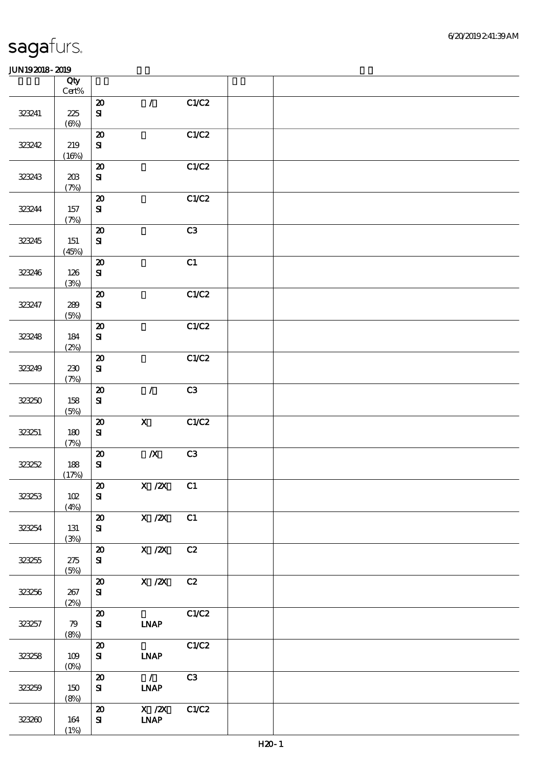sagafurs.

JUN19 2018 - 2019

| | Qty Cert% | | | | | |
|---|---|---|---|---|---|---|
| 323241 | 225 (6%) | 20 SI | / | C1/C2 | | |
| 323242 | 219 (16%) | 20 SI | | C1/C2 | | |
| 323243 | 203 (7%) | 20 SI | | C1/C2 | | |
| 323244 | 157 (7%) | 20 SI | | C1/C2 | | |
| 323245 | 151 (45%) | 20 SI | | C3 | | |
| 323246 | 126 (3%) | 20 SI | | C1 | | |
| 323247 | 289 (5%) | 20 SI | | C1/C2 | | |
| 323248 | 184 (2%) | 20 SI | | C1/C2 | | |
| 323249 | 230 (7%) | 20 SI | | C1/C2 | | |
| 323250 | 158 (5%) | 20 SI | / | C3 | | |
| 323251 | 180 (7%) | 20 SI | X | C1/C2 | | |
| 323252 | 188 (17%) | 20 SI | /X | C3 | | |
| 323253 | 102 (4%) | 20 SI | X /2X | C1 | | |
| 323254 | 131 (3%) | 20 SI | X /2X | C1 | | |
| 323255 | 275 (5%) | 20 SI | X /2X | C2 | | |
| 323256 | 267 (2%) | 20 SI | X /2X | C2 | | |
| 323257 | 79 (8%) | 20 SI | LNAP | C1/C2 | | |
| 323258 | 109 (0%) | 20 SI | LNAP | C1/C2 | | |
| 323259 | 150 (8%) | 20 SI | / LNAP | C3 | | |
| 323260 | 164 (1%) | 20 SI | X /2X LNAP | C1/C2 | | |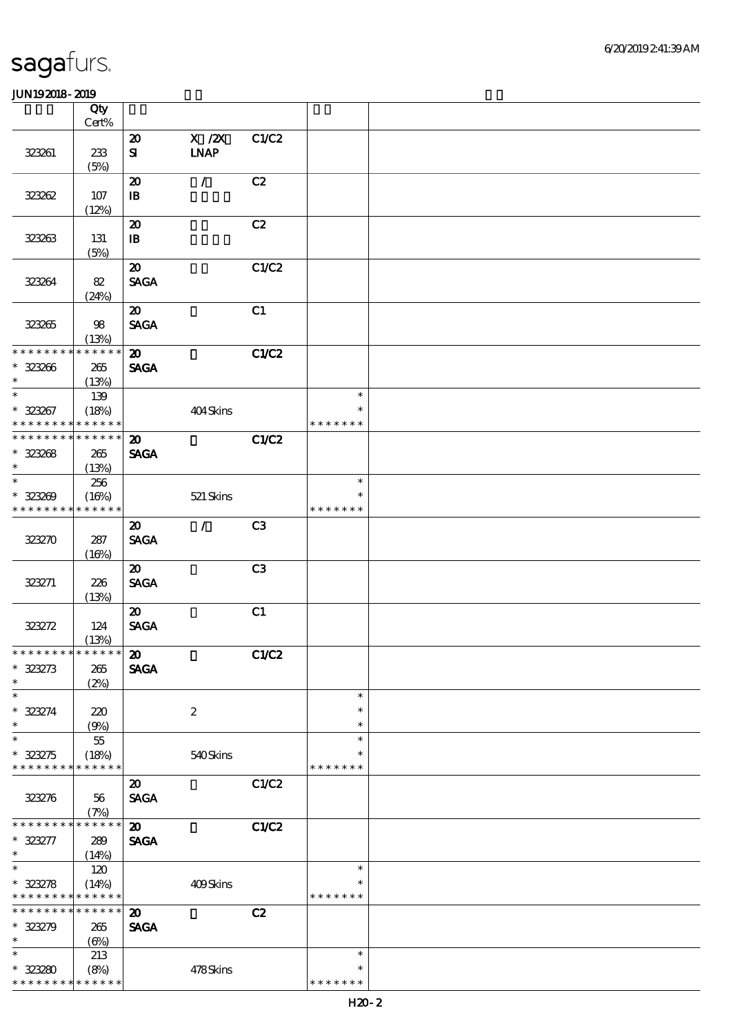# sagafurs.

JUN19 2018 - 2019

| | Qty Cert% | | | | | |
|---|---|---|---|---|---|---|
| 323261 | 233 (5%) | 20 SI | X /2X LNAP | C1/C2 | | |
| 323262 | 107 (12%) | 20 IB | / | C2 | | |
| 323263 | 131 (5%) | 20 IB | | C2 | | |
| 323264 | 82 (24%) | 20 SAGA | | C1/C2 | | |
| 323265 | 98 (13%) | 20 SAGA | | C1 | | |
| * * * * * * * * * * * * * * 323266 * | 265 (13%) | 20 SAGA | | C1/C2 | | |
| * * 323267 * * * * * * * * * * * * * * | 139 (18%) | | 404 Skins | | * * * * * * * * * | |
| * * * * * * * * * * * * * * 323268 * | 265 (13%) | 20 SAGA | | C1/C2 | | |
| * * 323269 * * * * * * * * * * * * * * | 256 (16%) | | 521 Skins | | * * * * * * * * * | |
| 323270 | 287 (16%) | 20 SAGA | / | C3 | | |
| 323271 | 226 (13%) | 20 SAGA | | C3 | | |
| 323272 | 124 (13%) | 20 SAGA | | C1 | | |
| * * * * * * * * * * * * * * 323273 * | 265 (2%) | 20 SAGA | | C1/C2 | | |
| * * 323274 * | 220 (9%) | | 2 | | * * * | |
| * * 323275 * * * * * * * * * * * * * * | 55 (18%) | | 540 Skins | | * * * * * * * * * | |
| 323276 | 56 (7%) | 20 SAGA | | C1/C2 | | |
| * * * * * * * * * * * * * * 323277 * | 289 (14%) | 20 SAGA | | C1/C2 | | |
| * * 323278 * * * * * * * * * * * * * * | 120 (14%) | | 409 Skins | | * * * * * * * * * | |
| * * * * * * * * * * * * * * 323279 * | 265 (6%) | 20 SAGA | | C2 | | |
| * * 323280 * * * * * * * * * * * * * * | 213 (8%) | | 478 Skins | | * * * * * * * * * | |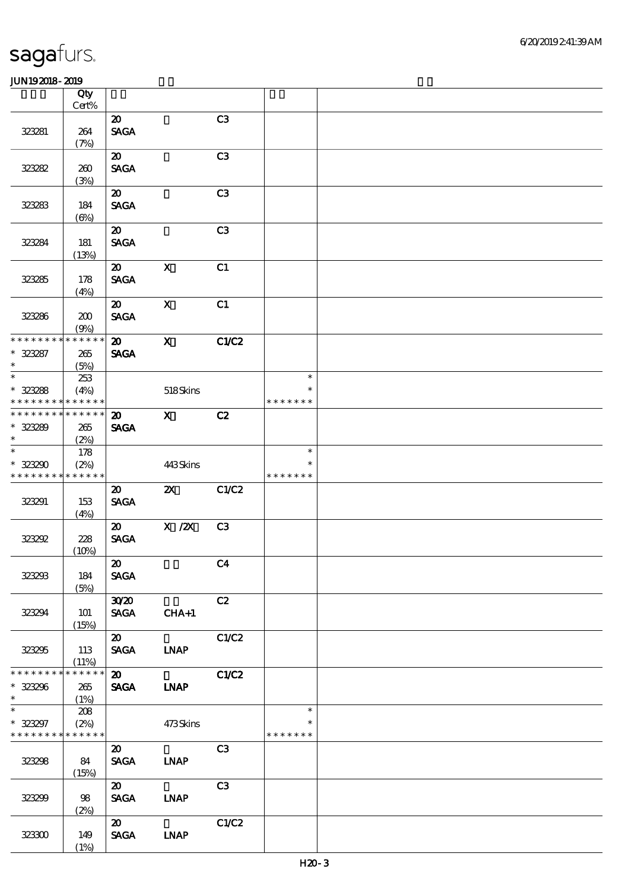# sagafurs.

JUN19 2018 - 2019

| | Qty Cert% | | | | | |
|---|---|---|---|---|---|---|
| 323281 | 264 (7%) | 20 SAGA | | C3 | | |
| 323282 | 260 (3%) | 20 SAGA | | C3 | | |
| 323283 | 184 (6%) | 20 SAGA | | C3 | | |
| 323284 | 181 (13%) | 20 SAGA | | C3 | | |
| 323285 | 178 (4%) | 20 SAGA | X | C1 | | |
| 323286 | 200 (9%) | 20 SAGA | X | C1 | | |
| * * * * * * * * * * * * * * * 323287 * | 265 (5%) | 20 SAGA | X | C1/C2 | | |
| * * 323288 * * * * * * * * * * * * * * | 253 (4%) | | 518 Skins | | * * * * * * * * * | |
| * * * * * * * * * * * * * * * 323289 * | 265 (2%) | 20 SAGA | X | C2 | | |
| * * 323290 * * * * * * * * * * * * * * | 178 (2%) | | 443 Skins | | * * * * * * * * * | |
| 323291 | 153 (4%) | 20 SAGA | 2X | C1/C2 | | |
| 323292 | 228 (10%) | 20 SAGA | X /2X | C3 | | |
| 323293 | 184 (5%) | 20 SAGA | | C4 | | |
| 323294 | 101 (15%) | 30/20 SAGA | CHA+1 | C2 | | |
| 323295 | 113 (11%) | 20 SAGA | LNAP | C1/C2 | | |
| * * * * * * * * * * * * * * * 323296 * | 265 (1%) | 20 SAGA | LNAP | C1/C2 | | |
| * * 323297 * * * * * * * * * * * * * * | 208 (2%) | | 473 Skins | | * * * * * * * * * | |
| 323298 | 84 (15%) | 20 SAGA | LNAP | C3 | | |
| 323299 | 98 (2%) | 20 SAGA | LNAP | C3 | | |
| 323300 | 149 (1%) | 20 SAGA | LNAP | C1/C2 | | |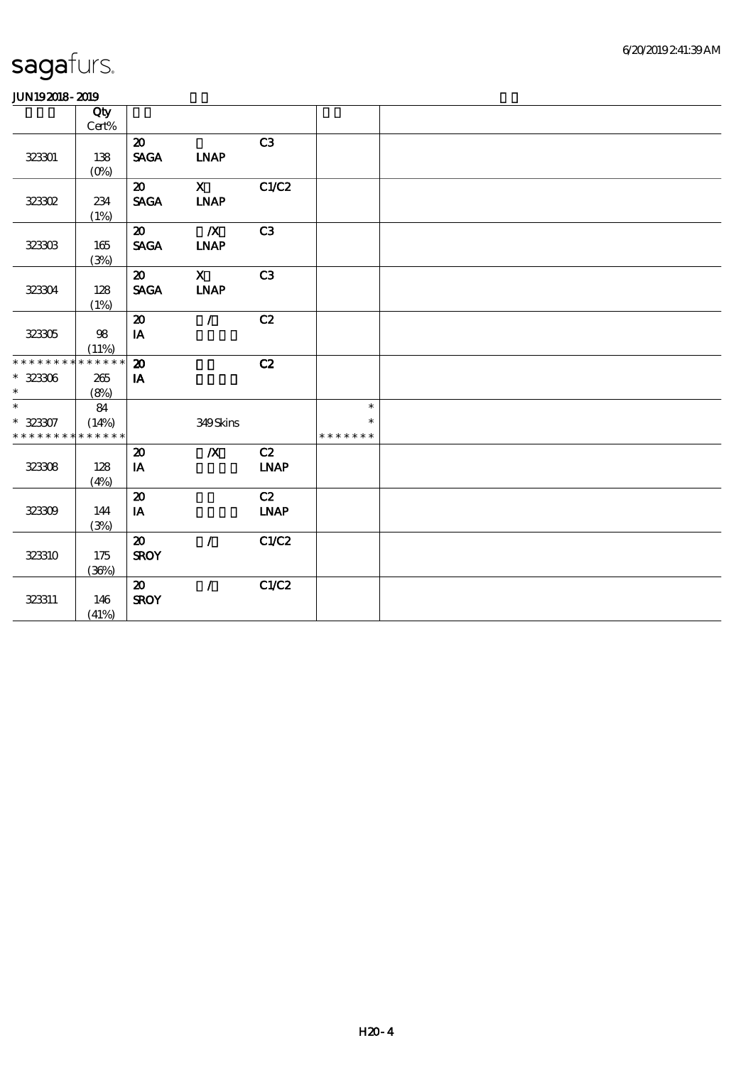sagafurs.

JUN19 2018 - 2019

| | Qty Cert% | | | | | |
|---|---|---|---|---|---|---|
| 323301 | 138 (0%) | 20 SAGA | LNAP | C3 | | |
| 323302 | 234 (1%) | 20 SAGA | X LNAP | C1/C2 | | |
| 323303 | 165 (3%) | 20 SAGA | /X LNAP | C3 | | |
| 323304 | 128 (1%) | 20 SAGA | X LNAP | C3 | | |
| 323305 | 98 (11%) | 20 IA | / | C2 | | |
| * * * * * * * * * * * * * * 323306 * | 265 (8%) | 20 IA | | C2 | | |
| * * 323307 * * * * * * * * * * * * * * | 84 (14%) | | 349 Skins | | * * * * * * * * * | |
| 323308 | 128 (4%) | 20 IA | /X | C2 LNAP | | |
| 323309 | 144 (3%) | 20 IA | | C2 LNAP | | |
| 323310 | 175 (36%) | 20 SROY | / | C1/C2 | | |
| 323311 | 146 (41%) | 20 SROY | / | C1/C2 | | |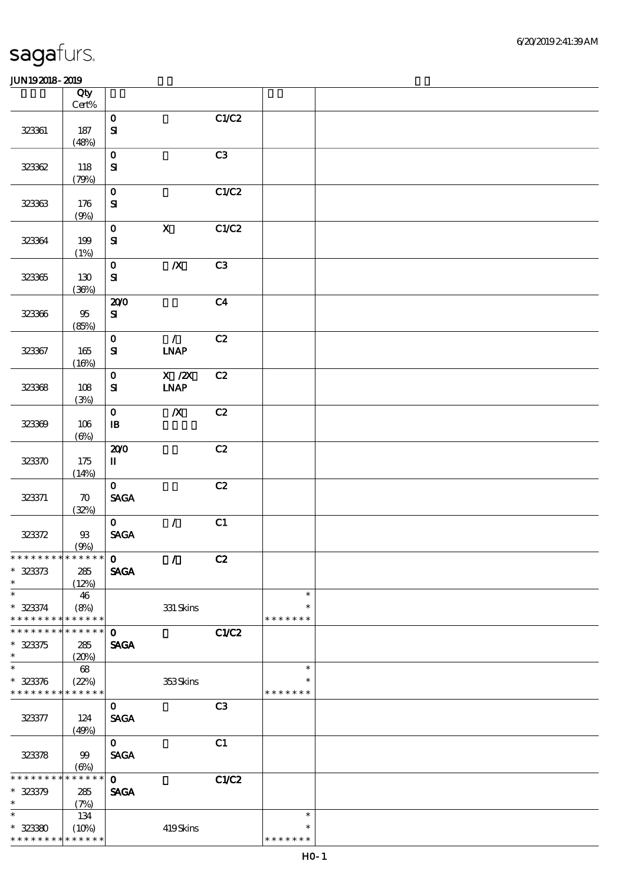sagafurs.

JUN192018-2019

| | Qty Cert% | | | | | |
|---|---|---|---|---|---|---|
| 323361 | 187 (48%) | 0 SI | | C1/C2 | | |
| 323362 | 118 (79%) | 0 SI | | C3 | | |
| 323363 | 176 (9%) | 0 SI | | C1/C2 | | |
| 323364 | 199 (1%) | 0 SI | X | C1/C2 | | |
| 323365 | 130 (36%) | 0 SI | /X | C3 | | |
| 323366 | 95 (85%) | 20/0 SI | | C4 | | |
| 323367 | 165 (16%) | 0 SI | / LNAP | C2 | | |
| 323368 | 108 (3%) | 0 SI | X /2X LNAP | C2 | | |
| 323369 | 106 (6%) | 0 IB | /X | C2 | | |
| 323370 | 175 (14%) | 20/0 II | | C2 | | |
| 323371 | 70 (32%) | 0 SAGA | | C2 | | |
| 323372 | 93 (9%) | 0 SAGA | / | C1 | | |
| * 323373 | 285 (12%) | 0 SAGA | / | C2 | | |
| * 323374 | 46 (8%) | | 331 Skins | | * | |
| * 323375 | 285 (20%) | 0 SAGA | | C1/C2 | | |
| * 323376 | 68 (22%) | | 353 Skins | | * | |
| 323377 | 124 (49%) | 0 SAGA | | C3 | | |
| 323378 | 99 (6%) | 0 SAGA | | C1 | | |
| * 323379 | 285 (7%) | 0 SAGA | | C1/C2 | | |
| * 323380 | 134 (10%) | | 419 Skins | | * | |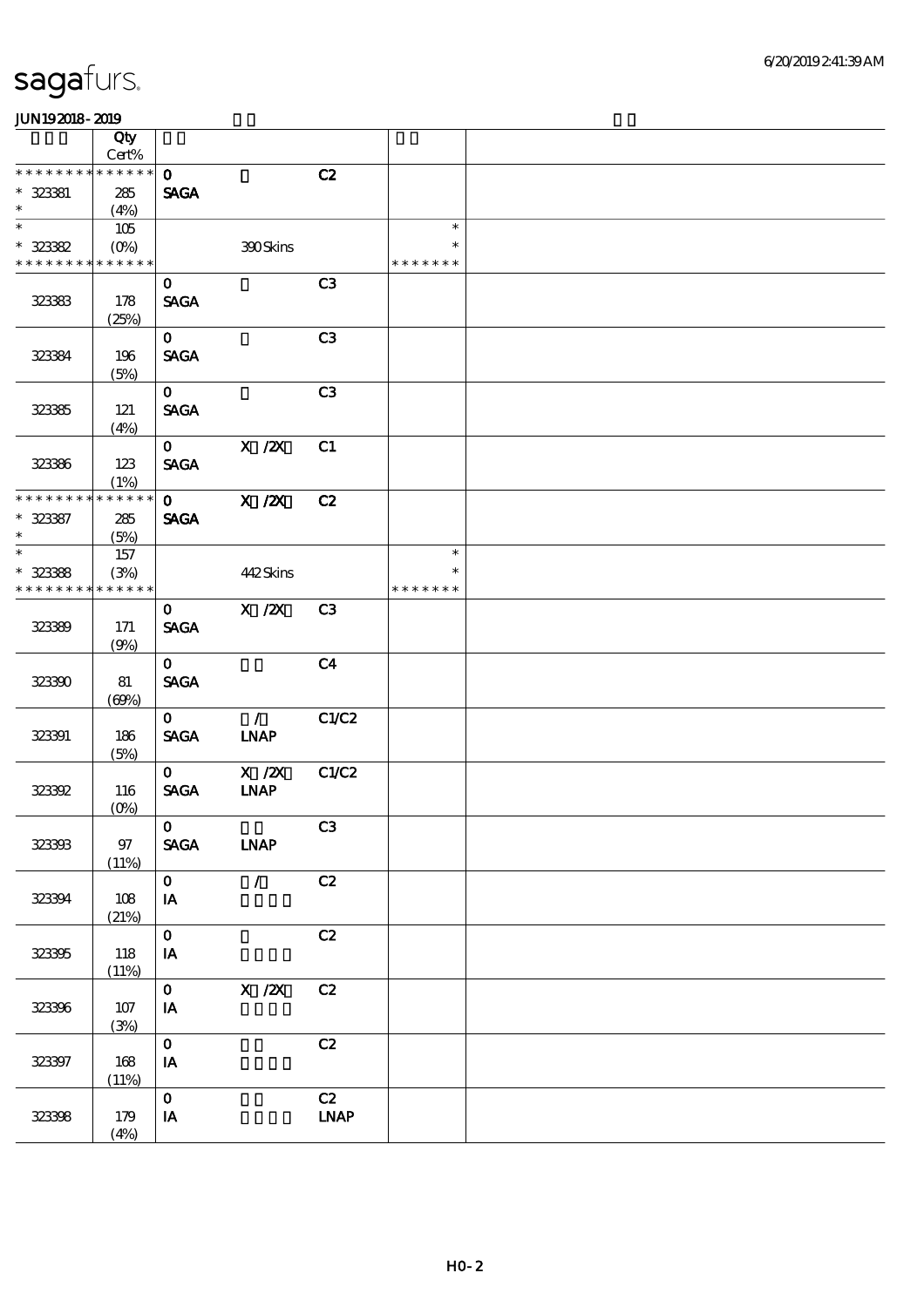sagafurs.

JUN19 2018 - 2019

| | Qty Cert% | | | | | |
|---|---|---|---|---|---|---|
| * * * * * * * * * * * * * * | | 0 | | C2 | | |
| * 323381 | 285 | SAGA | | | | |
| * | (4%) | | | | | |
| * | 105 | | | | * | |
| * 323382 | (0%) | | 390 Skins | | * | |
| * * * * * * * * * * * * * * | | | | | * * * * * * * | |
| | | 0 | | C3 | | |
| 323383 | 178 (25%) | SAGA | | | | |
| | | 0 | | C3 | | |
| 323384 | 196 (5%) | SAGA | | | | |
| | | 0 | | C3 | | |
| 323385 | 121 (4%) | SAGA | | | | |
| | | 0 | X /2X | C1 | | |
| 323386 | 123 (1%) | SAGA | | | | |
| * * * * * * * * * * * * * * | | 0 | X /2X | C2 | | |
| * 323387 | 285 | SAGA | | | | |
| * | (5%) | | | | | |
| * | 157 | | | | * | |
| * 323388 | (3%) | | 442 Skins | | * | |
| * * * * * * * * * * * * * * | | | | | * * * * * * * | |
| | | 0 | X /2X | C3 | | |
| 323389 | 171 (9%) | SAGA | | | | |
| | | 0 | | C4 | | |
| 323390 | 81 (69%) | SAGA | | | | |
| | | 0 | / | C1/C2 | | |
| 323391 | 186 (5%) | SAGA | LNAP | | | |
| | | 0 | X /2X | C1/C2 | | |
| 323392 | 116 (0%) | SAGA | LNAP | | | |
| | | 0 | | C3 | | |
| 323393 | 97 (11%) | SAGA | LNAP | | | |
| | | 0 | / | C2 | | |
| 323394 | 108 (21%) | IA | | | | |
| | | 0 | | C2 | | |
| 323395 | 118 (11%) | IA | | | | |
| | | 0 | X /2X | C2 | | |
| 323396 | 107 (3%) | IA | | | | |
| | | 0 | | C2 | | |
| 323397 | 168 (11%) | IA | | | | |
| | | 0 | | C2 | | |
| 323398 | 179 (4%) | IA | | LNAP | | |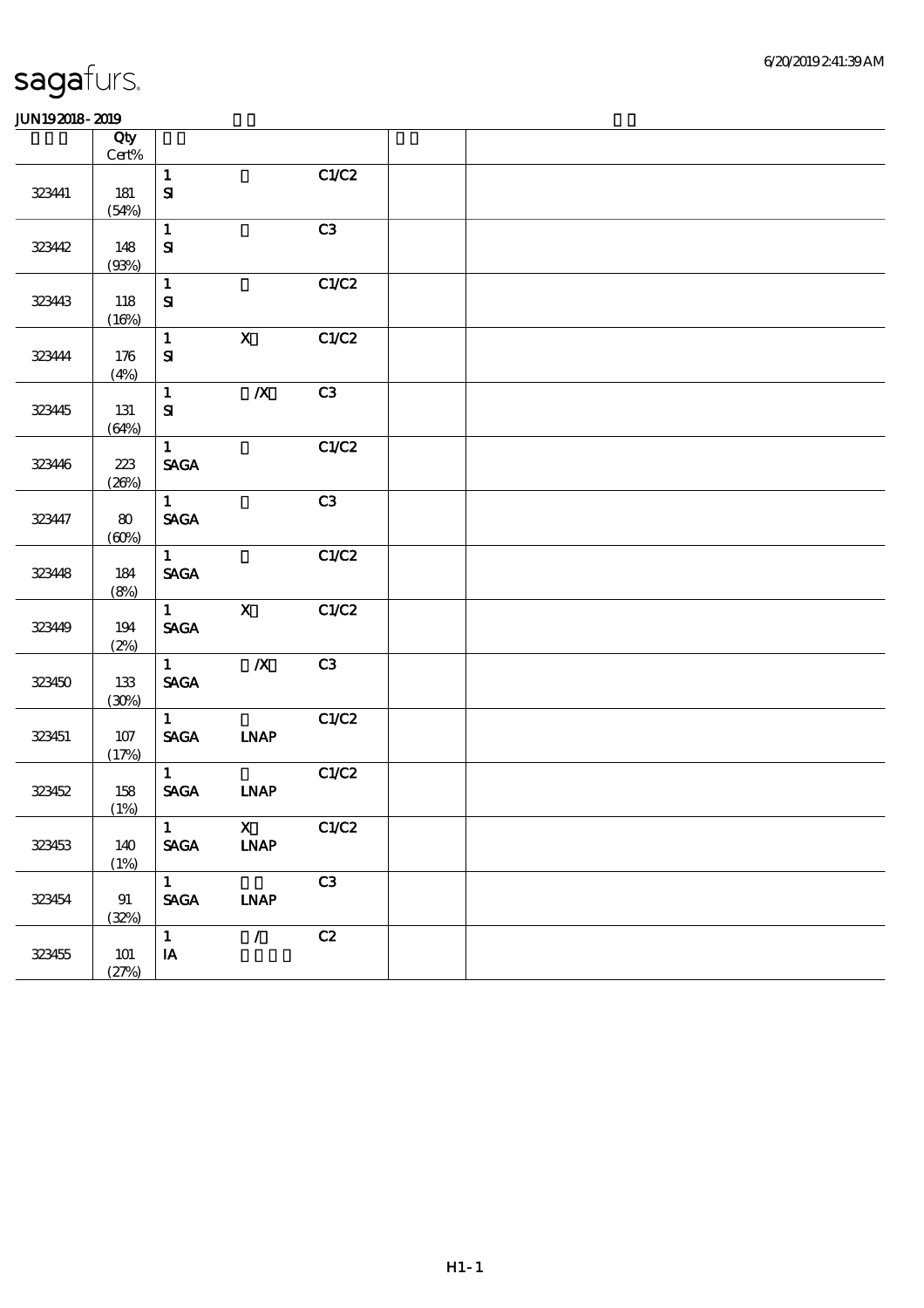sagafurs.

JUN19 2018 - 2019

| | Qty Cert% | | | | | |
|---|---|---|---|---|---|---|
| 323441 | 181 (54%) | 1 SI | | C1/C2 | | |
| 323442 | 148 (93%) | 1 SI | | C3 | | |
| 323443 | 118 (16%) | 1 SI | | C1/C2 | | |
| 323444 | 176 (4%) | 1 SI | X | C1/C2 | | |
| 323445 | 131 (64%) | 1 SI | /X | C3 | | |
| 323446 | 223 (26%) | 1 SAGA | | C1/C2 | | |
| 323447 | 80 (60%) | 1 SAGA | | C3 | | |
| 323448 | 184 (8%) | 1 SAGA | | C1/C2 | | |
| 323449 | 194 (2%) | 1 SAGA | X | C1/C2 | | |
| 323450 | 133 (30%) | 1 SAGA | /X | C3 | | |
| 323451 | 107 (17%) | 1 SAGA | LNAP | C1/C2 | | |
| 323452 | 158 (1%) | 1 SAGA | LNAP | C1/C2 | | |
| 323453 | 140 (1%) | 1 SAGA | X LNAP | C1/C2 | | |
| 323454 | 91 (32%) | 1 SAGA | LNAP | C3 | | |
| 323455 | 101 (27%) | 1 IA | / | C2 | | |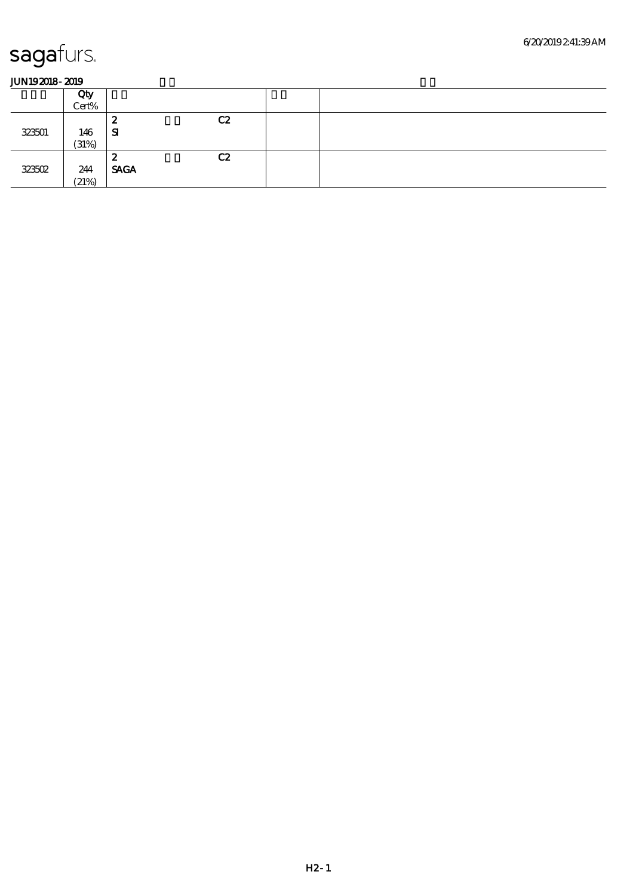JUN19 2018 - 2019

| | Qty Cert% | | | | | |
|---|---|---|---|---|---|---|
| 323501 | 146 (31%) | 2 SI | | C2 | | |
| 323502 | 244 (21%) | 2 SAGA | | C2 | | |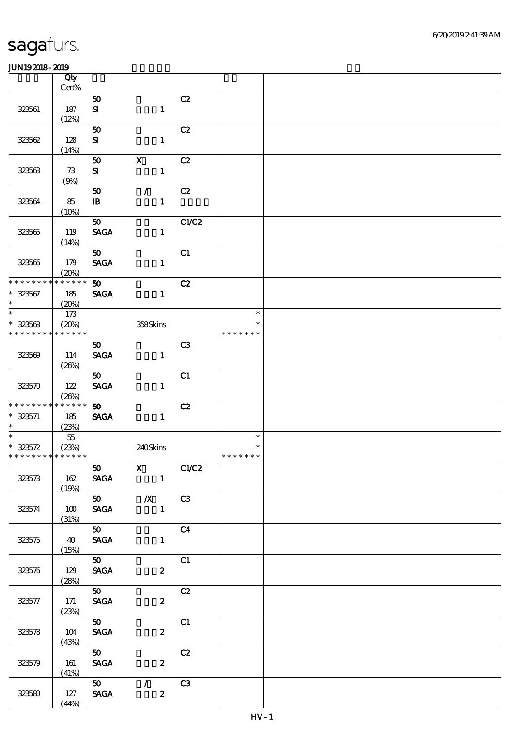sagafurs.

JUN19 2018 - 2019

| | Qty Cert% | | | | | |
|---|---|---|---|---|---|---|
| 323561 | 187 (12%) | 50 SI | 1 | C2 | | |
| 323562 | 128 (14%) | 50 SI | 1 | C2 | | |
| 323563 | 73 (9%) | 50 SI | X 1 | C2 | | |
| 323564 | 85 (10%) | 50 IB | / 1 | C2 | | |
| 323565 | 119 (14%) | 50 SAGA | 1 | C1/C2 | | |
| 323566 | 179 (20%) | 50 SAGA | 1 | C1 | | |
| * * * * * * * * * * * * * * 323567 | 185 (20%) | 50 SAGA | 1 | C2 | | |
| * 323568 * * * * * * * * * * * * * * | 173 (20%) | | 358 Skins | | * * * * * * * * | |
| 323569 | 114 (26%) | 50 SAGA | 1 | C3 | | |
| 323570 | 122 (26%) | 50 SAGA | 1 | C1 | | |
| * * * * * * * * * * * * * * 323571 | 185 (23%) | 50 SAGA | 1 | C2 | | |
| * 323572 * * * * * * * * * * * * * * | 55 (23%) | | 240 Skins | | * * * * * * * * | |
| 323573 | 162 (19%) | 50 SAGA | X 1 | C1/C2 | | |
| 323574 | 100 (31%) | 50 SAGA | /X 1 | C3 | | |
| 323575 | 40 (15%) | 50 SAGA | 1 | C4 | | |
| 323576 | 129 (28%) | 50 SAGA | 2 | C1 | | |
| 323577 | 171 (23%) | 50 SAGA | 2 | C2 | | |
| 323578 | 104 (43%) | 50 SAGA | 2 | C1 | | |
| 323579 | 161 (41%) | 50 SAGA | 2 | C2 | | |
| 323580 | 127 (44%) | 50 SAGA | / 2 | C3 | | |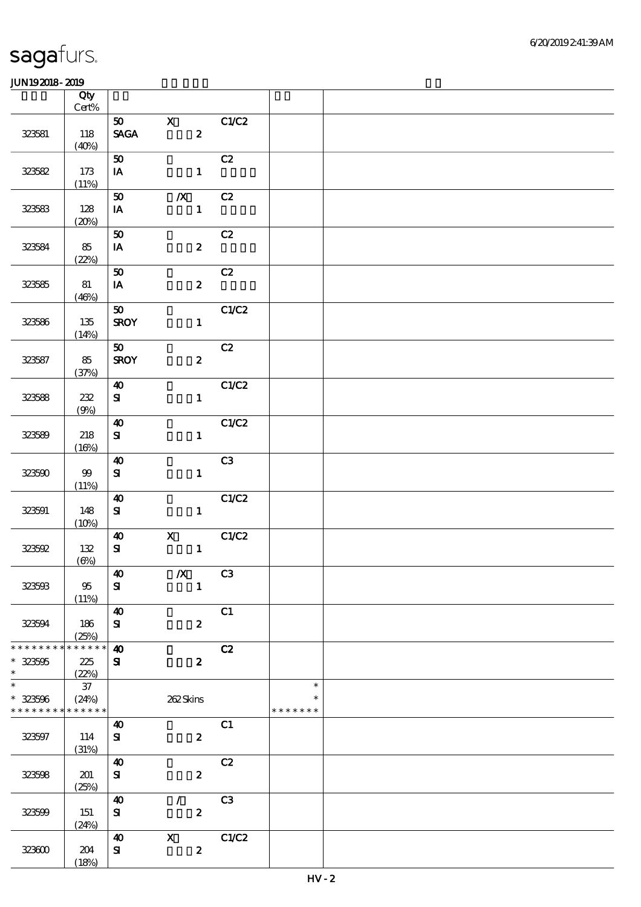# sagafurs.

JUN19 2018 - 2019

| | Qty Cert% | | | | | |
|---|---|---|---|---|---|---|
| 323581 | 118 (40%) | 50 SAGA | X 2 | C1/C2 | | |
| 323582 | 173 (11%) | 50 IA | 1 | C2 | | |
| 323583 | 128 (20%) | 50 IA | /X 1 | C2 | | |
| 323584 | 85 (22%) | 50 IA | 2 | C2 | | |
| 323585 | 81 (46%) | 50 IA | 2 | C2 | | |
| 323586 | 135 (14%) | 50 SROY | 1 | C1/C2 | | |
| 323587 | 85 (37%) | 50 SROY | 2 | C2 | | |
| 323588 | 232 (9%) | 40 SI | 1 | C1/C2 | | |
| 323589 | 218 (16%) | 40 SI | 1 | C1/C2 | | |
| 323590 | 99 (11%) | 40 SI | 1 | C3 | | |
| 323591 | 148 (10%) | 40 SI | 1 | C1/C2 | | |
| 323592 | 132 (6%) | 40 SI | X 1 | C1/C2 | | |
| 323593 | 95 (11%) | 40 SI | /X 1 | C3 | | |
| 323594 | 186 (25%) | 40 SI | 2 | C1 | | |
| * * * * * * * * * * * * * * 323595 * | 225 (22%) | 40 SI | 2 | C2 | | |
| * * 323596 * * * * * * * * * * * * * | 37 (24%) | | 262 Skins | | * * * * * * * * * | |
| 323597 | 114 (31%) | 40 SI | 2 | C1 | | |
| 323598 | 201 (25%) | 40 SI | 2 | C2 | | |
| 323599 | 151 (24%) | 40 SI | / 2 | C3 | | |
| 323600 | 204 (18%) | 40 SI | X 2 | C1/C2 | | |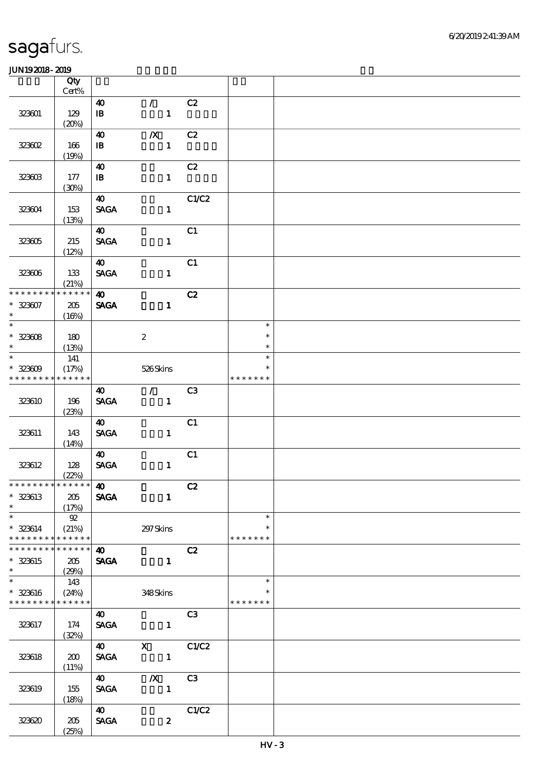sagafurs.

JUN19 2018 - 2019

| | Qty Cert% | | | | | |
|---|---|---|---|---|---|---|
| 323601 | 129 (20%) | 40 IB | / 1 | C2 | | |
| 323602 | 166 (19%) | 40 IB | /X 1 | C2 | | |
| 323603 | 177 (30%) | 40 IB | 1 | C2 | | |
| 323604 | 153 (13%) | 40 SAGA | 1 | C1/C2 | | |
| 323605 | 215 (12%) | 40 SAGA | 1 | C1 | | |
| 323606 | 133 (21%) | 40 SAGA | 1 | C1 | | |
| * * * * * * * * * * * * * * * 323607 * | 205 (16%) | 40 SAGA | 1 | C2 | | |
| * * 323608 * | 180 (13%) | | 2 | | * * * | |
| * * 323609 * * * * * * * * * * * * * * | 141 (17%) | | 526 Skins | | * * * * * * * * * | |
| 323610 | 196 (23%) | 40 SAGA | / 1 | C3 | | |
| 323611 | 143 (14%) | 40 SAGA | 1 | C1 | | |
| 323612 | 128 (22%) | 40 SAGA | 1 | C1 | | |
| * * * * * * * * * * * * * * * 323613 * | 205 (17%) | 40 SAGA | 1 | C2 | | |
| * * 323614 * * * * * * * * * * * * * * | 92 (21%) | | 297 Skins | | * * * * * * * * * | |
| * * * * * * * * * * * * * * * 323615 * | 205 (29%) | 40 SAGA | 1 | C2 | | |
| * * 323616 * * * * * * * * * * * * * * | 143 (24%) | | 348 Skins | | * * * * * * * * * | |
| 323617 | 174 (32%) | 40 SAGA | 1 | C3 | | |
| 323618 | 200 (11%) | 40 SAGA | X 1 | C1/C2 | | |
| 323619 | 155 (18%) | 40 SAGA | /X 1 | C3 | | |
| 323620 | 205 (25%) | 40 SAGA | 2 | C1/C2 | | |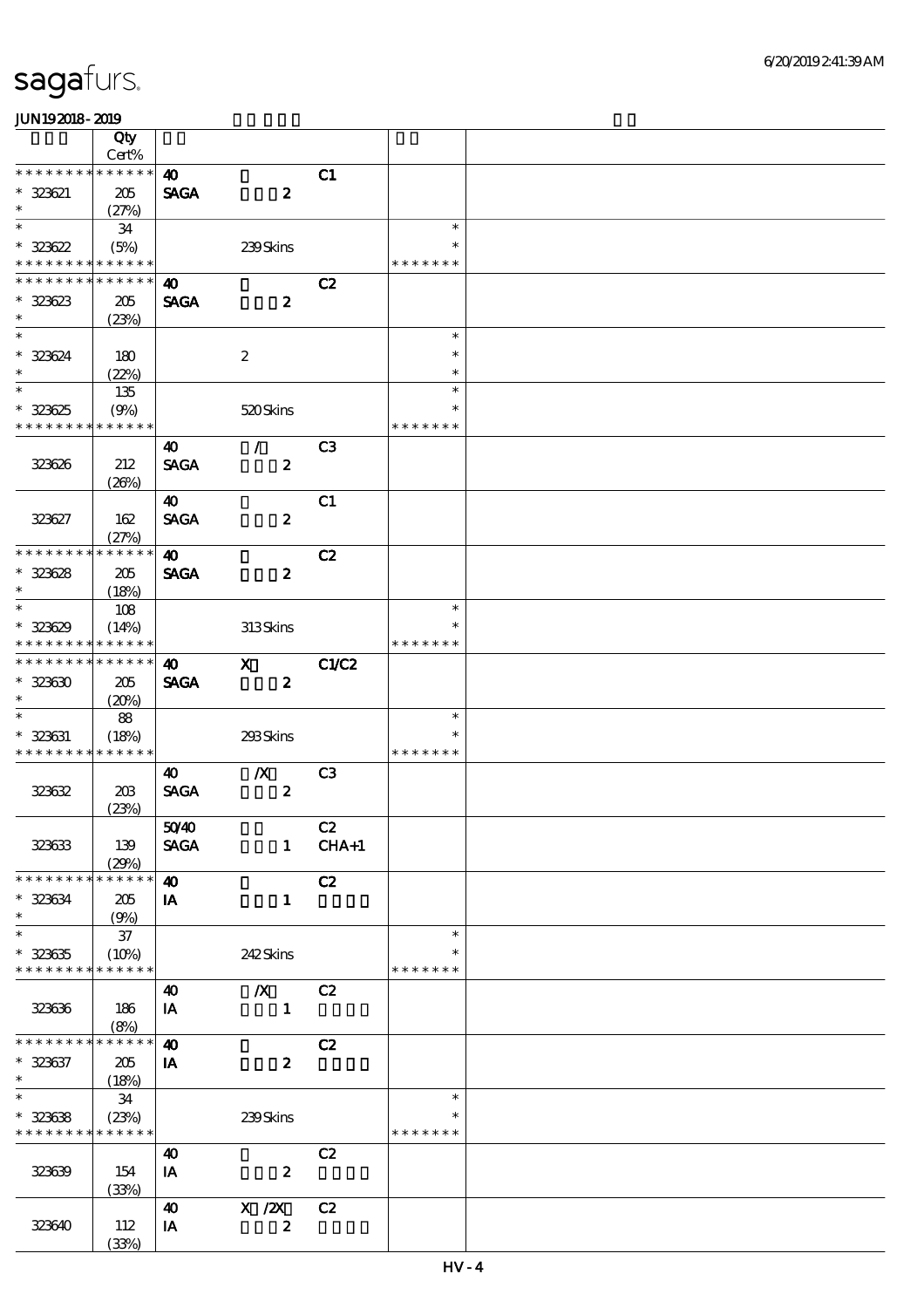sagafurs.

JUN19 2018 - 2019

| | Qty Cert% | | | | | |
|---|---|---|---|---|---|---|
| * * * * * * * * * * * * * * | 40 | | C1 | | |
| * 323621 | 205 | SAGA | 2 | | | |
| * | (27%) | | | | | |
| * | 34 | | | | * | |
| * 323622 | (5%) | | 239 Skins | | * | |
| * * * * * * * * * * * * * * | | | | | * * * * * * * | |
| * * * * * * * * * * * * * * | 40 | | C2 | | |
| * 323623 | 205 | SAGA | 2 | | | |
| * | (23%) | | | | | |
| * | | | | | * | |
| * 323624 | 180 | | 2 | | * | |
| * | (22%) | | | | * | |
| * | 135 | | | | * | |
| * 323625 | (9%) | | 520 Skins | | * | |
| * * * * * * * * * * * * * * | | | | | * * * * * * * | |
| | | 40 | / | C3 | | |
| 323626 | 212 | SAGA | 2 | | | |
| | (26%) | | | | | |
| | | 40 | | C1 | | |
| 323627 | 162 | SAGA | 2 | | | |
| | (27%) | | | | | |
| * * * * * * * * * * * * * * | 40 | | C2 | | |
| * 323628 | 205 | SAGA | 2 | | | |
| * | (18%) | | | | | |
| * | 108 | | | | * | |
| * 323629 | (14%) | | 313 Skins | | * | |
| * * * * * * * * * * * * * * | | | | | * * * * * * * | |
| * * * * * * * * * * * * * * | 40 | X | C1/C2 | | |
| * 323630 | 205 | SAGA | 2 | | | |
| * | (20%) | | | | | |
| * | 88 | | | | * | |
| * 323631 | (18%) | | 293 Skins | | * | |
| * * * * * * * * * * * * * * | | | | | * * * * * * * | |
| | | 40 | /X | C3 | | |
| 323632 | 203 | SAGA | 2 | | | |
| | (23%) | | | | | |
| | | 50/40 | | C2 | | |
| 323633 | 139 | SAGA | 1 | CHA+1 | | |
| | (29%) | | | | | |
| * * * * * * * * * * * * * * | 40 | | C2 | | |
| * 323634 | 205 | IA | 1 | | | |
| * | (9%) | | | | | |
| * | 37 | | | | * | |
| * 323635 | (10%) | | 242 Skins | | * | |
| * * * * * * * * * * * * * * | | | | | * * * * * * * | |
| | | 40 | /X | C2 | | |
| 323636 | 186 | IA | 1 | | | |
| | (8%) | | | | | |
| * * * * * * * * * * * * * * | 40 | | C2 | | |
| * 323637 | 205 | IA | 2 | | | |
| * | (18%) | | | | | |
| * | 34 | | | | * | |
| * 323638 | (23%) | | 239 Skins | | * | |
| * * * * * * * * * * * * * * | | | | | * * * * * * * | |
| | | 40 | | C2 | | |
| 323639 | 154 | IA | 2 | | | |
| | (33%) | | | | | |
| | | 40 | X /2X | C2 | | |
| 323640 | 112 | IA | 2 | | | |
| | (33%) | | | | | |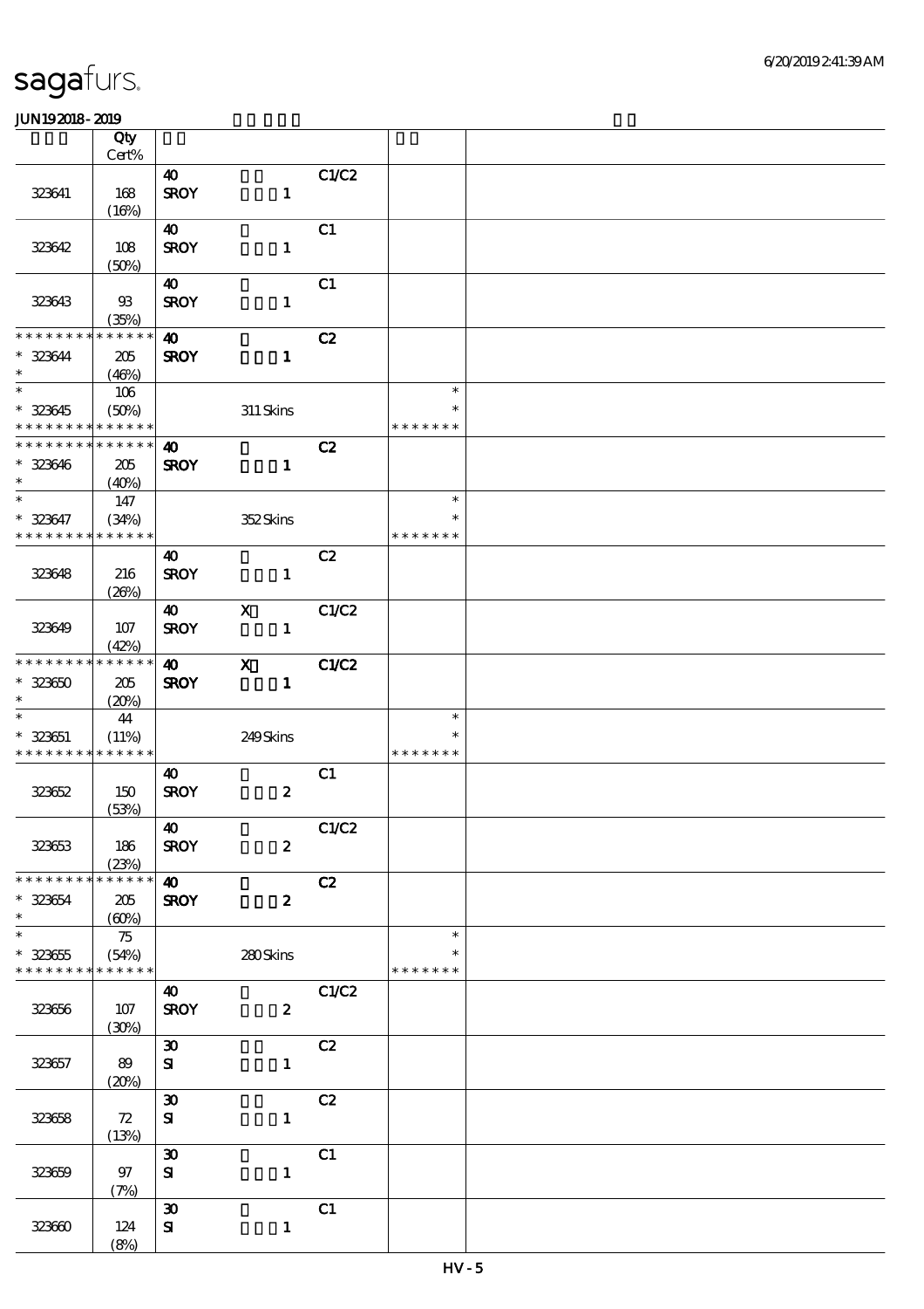sagafurs.

JUN19 2018 - 2019

| | Qty Cert% | | | | | |
|---|---|---|---|---|---|---|
| 323641 | 168 (16%) | 40 SROY | 1 | C1/C2 | | |
| 323642 | 108 (50%) | 40 SROY | 1 | C1 | | |
| 323643 | 93 (35%) | 40 SROY | 1 | C1 | | |
| * * * * * * * * * * * * * * * 323644 * | 205 (46%) | 40 SROY | 1 | C2 | | |
| * * 323645 * * * * * * * * * * * * * * | 106 (50%) | | 311 Skins | | * * * * * * * * * | |
| * * * * * * * * * * * * * * * 323646 * | 205 (40%) | 40 SROY | 1 | C2 | | |
| * * 323647 * * * * * * * * * * * * * * | 147 (34%) | | 352 Skins | | * * * * * * * * * | |
| 323648 | 216 (26%) | 40 SROY | 1 | C2 | | |
| 323649 | 107 (42%) | 40 SROY | X 1 | C1/C2 | | |
| * * * * * * * * * * * * * * * 323650 * | 205 (20%) | 40 SROY | X 1 | C1/C2 | | |
| * * 323651 * * * * * * * * * * * * * * | 44 (11%) | | 249 Skins | | * * * * * * * * * | |
| 323652 | 150 (53%) | 40 SROY | 2 | C1 | | |
| 323653 | 186 (23%) | 40 SROY | 2 | C1/C2 | | |
| * * * * * * * * * * * * * * * 323654 * | 205 (60%) | 40 SROY | 2 | C2 | | |
| * * 323655 * * * * * * * * * * * * * * | 75 (54%) | | 280 Skins | | * * * * * * * * * | |
| 323656 | 107 (30%) | 40 SROY | 2 | C1/C2 | | |
| 323657 | 89 (20%) | 30 SI | 1 | C2 | | |
| 323658 | 72 (13%) | 30 SI | 1 | C2 | | |
| 323659 | 97 (7%) | 30 SI | 1 | C1 | | |
| 323660 | 124 (8%) | 30 SI | 1 | C1 | | |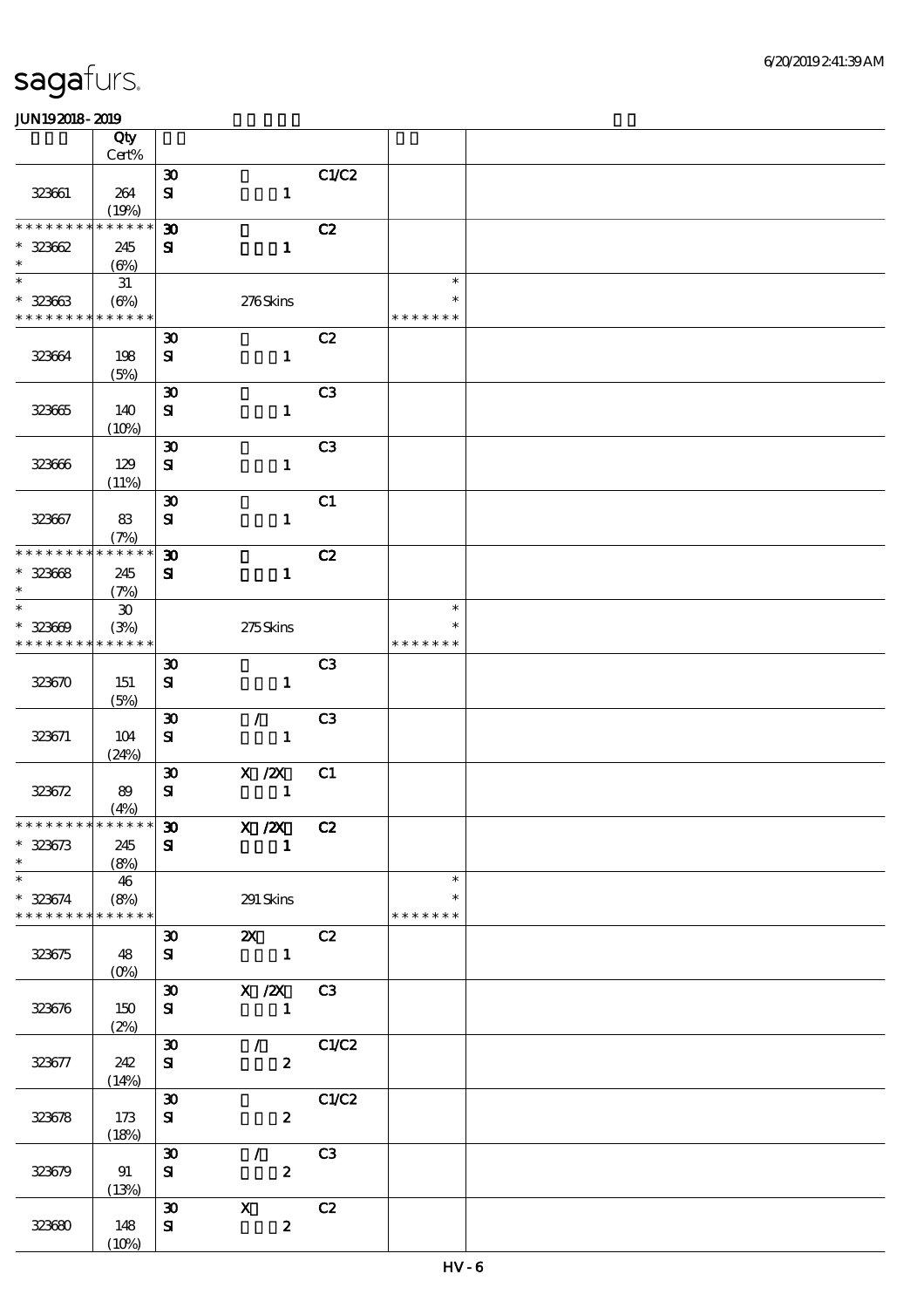sagafurs.

JUN19 2018 - 2019

| | Qty Cert% | | | | | |
|---|---|---|---|---|---|---|
| 323661 | 264 (19%) | 30 SI | 1 | C1/C2 | | |
| * * * * * * * * * * * * * * * 323662 * | 245 (6%) | 30 SI | 1 | C2 | | |
| * * 323663 * * * * * * * * * * * * * | 31 (6%) | | 276 Skins | | * * * * * * * * * | |
| 323664 | 198 (5%) | 30 SI | 1 | C2 | | |
| 323665 | 140 (10%) | 30 SI | 1 | C3 | | |
| 323666 | 129 (11%) | 30 SI | 1 | C3 | | |
| 323667 | 83 (7%) | 30 SI | 1 | C1 | | |
| * * * * * * * * * * * * * * * 323668 * | 245 (7%) | 30 SI | 1 | C2 | | |
| * * 323669 * * * * * * * * * * * * * | 30 (3%) | | 275 Skins | | * * * * * * * * * | |
| 323670 | 151 (5%) | 30 SI | 1 | C3 | | |
| 323671 | 104 (24%) | 30 SI | / 1 | C3 | | |
| 323672 | 89 (4%) | 30 SI | X /2X 1 | C1 | | |
| * * * * * * * * * * * * * * * 323673 * | 245 (8%) | 30 SI | X /2X 1 | C2 | | |
| * * 323674 * * * * * * * * * * * * * | 46 (8%) | | 291 Skins | | * * * * * * * * * | |
| 323675 | 48 (0%) | 30 SI | 2X 1 | C2 | | |
| 323676 | 150 (2%) | 30 SI | X /2X 1 | C3 | | |
| 323677 | 242 (14%) | 30 SI | / 2 | C1/C2 | | |
| 323678 | 173 (18%) | 30 SI | 2 | C1/C2 | | |
| 323679 | 91 (13%) | 30 SI | / 2 | C3 | | |
| 323680 | 148 (10%) | 30 SI | X 2 | C2 | | |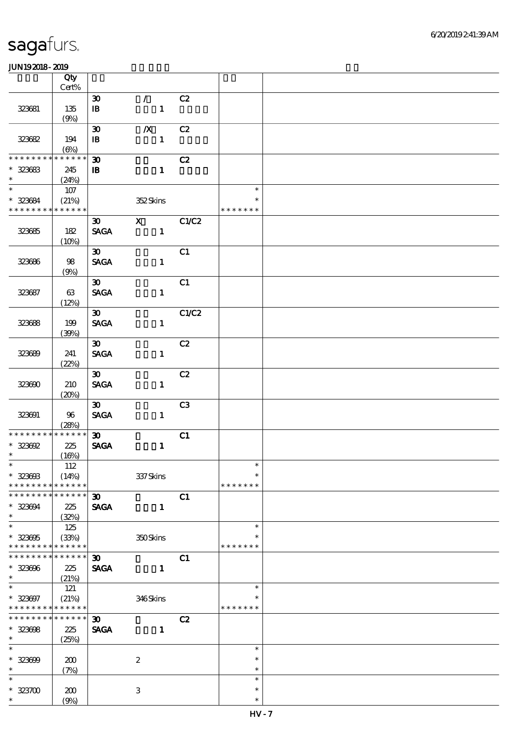sagafurs.

6/20/2019 2:41:39 AM

JUN19 2018 - 2019

| | Qty Cert% | | | | | |
|---|---|---|---|---|---|---|
| | | 30 | / | C2 | | |
| 323681 | 135 (9%) | IB | 1 | | | |
| | | 30 | /X | C2 | | |
| 323682 | 194 (6%) | IB | 1 | | | |
| * * * * * * * * * * * * * * | | 30 | | C2 | | |
| * 323683 * | 245 (24%) | IB | 1 | | | |
| * | 107 | | | | * | |
| * 323684 | (21%) | | 352 Skins | | * | |
| * * * * * * * * * * * * * * | | | | | * * * * * * * | |
| | | 30 | X | C1/C2 | | |
| 323685 | 182 (10%) | SAGA | 1 | | | |
| | | 30 | | C1 | | |
| 323686 | 98 (9%) | SAGA | 1 | | | |
| | | 30 | | C1 | | |
| 323687 | 63 (12%) | SAGA | 1 | | | |
| | | 30 | | C1/C2 | | |
| 323688 | 199 (39%) | SAGA | 1 | | | |
| | | 30 | | C2 | | |
| 323689 | 241 (22%) | SAGA | 1 | | | |
| | | 30 | | C2 | | |
| 323690 | 210 (20%) | SAGA | 1 | | | |
| | | 30 | | C3 | | |
| 323691 | 96 (28%) | SAGA | 1 | | | |
| * * * * * * * * * * * * * * | | 30 | | C1 | | |
| * 323692 * | 225 (16%) | SAGA | 1 | | | |
| * | 112 | | | | * | |
| * 323693 | (14%) | | 337 Skins | | * | |
| * * * * * * * * * * * * * * | | | | | * * * * * * * | |
| * * * * * * * * * * * * * * | | 30 | | C1 | | |
| * 323694 * | 225 (32%) | SAGA | 1 | | | |
| * | 125 | | | | * | |
| * 323695 | (33%) | | 350 Skins | | * | |
| * * * * * * * * * * * * * * | | | | | * * * * * * * | |
| * * * * * * * * * * * * * * | | 30 | | C1 | | |
| * 323696 * | 225 (21%) | SAGA | 1 | | | |
| * | 121 | | | | * | |
| * 323697 | (21%) | | 346 Skins | | * | |
| * * * * * * * * * * * * * * | | | | | * * * * * * * | |
| * * * * * * * * * * * * * * | | 30 | | C2 | | |
| * 323698 * | 225 (25%) | SAGA | 1 | | | |
| * | | | | | * | |
| * 323699 * | 200 (7%) | | 2 | | * | |
| * | | | | | * | |
| * 323700 * | 200 (9%) | | 3 | | * | |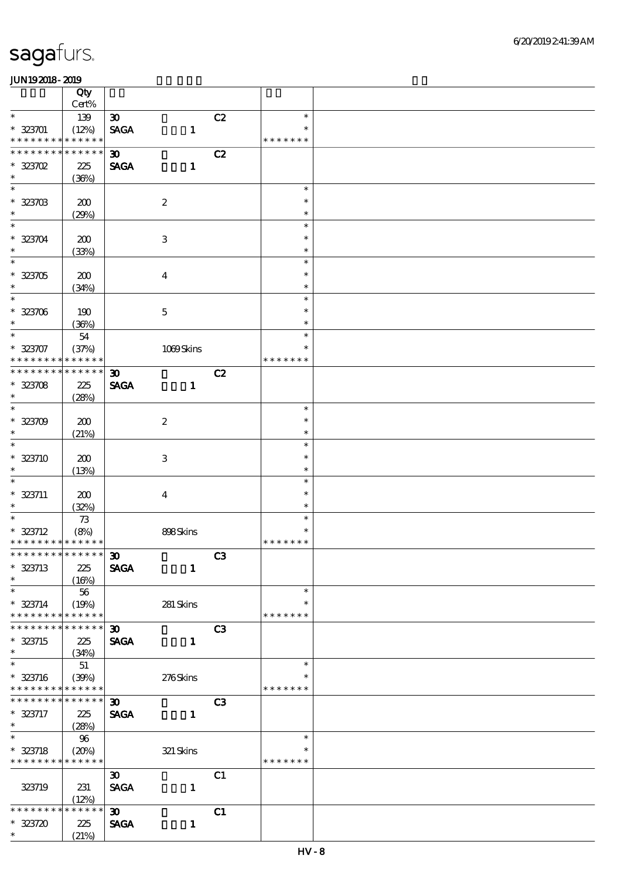sagafurs.

JUN192018-2019

| | Qty Cert% | | | | |
|---|---|---|---|---|---|
| * | 139 | 30 | C2 | * | |
| * 323701 | (12%) | SAGA 1 | | * | |
| * * * * * * * * * * * * * * | | | | * * * * * * * | |
| * * * * * * * * * * * * * * | | 30 | C2 | | |
| * 323702 | 225 | SAGA 1 | | | |
| * | (36%) | | | | |
| * | | | | * | |
| * 323703 | 200 | 2 | | * | |
| * | (29%) | | | * | |
| * | | | | * | |
| * 323704 | 200 | 3 | | * | |
| * | (33%) | | | * | |
| * | | | | * | |
| * 323705 | 200 | 4 | | * | |
| * | (34%) | | | * | |
| * | | | | * | |
| * 323706 | 190 | 5 | | * | |
| * | (36%) | | | * | |
| * | 54 | | | * | |
| * 323707 | (37%) | 1069 Skins | | * | |
| * * * * * * * * * * * * * * | | | | * * * * * * * | |
| * * * * * * * * * * * * * * | | 30 | C2 | | |
| * 323708 | 225 | SAGA 1 | | | |
| * | (28%) | | | | |
| * | | | | * | |
| * 323709 | 200 | 2 | | * | |
| * | (21%) | | | * | |
| * | | | | * | |
| * 323710 | 200 | 3 | | * | |
| * | (13%) | | | * | |
| * | | | | * | |
| * 323711 | 200 | 4 | | * | |
| * | (32%) | | | * | |
| * | 73 | | | * | |
| * 323712 | (8%) | 898 Skins | | * | |
| * * * * * * * * * * * * * * | | | | * * * * * * * | |
| * * * * * * * * * * * * * * | | 30 | C3 | | |
| * 323713 | 225 | SAGA 1 | | | |
| * | (16%) | | | | |
| * | 56 | | | * | |
| * 323714 | (19%) | 281 Skins | | * | |
| * * * * * * * * * * * * * * | | | | * * * * * * * | |
| * * * * * * * * * * * * * * | | 30 | C3 | | |
| * 323715 | 225 | SAGA 1 | | | |
| * | (34%) | | | | |
| * | 51 | | | * | |
| * 323716 | (39%) | 276 Skins | | * | |
| * * * * * * * * * * * * * * | | | | * * * * * * * | |
| * * * * * * * * * * * * * * | | 30 | C3 | | |
| * 323717 | 225 | SAGA 1 | | | |
| * | (28%) | | | | |
| * | 96 | | | * | |
| * 323718 | (20%) | 321 Skins | | * | |
| * * * * * * * * * * * * * * | | | | * * * * * * * | |
| | | 30 | C1 | | |
| 323719 | 231 | SAGA 1 | | | |
| | (12%) | | | | |
| * * * * * * * * * * * * * * | | 30 | C1 | | |
| * 323720 | 225 | SAGA 1 | | | |
| * | (21%) | | | | |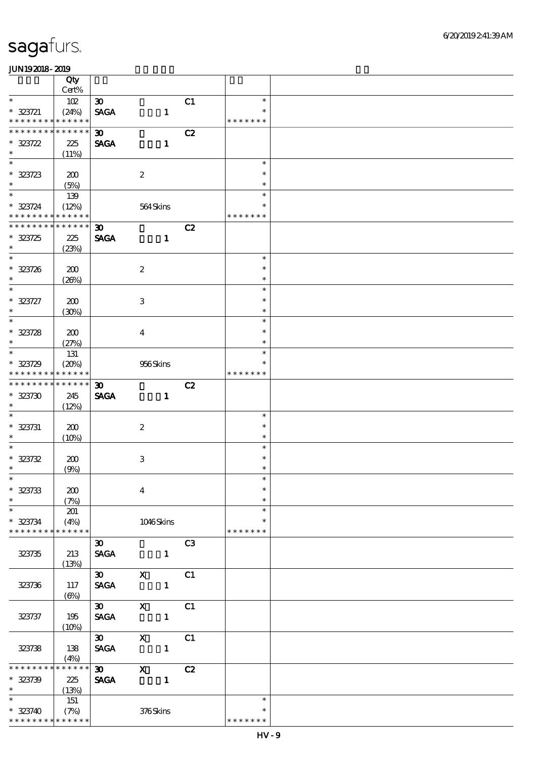| | Qty Cert% | | | | | |
|---|---|---|---|---|---|---|
| * 323721 * * * * * * * * * * * * * | 102 (24%) | 30 SAGA | 1 | C1 | * * * * * * * * * | |
| * * * * * * * * * * * * * * 323722 * | 225 (11%) | 30 SAGA | 1 | C2 | | |
| * * 323723 * | 200 (5%) | | 2 | | * * * | |
| * * 323724 * * * * * * * * * * * * * | 139 (12%) | | 564 Skins | | * * * * * * * * * | |
| * * * * * * * * * * * * * * 323725 * | 225 (23%) | 30 SAGA | 1 | C2 | | |
| * * 323726 * | 200 (26%) | | 2 | | * * * | |
| * * 323727 * | 200 (30%) | | 3 | | * * * | |
| * * 323728 * | 200 (27%) | | 4 | | * * * | |
| * * 323729 * * * * * * * * * * * * * | 131 (20%) | | 956 Skins | | * * * * * * * * * | |
| * * * * * * * * * * * * * * 323730 * | 245 (12%) | 30 SAGA | 1 | C2 | | |
| * * 323731 * | 200 (10%) | | 2 | | * * * | |
| * * 323732 * | 200 (9%) | | 3 | | * * * | |
| * * 323733 * | 200 (7%) | | 4 | | * * * | |
| * * 323734 * * * * * * * * * * * * * | 201 (4%) | | 1046 Skins | | * * * * * * * * * | |
| 323735 | 213 (13%) | 30 SAGA | 1 | C3 | | |
| 323736 | 117 (6%) | 30 SAGA | X 1 | C1 | | |
| 323737 | 195 (10%) | 30 SAGA | X 1 | C1 | | |
| 323738 | 138 (4%) | 30 SAGA | X 1 | C1 | | |
| * * * * * * * * * * * * * * 323739 * | 225 (13%) | 30 SAGA | X 1 | C2 | | |
| * * 323740 * * * * * * * * * * * * * | 151 (7%) | | 376 Skins | | * * * * * * * * * | |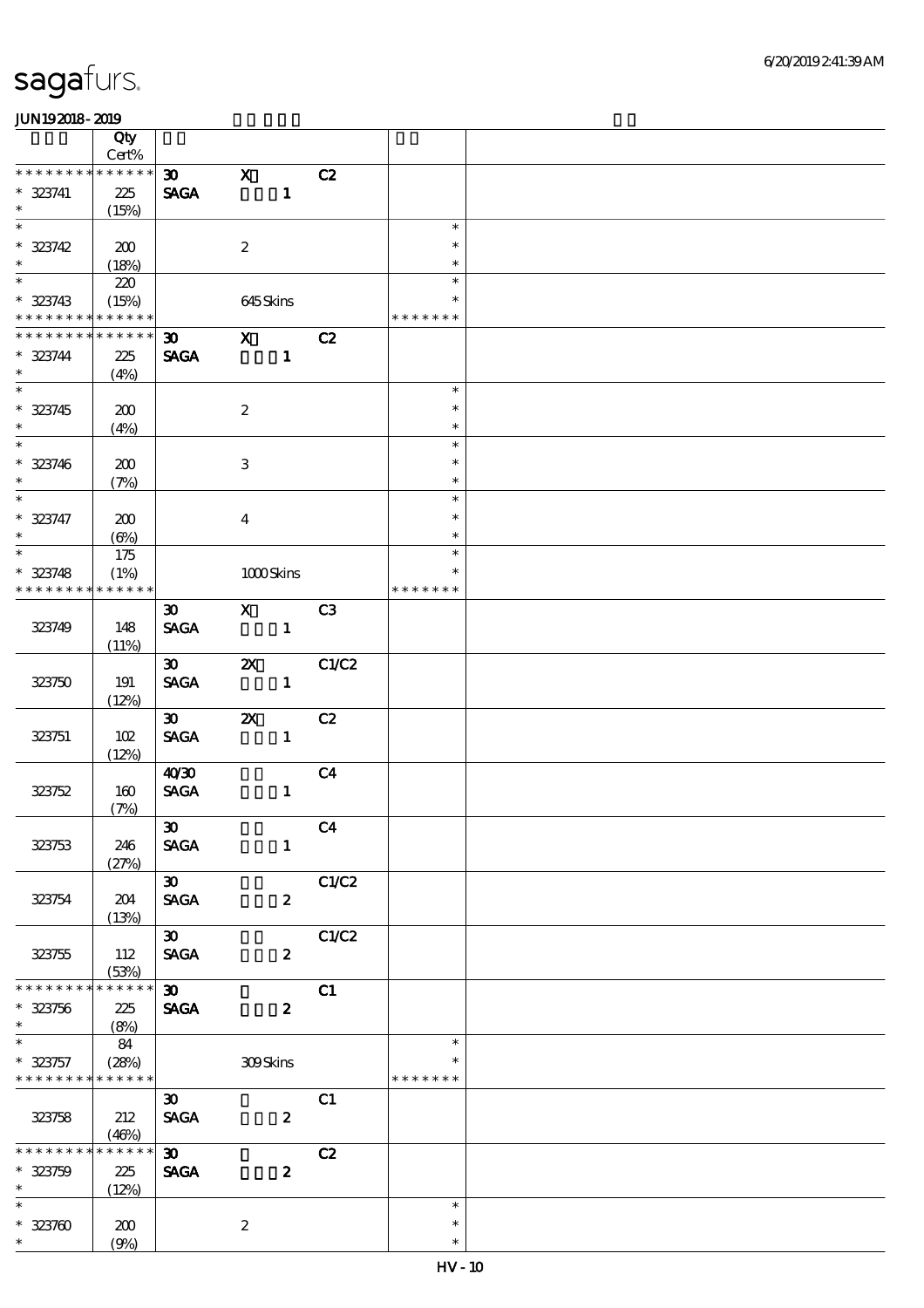sagafurs.

JUN19 2018 - 2019

| | Qty Cert% | | | | | |
|---|---|---|---|---|---|---|
| * * * * * * * * * * * * * * | | 30 | X | C2 | | |
| * 323741 | 225 | SAGA | 1 | | | |
| * | (15%) | | | | | |
| * | | | | | * | |
| * 323742 | 200 | | 2 | | * | |
| * | (18%) | | | | * | |
| * | 220 | | | | * | |
| * 323743 | (15%) | | 645 Skins | | * | |
| * * * * * * * * * * * * * * | | | | | * * * * * * * | |
| * * * * * * * * * * * * * * | | 30 | X | C2 | | |
| * 323744 | 225 | SAGA | 1 | | | |
| * | (4%) | | | | | |
| * | | | | | * | |
| * 323745 | 200 | | 2 | | * | |
| * | (4%) | | | | * | |
| * | | | | | * | |
| * 323746 | 200 | | 3 | | * | |
| * | (7%) | | | | * | |
| * | | | | | * | |
| * 323747 | 200 | | 4 | | * | |
| * | (6%) | | | | * | |
| * | 175 | | | | * | |
| * 323748 | (1%) | | 1000 Skins | | * | |
| * * * * * * * * * * * * * * | | | | | * * * * * * * | |
| 323749 | 148 (11%) | 30 SAGA | X 1 | C3 | | |
| 323750 | 191 (12%) | 30 SAGA | 2X 1 | C1/C2 | | |
| 323751 | 102 (12%) | 30 SAGA | 2X 1 | C2 | | |
| 323752 | 160 (7%) | 40/30 SAGA | 1 | C4 | | |
| 323753 | 246 (27%) | 30 SAGA | 1 | C4 | | |
| 323754 | 204 (13%) | 30 SAGA | 2 | C1/C2 | | |
| 323755 | 112 (53%) | 30 SAGA | 2 | C1/C2 | | |
| * * * * * * * * * * * * * * | | 30 | | C1 | | |
| * 323756 | 225 | SAGA | 2 | | | |
| * | (8%) | | | | | |
| * | 84 | | | | * | |
| * 323757 | (28%) | | 309 Skins | | * | |
| * * * * * * * * * * * * * * | | | | | * * * * * * * | |
| 323758 | 212 (46%) | 30 SAGA | 2 | C1 | | |
| * * * * * * * * * * * * * * | | 30 | | C2 | | |
| * 323759 | 225 | SAGA | 2 | | | |
| * | (12%) | | | | | |
| * | | | | | * | |
| * 323760 | 200 | | 2 | | * | |
| * | (9%) | | | | * | |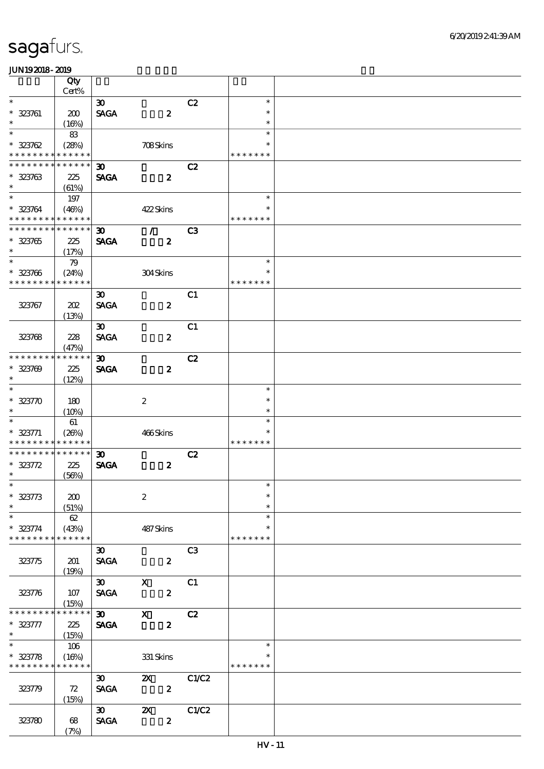| | Qty<br>Cert% | | | | | |
|---|---|---|---|---|---|---|
| * | | 30 | | C2 | * | |
| * 323761 | 200 | SAGA | 2 | | * | |
| * | (16%) | | | | * | |
| * | 83 | | | | * | |
| * 323762 | (28%) | | 708 Skins | | * | |
| * * * * * * * * * * * * * * | | | | | * * * * * * * | |
| * * * * * * * * * * * * * * | | 30 | | C2 | | |
| * 323763 | 225 | SAGA | 2 | | | |
| * | (61%) | | | | | |
| * | 197 | | | | * | |
| * 323764 | (46%) | | 422 Skins | | * | |
| * * * * * * * * * * * * * * | | | | | * * * * * * * | |
| * * * * * * * * * * * * * * | | 30 | / | C3 | | |
| * 323765 | 225 | SAGA | 2 | | | |
| * | (17%) | | | | | |
| * | 79 | | | | * | |
| * 323766 | (24%) | | 304 Skins | | * | |
| * * * * * * * * * * * * * * | | | | | * * * * * * * | |
| | | 30 | | C1 | | |
| 323767 | 202 | SAGA | 2 | | | |
| | (13%) | | | | | |
| | | 30 | | C1 | | |
| 323768 | 228 | SAGA | 2 | | | |
| | (47%) | | | | | |
| * * * * * * * * * * * * * * | | 30 | | C2 | | |
| * 323769 | 225 | SAGA | 2 | | | |
| * | (12%) | | | | | |
| * | | | | | * | |
| * 323770 | 180 | | 2 | | * | |
| * | (10%) | | | | * | |
| * | 61 | | | | * | |
| * 323771 | (26%) | | 466 Skins | | * | |
| * * * * * * * * * * * * * * | | | | | * * * * * * * | |
| * * * * * * * * * * * * * * | | 30 | | C2 | | |
| * 323772 | 225 | SAGA | 2 | | | |
| * | (56%) | | | | | |
| * | | | | | * | |
| * 323773 | 200 | | 2 | | * | |
| * | (51%) | | | | * | |
| * | 62 | | | | * | |
| * 323774 | (43%) | | 487 Skins | | * | |
| * * * * * * * * * * * * * * | | | | | * * * * * * * | |
| | | 30 | | C3 | | |
| 323775 | 201 | SAGA | 2 | | | |
| | (19%) | | | | | |
| | | 30 | X | C1 | | |
| 323776 | 107 | SAGA | 2 | | | |
| | (15%) | | | | | |
| * * * * * * * * * * * * * * | | 30 | X | C2 | | |
| * 323777 | 225 | SAGA | 2 | | | |
| * | (15%) | | | | | |
| * | 106 | | | | * | |
| * 323778 | (16%) | | 331 Skins | | * | |
| * * * * * * * * * * * * * * | | | | | * * * * * * * | |
| | | 30 | 2X | C1/C2 | | |
| 323779 | 72 | SAGA | 2 | | | |
| | (15%) | | | | | |
| | | 30 | 2X | C1/C2 | | |
| 323780 | 68 | SAGA | 2 | | | |
| | (7%) | | | | | |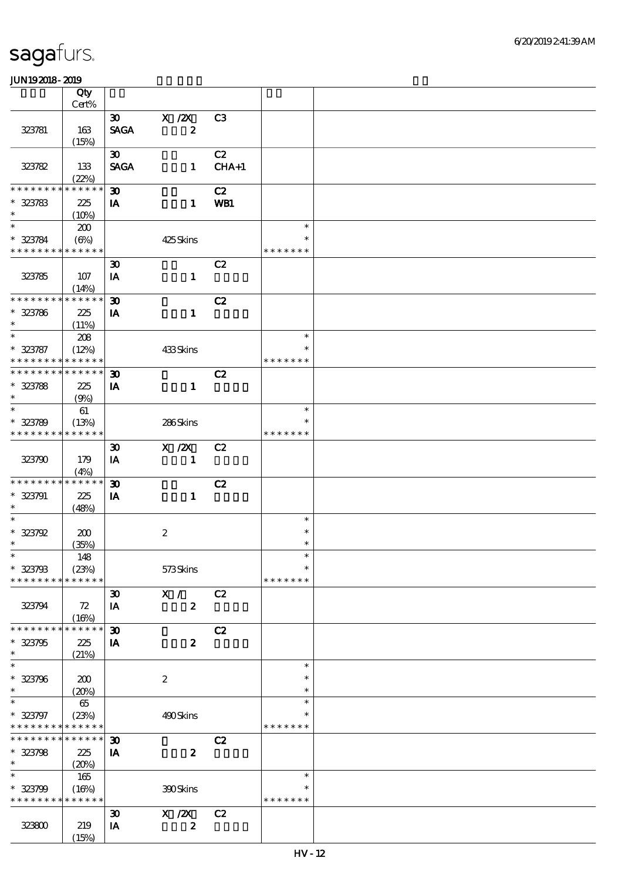sagafurs.

JUN19 2018 - 2019

| | Qty Cert% | | | | | |
|---|---|---|---|---|---|---|
| 323781 | 163 (15%) | 30 SAGA | X /2X 2 | C3 | | |
| 323782 | 133 (22%) | 30 SAGA | 1 | C2 CHA+1 | | |
| * * * * * * * * * * * * * * 323783 * | 225 (10%) | 30 IA | 1 | C2 WB1 | | |
| * * 323784 * * * * * * * * * * * * * | 200 (6%) | | 425 Skins | | * * * * * * * * * | |
| 323785 | 107 (14%) | 30 IA | 1 | C2 | | |
| * * * * * * * * * * * * * * 323786 * | 225 (11%) | 30 IA | 1 | C2 | | |
| * * 323787 * * * * * * * * * * * * * | 208 (12%) | | 433 Skins | | * * * * * * * * * | |
| * * * * * * * * * * * * * * 323788 * | 225 (9%) | 30 IA | 1 | C2 | | |
| * * 323789 * * * * * * * * * * * * * | 61 (13%) | | 286 Skins | | * * * * * * * * * | |
| 323790 | 179 (4%) | 30 IA | X /2X 1 | C2 | | |
| * * * * * * * * * * * * * * 323791 * | 225 (48%) | 30 IA | 1 | C2 | | |
| * * 323792 * | 200 (35%) | | 2 | | * * * | |
| * * 323793 * * * * * * * * * * * * * | 148 (23%) | | 573 Skins | | * * * * * * * * * | |
| 323794 | 72 (16%) | 30 IA | X / 2 | C2 | | |
| * * * * * * * * * * * * * * 323795 * | 225 (21%) | 30 IA | 2 | C2 | | |
| * * 323796 * | 200 (20%) | | 2 | | * * * | |
| * * 323797 * * * * * * * * * * * * * | 65 (23%) | | 490 Skins | | * * * * * * * * * | |
| * * * * * * * * * * * * * * 323798 * | 225 (20%) | 30 IA | 2 | C2 | | |
| * * 323799 * * * * * * * * * * * * * | 165 (16%) | | 390 Skins | | * * * * * * * * * | |
| 323800 | 219 (15%) | 30 IA | X /2X 2 | C2 | | |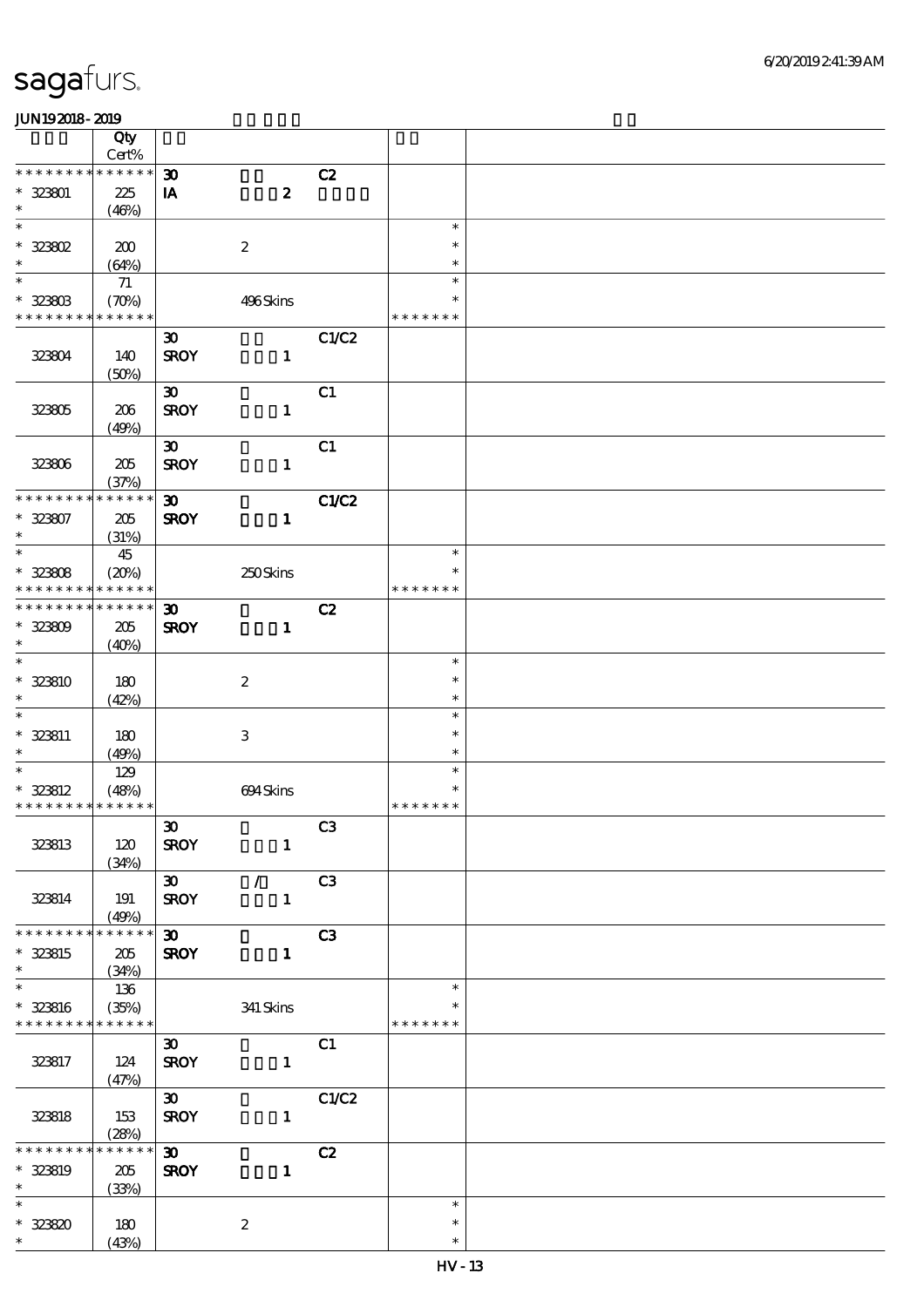sagafurs.

| | Qty Cert% | | | | | |
|---|---|---|---|---|---|---|
| * * * * * * * * * * * * * * | | 30 | | C2 | | |
| * 323801 | 225 | IA | 2 | | | |
| * | (46%) | | | | | |
| * | | | | | * | |
| * 323802 | 200 | | 2 | | * | |
| * | (64%) | | | | * | |
| * | 71 | | | | * | |
| * 323803 | (70%) | | 496 Skins | | * | |
| * * * * * * * * * * * * * * | | | | | * * * * * * * | |
| | | 30 | | C1/C2 | | |
| 323804 | 140 | SROY | 1 | | | |
| | (50%) | | | | | |
| | | 30 | | C1 | | |
| 323805 | 206 | SROY | 1 | | | |
| | (49%) | | | | | |
| | | 30 | | C1 | | |
| 323806 | 205 | SROY | 1 | | | |
| | (37%) | | | | | |
| * * * * * * * * * * * * * * | | 30 | | C1/C2 | | |
| * 323807 | 205 | SROY | 1 | | | |
| * | (31%) | | | | | |
| * | 45 | | | | * | |
| * 323808 | (20%) | | 250 Skins | | * | |
| * * * * * * * * * * * * * * | | | | | * * * * * * * | |
| * * * * * * * * * * * * * * | | 30 | | C2 | | |
| * 323809 | 205 | SROY | 1 | | | |
| * | (40%) | | | | | |
| * | | | | | * | |
| * 323810 | 180 | | 2 | | * | |
| * | (42%) | | | | * | |
| * | | | | | * | |
| * 323811 | 180 | | 3 | | * | |
| * | (49%) | | | | * | |
| * | 129 | | | | * | |
| * 323812 | (48%) | | 694 Skins | | * | |
| * * * * * * * * * * * * * * | | | | | * * * * * * * | |
| | | 30 | | C3 | | |
| 323813 | 120 | SROY | 1 | | | |
| | (34%) | | | | | |
| | | 30 | / | C3 | | |
| 323814 | 191 | SROY | 1 | | | |
| | (49%) | | | | | |
| * * * * * * * * * * * * * * | | 30 | | C3 | | |
| * 323815 | 205 | SROY | 1 | | | |
| * | (34%) | | | | | |
| * | 136 | | | | * | |
| * 323816 | (35%) | | 341 Skins | | * | |
| * * * * * * * * * * * * * * | | | | | * * * * * * * | |
| | | 30 | | C1 | | |
| 323817 | 124 | SROY | 1 | | | |
| | (47%) | | | | | |
| | | 30 | | C1/C2 | | |
| 323818 | 153 | SROY | 1 | | | |
| | (28%) | | | | | |
| * * * * * * * * * * * * * * | | 30 | | C2 | | |
| * 323819 | 205 | SROY | 1 | | | |
| * | (33%) | | | | | |
| * | | | | | * | |
| * 323820 | 180 | | 2 | | * | |
| * | (43%) | | | | * | |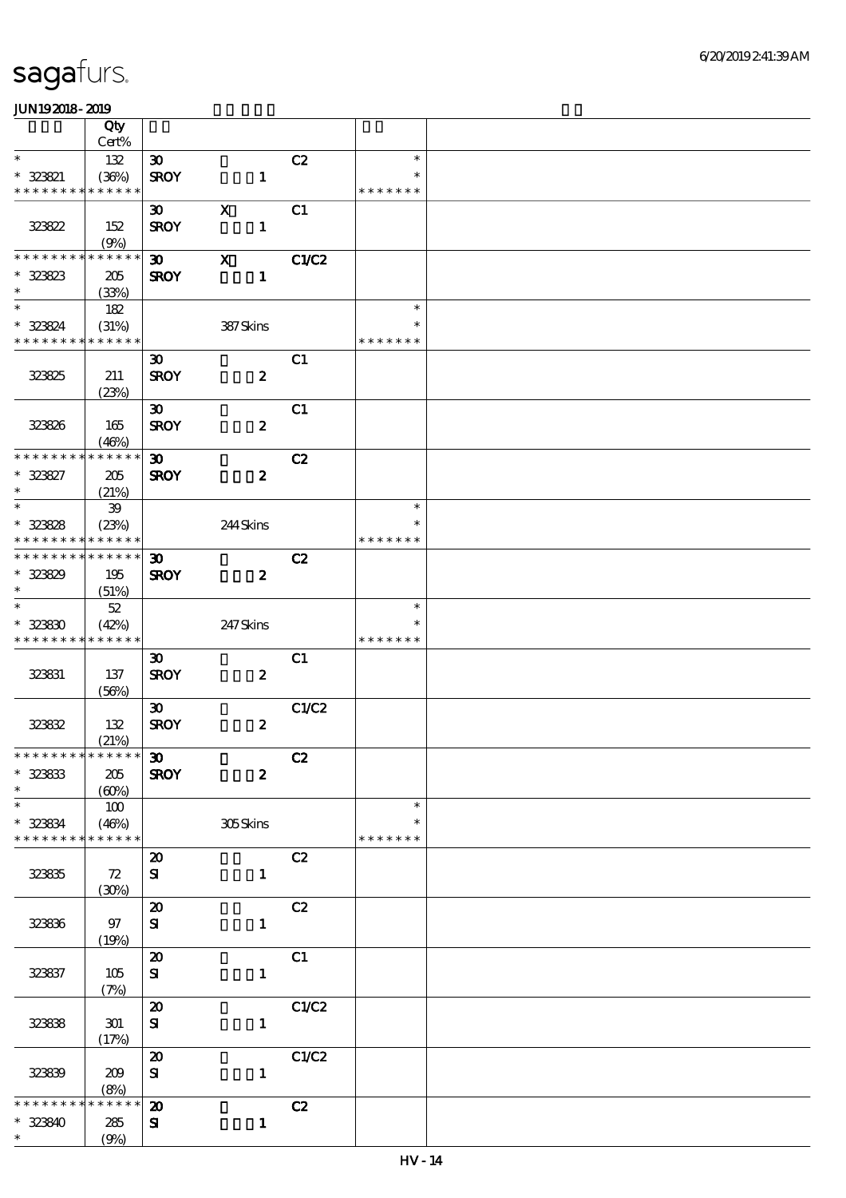| | Qty<br>Cert% | | | | | |
|---|---|---|---|---|---|---|
| * <br>* 323821<br>* * * * * * * * * * * * * * | 132<br>(36%) | 30<br>SROY | 1 | C2 | *<br>*<br>* * * * * * * | |
| 323822 | 152<br>(9%) | 30<br>SROY | X<br>1 | C1 | | |
| * * * * * * * * * * * * * *<br>* 323823<br>* | 205<br>(33%) | 30<br>SROY | X<br>1 | C1/C2 | | |
| * <br>* 323824<br>* * * * * * * * * * * * * * | 182<br>(31%) | | 387 Skins | | *<br>*<br>* * * * * * * | |
| 323825 | 211<br>(23%) | 30<br>SROY | 2 | C1 | | |
| 323826 | 165<br>(46%) | 30<br>SROY | 2 | C1 | | |
| * * * * * * * * * * * * * *<br>* 323827<br>* | 205<br>(21%) | 30<br>SROY | 2 | C2 | | |
| * <br>* 323828<br>* * * * * * * * * * * * * * | 39<br>(23%) | | 244 Skins | | *<br>*<br>* * * * * * * | |
| * * * * * * * * * * * * * *<br>* 323829<br>* | 195<br>(51%) | 30<br>SROY | 2 | C2 | | |
| * <br>* 323830<br>* * * * * * * * * * * * * * | 52<br>(42%) | | 247 Skins | | *<br>*<br>* * * * * * * | |
| 323831 | 137<br>(56%) | 30<br>SROY | 2 | C1 | | |
| 323832 | 132<br>(21%) | 30<br>SROY | 2 | C1/C2 | | |
| * * * * * * * * * * * * * *<br>* 323833<br>* | 205<br>(60%) | 30<br>SROY | 2 | C2 | | |
| * <br>* 323834<br>* * * * * * * * * * * * * * | 100<br>(46%) | | 305 Skins | | *<br>*<br>* * * * * * * | |
| 323835 | 72<br>(30%) | 20<br>SI | 1 | C2 | | |
| 323836 | 97<br>(19%) | 20<br>SI | 1 | C2 | | |
| 323837 | 105<br>(7%) | 20<br>SI | 1 | C1 | | |
| 323838 | 301<br>(17%) | 20<br>SI | 1 | C1/C2 | | |
| 323839 | 209<br>(8%) | 20<br>SI | 1 | C1/C2 | | |
| * * * * * * * * * * * * * *<br>* 323840<br>* | 285<br>(9%) | 20<br>SI | 1 | C2 | | |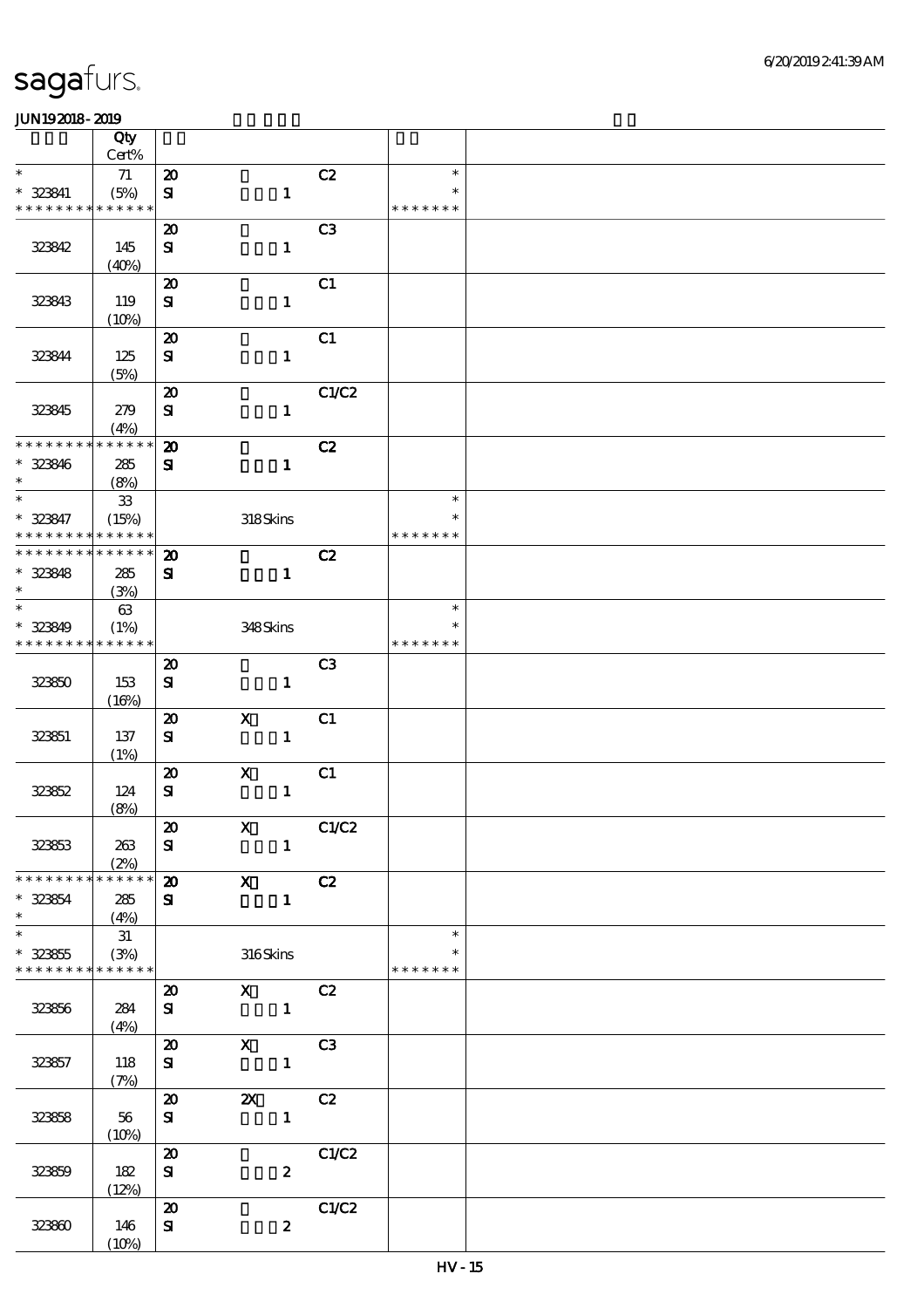sagafurs.

JUN19 2018 - 2019

| | Qty Cert% | | | | | |
|---|---|---|---|---|---|---|
| * | 71 | 20 | | C2 | * | |
| * 323841 | (5%) | SI | 1 | | * | |
| * * * * * * * * * * * * * * | | | | | * * * * * * * | |
| | | 20 | | C3 | | |
| 323842 | 145 (40%) | SI | 1 | | | |
| | | 20 | | C1 | | |
| 323843 | 119 (10%) | SI | 1 | | | |
| | | 20 | | C1 | | |
| 323844 | 125 (5%) | SI | 1 | | | |
| | | 20 | | C1/C2 | | |
| 323845 | 279 (4%) | SI | 1 | | | |
| * * * * * * * * * * * * * * | | 20 | | C2 | | |
| * 323846 | 285 (8%) | SI | 1 | | | |
| * | 33 | | | | * | |
| * 323847 | (15%) | | 318 Skins | | * | |
| * * * * * * * * * * * * * * | | | | | * * * * * * * | |
| * * * * * * * * * * * * * * | | 20 | | C2 | | |
| * 323848 | 285 (3%) | SI | 1 | | | |
| * | 63 | | | | * | |
| * 323849 | (1%) | | 348 Skins | | * | |
| * * * * * * * * * * * * * * | | | | | * * * * * * * | |
| | | 20 | | C3 | | |
| 323850 | 153 (16%) | SI | 1 | | | |
| | | 20 | X | C1 | | |
| 323851 | 137 (1%) | SI | 1 | | | |
| | | 20 | X | C1 | | |
| 323852 | 124 (8%) | SI | 1 | | | |
| | | 20 | X | C1/C2 | | |
| 323853 | 263 (2%) | SI | 1 | | | |
| * * * * * * * * * * * * * * | | 20 | X | C2 | | |
| * 323854 | 285 (4%) | SI | 1 | | | |
| * | 31 | | | | * | |
| * 323855 | (3%) | | 316 Skins | | * | |
| * * * * * * * * * * * * * * | | | | | * * * * * * * | |
| | | 20 | X | C2 | | |
| 323856 | 284 (4%) | SI | 1 | | | |
| | | 20 | X | C3 | | |
| 323857 | 118 (7%) | SI | 1 | | | |
| | | 20 | 2X | C2 | | |
| 323858 | 56 (10%) | SI | 1 | | | |
| | | 20 | | C1/C2 | | |
| 323859 | 182 (12%) | SI | 2 | | | |
| | | 20 | | C1/C2 | | |
| 323860 | 146 (10%) | SI | 2 | | | |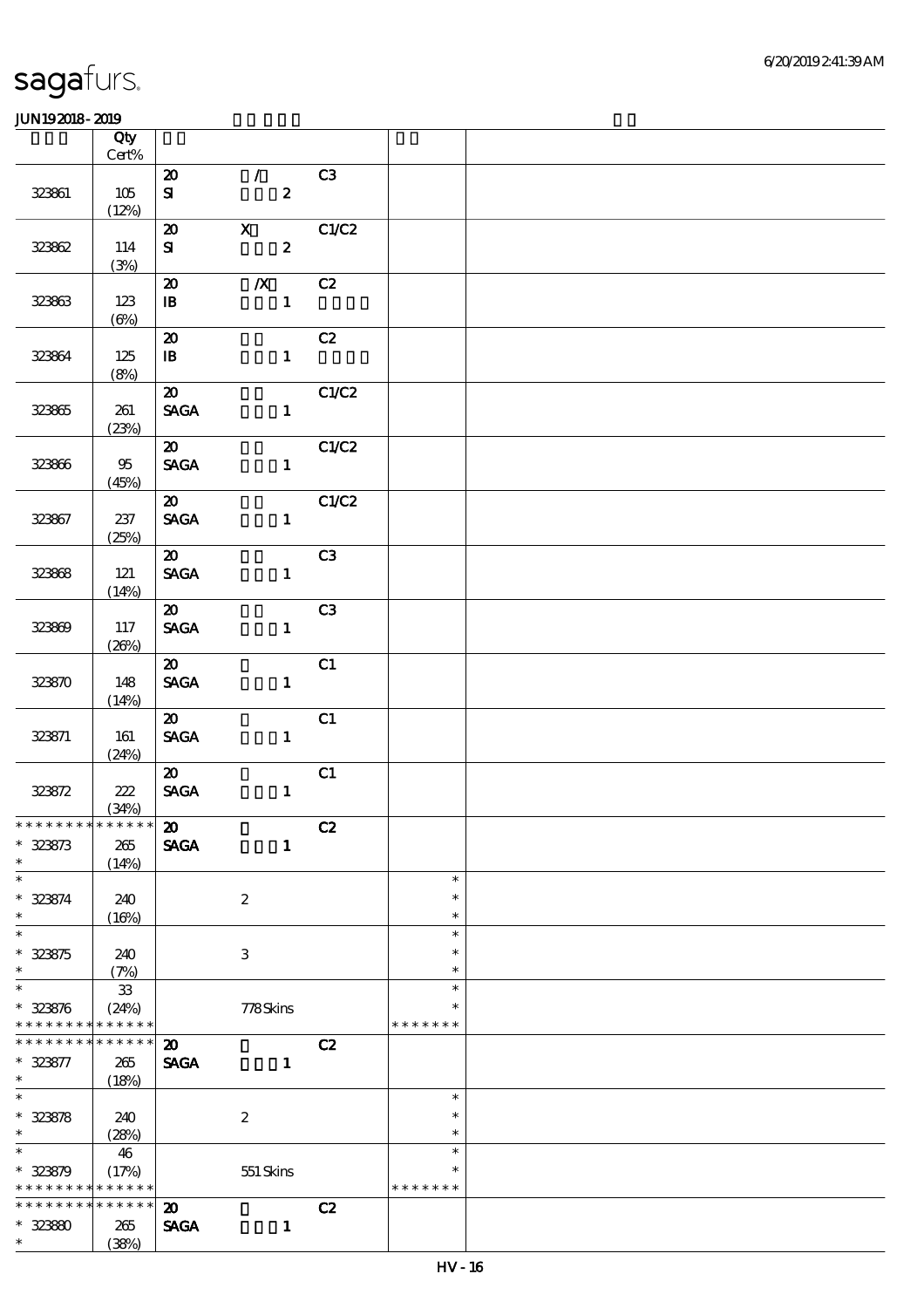sagafurs.

JUN19 2018 - 2019

| | Qty<br>Cert% | | | | | |
|---|---|---|---|---|---|---|
| 323861 | 105<br>(12%) | 20<br>SI | /<br>2 | C3 | | |
| 323862 | 114<br>(3%) | 20<br>SI | X<br>2 | C1/C2 | | |
| 323863 | 123<br>(6%) | 20<br>IB | /X<br>1 | C2 | | |
| 323864 | 125<br>(8%) | 20<br>IB | 1 | C2 | | |
| 323865 | 261<br>(23%) | 20<br>SAGA | 1 | C1/C2 | | |
| 323866 | 95<br>(45%) | 20<br>SAGA | 1 | C1/C2 | | |
| 323867 | 237<br>(25%) | 20<br>SAGA | 1 | C1/C2 | | |
| 323868 | 121<br>(14%) | 20<br>SAGA | 1 | C3 | | |
| 323869 | 117<br>(26%) | 20<br>SAGA | 1 | C3 | | |
| 323870 | 148<br>(14%) | 20<br>SAGA | 1 | C1 | | |
| 323871 | 161<br>(24%) | 20<br>SAGA | 1 | C1 | | |
| 323872 | 222<br>(34%) | 20<br>SAGA | 1 | C1 | | |
| * * * * * * * *<br>* 323873<br>* | * * * * * *<br>265<br>(14%) | 20<br>SAGA | 1 | C2 | | |
| *<br>* 323874<br>* | 240<br>(16%) | | 2 | | *<br>*<br>* | |
| *<br>* 323875<br>* | 240<br>(7%) | | 3 | | *<br>*<br>* | |
| *<br>* 323876<br>* * * * * * * * | 33<br>(24%)<br>* * * * * * | | 778 Skins | | *<br>*<br>* * * * * * * | |
| * * * * * * * *<br>* 323877<br>* | * * * * * *<br>265<br>(18%) | 20<br>SAGA | 1 | C2 | | |
| *<br>* 323878<br>* | 240<br>(28%) | | 2 | | *<br>*<br>* | |
| *<br>* 323879<br>* * * * * * * * | 46<br>(17%)<br>* * * * * * | | 551 Skins | | *<br>*<br>* * * * * * * | |
| * * * * * * * *<br>* 323880<br>* | * * * * * *<br>265<br>(38%) | 20<br>SAGA | 1 | C2 | | |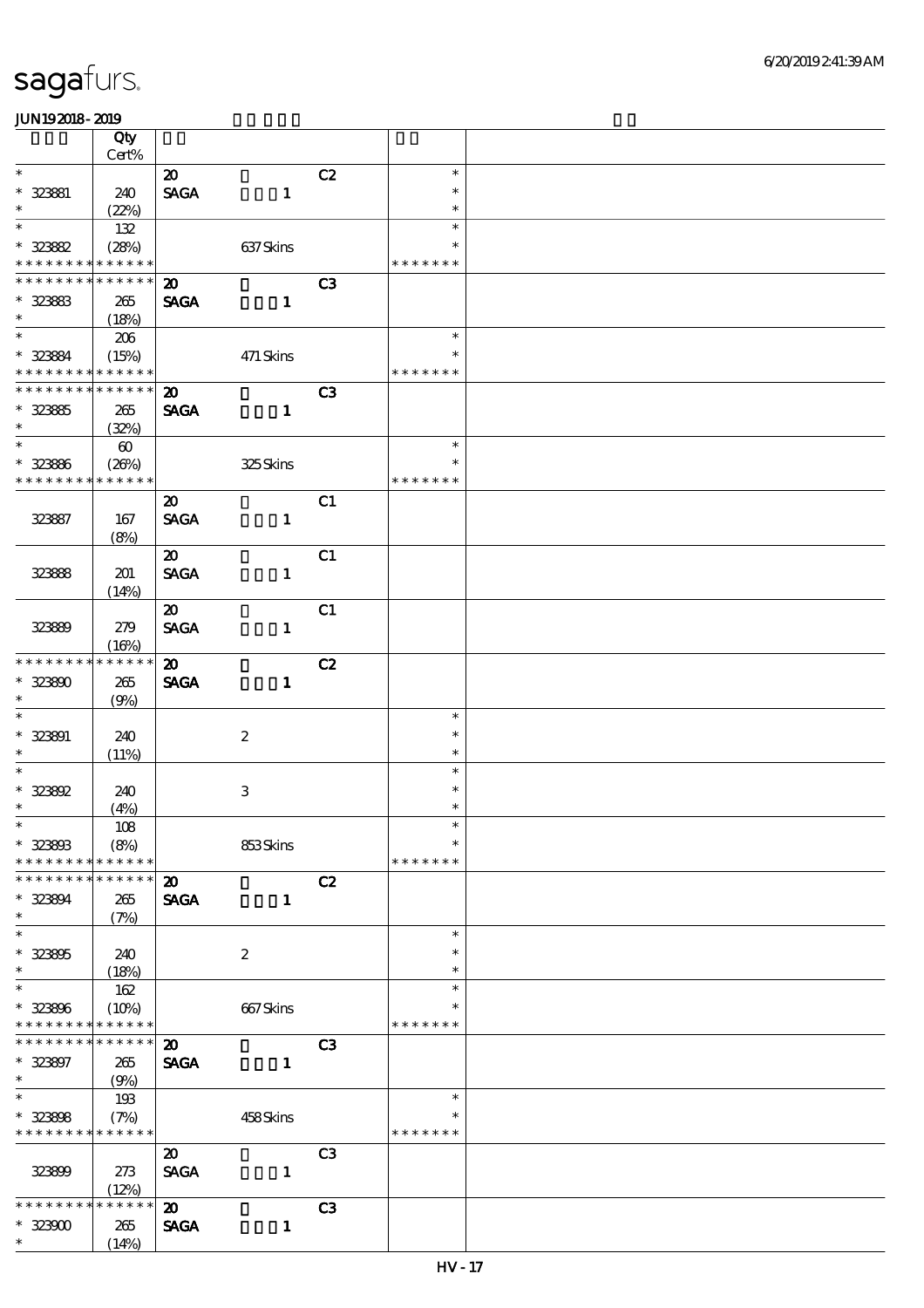**sagafurs.**

JUN19 2018 - 2019

| | Qty Cert% | | | | | |
|---|---|---|---|---|---|---|
| * | | 20 | | C2 | * | |
| * 323881 | 240 | SAGA | 1 | | * | |
| * | (22%) | | | | * | |
| * | 132 | | | | * | |
| * 323882 | (28%) | | 637 Skins | | * | |
| * * * * * * * * * * * * * * | | | | | * * * * * * * | |
| * * * * * * * * * * * * * * | | 20 | | C3 | | |
| * 323883 | 265 | SAGA | 1 | | | |
| * | (18%) | | | | | |
| * | 206 | | | | * | |
| * 323884 | (15%) | | 471 Skins | | * | |
| * * * * * * * * * * * * * * | | | | | * * * * * * * | |
| * * * * * * * * * * * * * * | | 20 | | C3 | | |
| * 323885 | 265 | SAGA | 1 | | | |
| * | (32%) | | | | | |
| * | 60 | | | | * | |
| * 323886 | (26%) | | 325 Skins | | * | |
| * * * * * * * * * * * * * * | | | | | * * * * * * * | |
| | | 20 | | C1 | | |
| 323887 | 167 | SAGA | 1 | | | |
| | (8%) | | | | | |
| | | 20 | | C1 | | |
| 323888 | 201 | SAGA | 1 | | | |
| | (14%) | | | | | |
| | | 20 | | C1 | | |
| 323889 | 279 | SAGA | 1 | | | |
| | (16%) | | | | | |
| * * * * * * * * * * * * * * | | 20 | | C2 | | |
| * 323890 | 265 | SAGA | 1 | | | |
| * | (9%) | | | | | |
| * | | | | | * | |
| * 323891 | 240 | | 2 | | * | |
| * | (11%) | | | | * | |
| * | | | | | * | |
| * 323892 | 240 | | 3 | | * | |
| * | (4%) | | | | * | |
| * | 108 | | | | * | |
| * 323893 | (8%) | | 853 Skins | | * | |
| * * * * * * * * * * * * * * | | | | | * * * * * * * | |
| * * * * * * * * * * * * * * | | 20 | | C2 | | |
| * 323894 | 265 | SAGA | 1 | | | |
| * | (7%) | | | | | |
| * | | | | | * | |
| * 323895 | 240 | | 2 | | * | |
| * | (18%) | | | | * | |
| * | 162 | | | | * | |
| * 323896 | (10%) | | 667 Skins | | * | |
| * * * * * * * * * * * * * * | | | | | * * * * * * * | |
| * * * * * * * * * * * * * * | | 20 | | C3 | | |
| * 323897 | 265 | SAGA | 1 | | | |
| * | (9%) | | | | | |
| * | 193 | | | | * | |
| * 323898 | (7%) | | 458 Skins | | * | |
| * * * * * * * * * * * * * * | | | | | * * * * * * * | |
| | | 20 | | C3 | | |
| 323899 | 273 | SAGA | 1 | | | |
| | (12%) | | | | | |
| * * * * * * * * * * * * * * | | 20 | | C3 | | |
| * 323900 | 265 | SAGA | 1 | | | |
| * | (14%) | | | | | |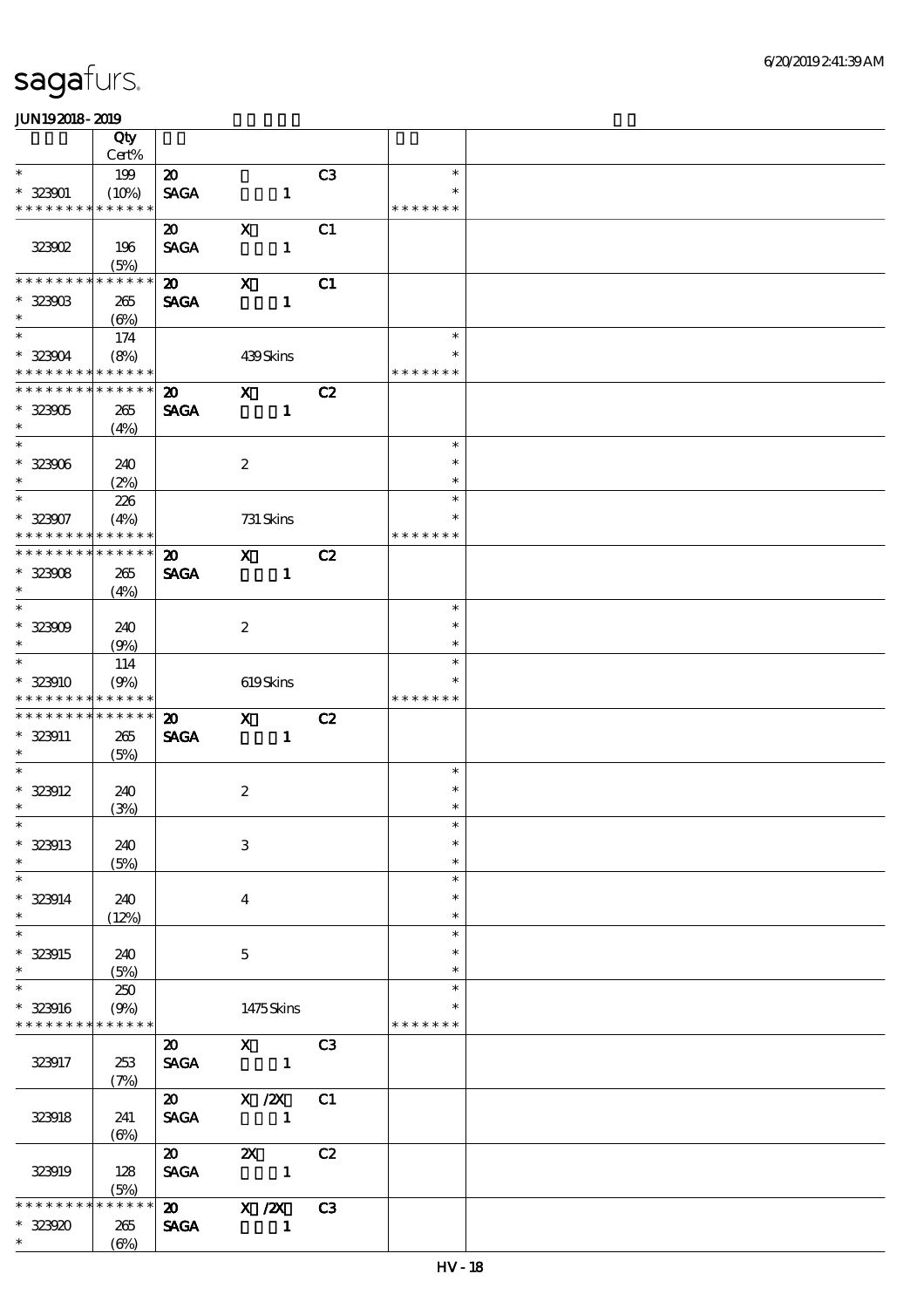| | Qty Cert% | | | | | |
|---|---|---|---|---|---|---|
| * * 323901 * * * * * * * * * * * * * | 199 (10%) | 20 SAGA | 1 | C3 | * * * * * * * * * | |
| 323902 | 196 (5%) | 20 SAGA | X 1 | C1 | | |
| * * * * * * * * * * * * * * 323903 * | 265 (6%) | 20 SAGA | X 1 | C1 | | |
| * * 323904 * * * * * * * * * * * * * | 174 (8%) | | 439 Skins | | * * * * * * * * * | |
| * * * * * * * * * * * * * * 323905 * | 265 (4%) | 20 SAGA | X 1 | C2 | | |
| * * 323906 * | 240 (2%) | | 2 | | * * * | |
| * * 323907 * * * * * * * * * * * * * | 226 (4%) | | 731 Skins | | * * * * * * * * * | |
| * * * * * * * * * * * * * * 323908 * | 265 (4%) | 20 SAGA | X 1 | C2 | | |
| * * 323909 * | 240 (9%) | | 2 | | * * * | |
| * * 323910 * * * * * * * * * * * * * | 114 (9%) | | 619 Skins | | * * * * * * * * * | |
| * * * * * * * * * * * * * * 323911 * | 265 (5%) | 20 SAGA | X 1 | C2 | | |
| * * 323912 * | 240 (3%) | | 2 | | * * * | |
| * * 323913 * | 240 (5%) | | 3 | | * * * | |
| * * 323914 * | 240 (12%) | | 4 | | * * * | |
| * * 323915 * | 240 (5%) | | 5 | | * * * | |
| * * 323916 * * * * * * * * * * * * * | 250 (9%) | | 1475 Skins | | * * * * * * * * * | |
| 323917 | 253 (7%) | 20 SAGA | X 1 | C3 | | |
| 323918 | 241 (6%) | 20 SAGA | X /2X 1 | C1 | | |
| 323919 | 128 (5%) | 20 SAGA | 2X 1 | C2 | | |
| * * * * * * * * * * * * * * 323920 * | 265 (6%) | 20 SAGA | X /2X 1 | C3 | | |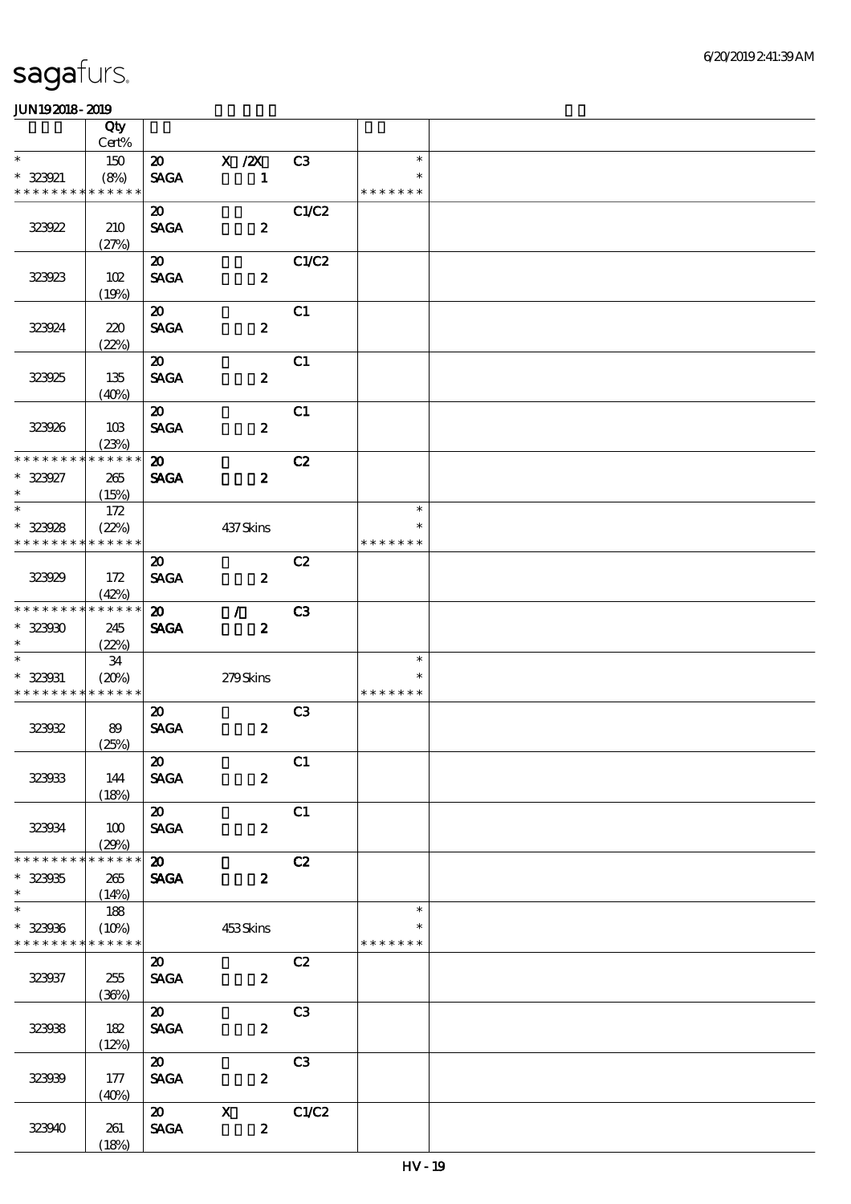# sagafurs.

JUN19 2018 - 2019

| | Qty Cert% | | | | | |
|---|---|---|---|---|---|---|
| * | 150 | 20 | X /2X | C3 | * | |
| * 323921 | (8%) | SAGA | 1 | | * | |
| * * * * * * * * * * * * * * | | | | | * * * * * * * | |
| | | 20 | | C1/C2 | | |
| 323922 | 210 (27%) | SAGA | 2 | | | |
| | | 20 | | C1/C2 | | |
| 323923 | 102 (19%) | SAGA | 2 | | | |
| | | 20 | | C1 | | |
| 323924 | 220 (22%) | SAGA | 2 | | | |
| | | 20 | | C1 | | |
| 323925 | 135 (40%) | SAGA | 2 | | | |
| | | 20 | | C1 | | |
| 323926 | 103 (23%) | SAGA | 2 | | | |
| * * * * * * * * * * * * * * | | 20 | | C2 | | |
| * 323927 | 265 | SAGA | 2 | | | |
| * | (15%) | | | | | |
| * | 172 | | | | * | |
| * 323928 | (22%) | | 437 Skins | | * | |
| * * * * * * * * * * * * * * | | | | | * * * * * * * | |
| | | 20 | | C2 | | |
| 323929 | 172 (42%) | SAGA | 2 | | | |
| * * * * * * * * * * * * * * | | 20 | / | C3 | | |
| * 323930 | 245 | SAGA | 2 | | | |
| * | (22%) | | | | | |
| * | 34 | | | | * | |
| * 323931 | (20%) | | 279 Skins | | * | |
| * * * * * * * * * * * * * * | | | | | * * * * * * * | |
| | | 20 | | C3 | | |
| 323932 | 89 (25%) | SAGA | 2 | | | |
| | | 20 | | C1 | | |
| 323933 | 144 (18%) | SAGA | 2 | | | |
| | | 20 | | C1 | | |
| 323934 | 100 (29%) | SAGA | 2 | | | |
| * * * * * * * * * * * * * * | | 20 | | C2 | | |
| * 323935 | 265 | SAGA | 2 | | | |
| * | (14%) | | | | | |
| * | 188 | | | | * | |
| * 323936 | (10%) | | 453 Skins | | * | |
| * * * * * * * * * * * * * * | | | | | * * * * * * * | |
| | | 20 | | C2 | | |
| 323937 | 255 (36%) | SAGA | 2 | | | |
| | | 20 | | C3 | | |
| 323938 | 182 (12%) | SAGA | 2 | | | |
| | | 20 | | C3 | | |
| 323939 | 177 (40%) | SAGA | 2 | | | |
| | | 20 | X | C1/C2 | | |
| 323940 | 261 (18%) | SAGA | 2 | | | |

HV - 19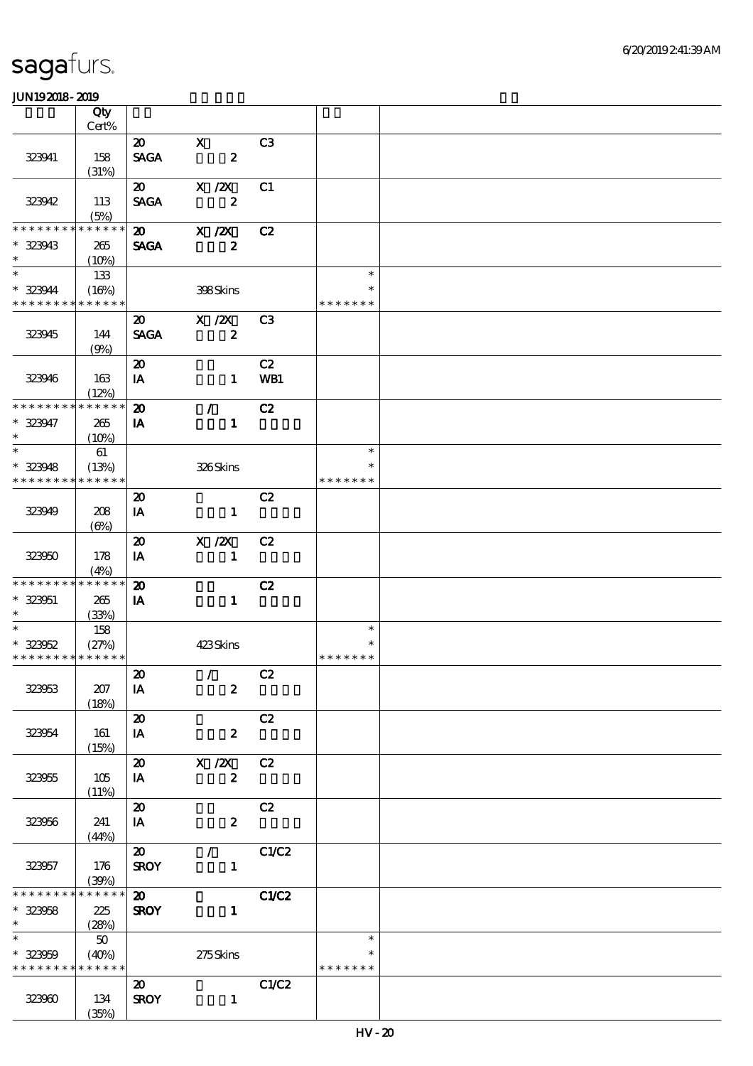| | Qty Cert% | | | | | |
|---|---|---|---|---|---|---|
| 323941 | 158 (31%) | 20 SAGA | X 2 | C3 | | |
| 323942 | 113 (5%) | 20 SAGA | X /2X 2 | C1 | | |
| * * * * * * * * * * * * * * 323943 * | 265 (10%) | 20 SAGA | X /2X 2 | C2 | | |
| * * 323944 * * * * * * * * * * * * * | 133 (16%) | | 398 Skins | | * * * * * * * * * | |
| 323945 | 144 (9%) | 20 SAGA | X /2X 2 | C3 | | |
| 323946 | 163 (12%) | 20 IA | 1 | C2 WB1 | | |
| * * * * * * * * * * * * * * 323947 * | 265 (10%) | 20 IA | / 1 | C2 | | |
| * * 323948 * * * * * * * * * * * * * | 61 (13%) | | 326 Skins | | * * * * * * * * * | |
| 323949 | 208 (6%) | 20 IA | 1 | C2 | | |
| 323950 | 178 (4%) | 20 IA | X /2X 1 | C2 | | |
| * * * * * * * * * * * * * * 323951 * | 265 (33%) | 20 IA | 1 | C2 | | |
| * * 323952 * * * * * * * * * * * * * | 158 (27%) | | 423 Skins | | * * * * * * * * * | |
| 323953 | 207 (18%) | 20 IA | / 2 | C2 | | |
| 323954 | 161 (15%) | 20 IA | 2 | C2 | | |
| 323955 | 105 (11%) | 20 IA | X /2X 2 | C2 | | |
| 323956 | 241 (44%) | 20 IA | 2 | C2 | | |
| 323957 | 176 (39%) | 20 SROY | / 1 | C1/C2 | | |
| * * * * * * * * * * * * * * 323958 * | 225 (28%) | 20 SROY | 1 | C1/C2 | | |
| * * 323959 * * * * * * * * * * * * * | 50 (40%) | | 275 Skins | | * * * * * * * * * | |
| 323960 | 134 (35%) | 20 SROY | 1 | C1/C2 | | |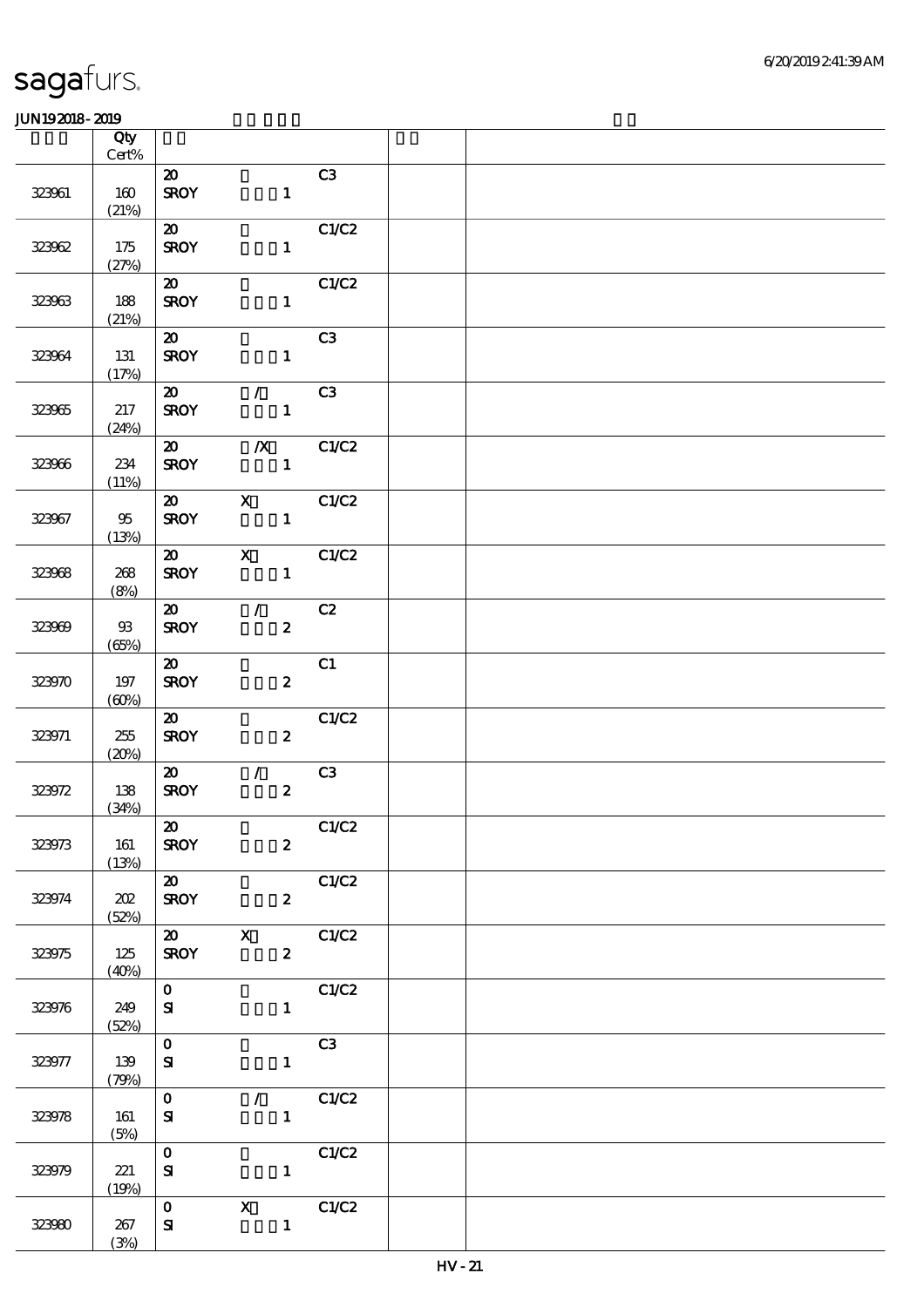sagafurs.

JUN19 2018 - 2019

| | Qty Cert% | | | | | |
|---|---|---|---|---|---|---|
| 323961 | 160 (21%) | 20 SROY | 1 | C3 | | |
| 323962 | 175 (27%) | 20 SROY | 1 | C1/C2 | | |
| 323963 | 188 (21%) | 20 SROY | 1 | C1/C2 | | |
| 323964 | 131 (17%) | 20 SROY | 1 | C3 | | |
| 323965 | 217 (24%) | 20 SROY | / 1 | C3 | | |
| 323966 | 234 (11%) | 20 SROY | /X 1 | C1/C2 | | |
| 323967 | 95 (13%) | 20 SROY | X 1 | C1/C2 | | |
| 323968 | 268 (8%) | 20 SROY | X 1 | C1/C2 | | |
| 323969 | 93 (65%) | 20 SROY | / 2 | C2 | | |
| 323970 | 197 (60%) | 20 SROY | 2 | C1 | | |
| 323971 | 255 (20%) | 20 SROY | 2 | C1/C2 | | |
| 323972 | 138 (34%) | 20 SROY | / 2 | C3 | | |
| 323973 | 161 (13%) | 20 SROY | 2 | C1/C2 | | |
| 323974 | 202 (52%) | 20 SROY | 2 | C1/C2 | | |
| 323975 | 125 (40%) | 20 SROY | X 2 | C1/C2 | | |
| 323976 | 249 (52%) | 0 SI | 1 | C1/C2 | | |
| 323977 | 139 (79%) | 0 SI | 1 | C3 | | |
| 323978 | 161 (5%) | 0 SI | / 1 | C1/C2 | | |
| 323979 | 221 (19%) | 0 SI | 1 | C1/C2 | | |
| 323980 | 267 (3%) | 0 SI | X 1 | C1/C2 | | |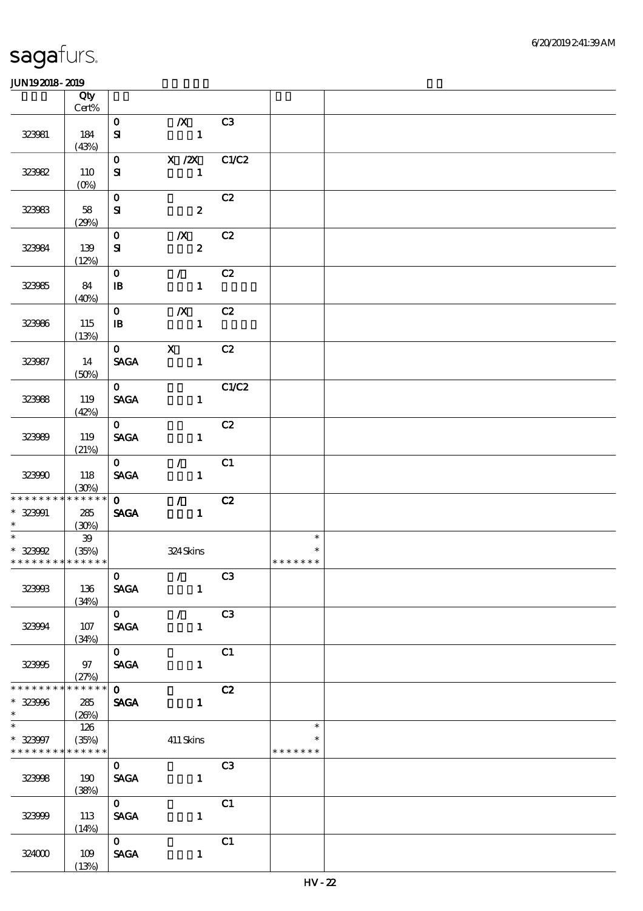# sagafurs.

JUN19 2018 - 2019

| | Qty Cert% | | | | | |
|---|---|---|---|---|---|---|
| 323981 | 184 (43%) | 0 SI | /X 1 | C3 | | |
| 323982 | 110 (0%) | 0 SI | X /2X 1 | C1/C2 | | |
| 323983 | 58 (29%) | 0 SI | 2 | C2 | | |
| 323984 | 139 (12%) | 0 SI | /X 2 | C2 | | |
| 323985 | 84 (40%) | 0 IB | / 1 | C2 | | |
| 323986 | 115 (13%) | 0 IB | /X 1 | C2 | | |
| 323987 | 14 (50%) | 0 SAGA | X 1 | C2 | | |
| 323988 | 119 (42%) | 0 SAGA | 1 | C1/C2 | | |
| 323989 | 119 (21%) | 0 SAGA | 1 | C2 | | |
| 323990 | 118 (30%) | 0 SAGA | / 1 | C1 | | |
| * * * * * * * * * * * * * * 323991 * | 285 (30%) | 0 SAGA | / 1 | C2 | | |
| * * 323992 * * * * * * * * * * * * * | 39 (35%) | | 324 Skins | | * * * * * * * * * | |
| 323993 | 136 (34%) | 0 SAGA | / 1 | C3 | | |
| 323994 | 107 (34%) | 0 SAGA | / 1 | C3 | | |
| 323995 | 97 (27%) | 0 SAGA | 1 | C1 | | |
| * * * * * * * * * * * * * * 323996 * | 285 (26%) | 0 SAGA | 1 | C2 | | |
| * * 323997 * * * * * * * * * * * * * | 126 (35%) | | 411 Skins | | * * * * * * * * * | |
| 323998 | 190 (38%) | 0 SAGA | 1 | C3 | | |
| 323999 | 113 (14%) | 0 SAGA | 1 | C1 | | |
| 324000 | 109 (13%) | 0 SAGA | 1 | C1 | | |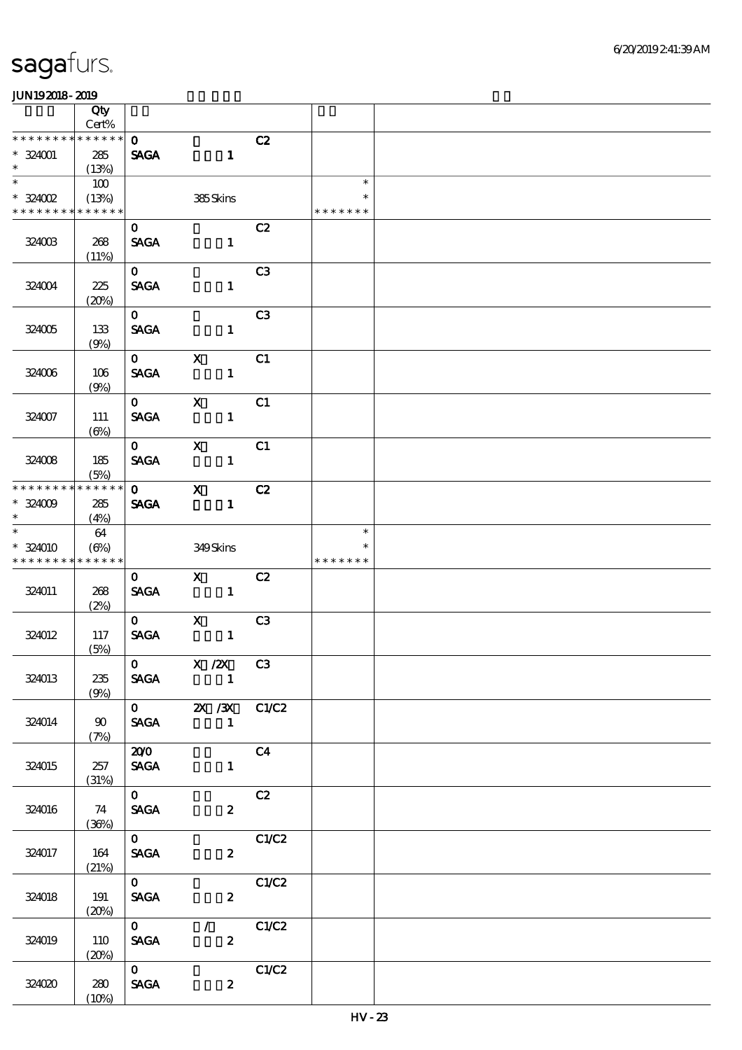sagafurs.

JUN19 2018 - 2019

| | Qty Cert% | | | | | |
|---|---|---|---|---|---|---|
| * * * * * * * * * * * * * * | | 0 | | C2 | | |
| * 324001 | 285 | SAGA | 1 | | | |
| * | (13%) | | | | | |
| * | 100 | | | | * | |
| * 324002 | (13%) | | 385 Skins | | * | |
| * * * * * * * * * * * * * * | | | | | * * * * * * * | |
| | | 0 | | C2 | | |
| 324003 | 268 (11%) | SAGA | 1 | | | |
| | | 0 | | C3 | | |
| 324004 | 225 (20%) | SAGA | 1 | | | |
| | | 0 | | C3 | | |
| 324005 | 133 (9%) | SAGA | 1 | | | |
| | | 0 | X | C1 | | |
| 324006 | 106 (9%) | SAGA | 1 | | | |
| | | 0 | X | C1 | | |
| 324007 | 111 (6%) | SAGA | 1 | | | |
| | | 0 | X | C1 | | |
| 324008 | 185 (5%) | SAGA | 1 | | | |
| * * * * * * * * * * * * * * | | 0 | X | C2 | | |
| * 324009 | 285 | SAGA | 1 | | | |
| * | (4%) | | | | | |
| * | 64 | | | | * | |
| * 324010 | (6%) | | 349 Skins | | * | |
| * * * * * * * * * * * * * * | | | | | * * * * * * * | |
| | | 0 | X | C2 | | |
| 324011 | 268 (2%) | SAGA | 1 | | | |
| | | 0 | X | C3 | | |
| 324012 | 117 (5%) | SAGA | 1 | | | |
| | | 0 | X /2X | C3 | | |
| 324013 | 235 (9%) | SAGA | 1 | | | |
| | | 0 | 2X /3X | C1/C2 | | |
| 324014 | 90 (7%) | SAGA | 1 | | | |
| | | 20/0 | | C4 | | |
| 324015 | 257 (31%) | SAGA | 1 | | | |
| | | 0 | | C2 | | |
| 324016 | 74 (36%) | SAGA | 2 | | | |
| | | 0 | | C1/C2 | | |
| 324017 | 164 (21%) | SAGA | 2 | | | |
| | | 0 | | C1/C2 | | |
| 324018 | 191 (20%) | SAGA | 2 | | | |
| | | 0 | / | C1/C2 | | |
| 324019 | 110 (20%) | SAGA | 2 | | | |
| | | 0 | | C1/C2 | | |
| 324020 | 280 (10%) | SAGA | 2 | | | |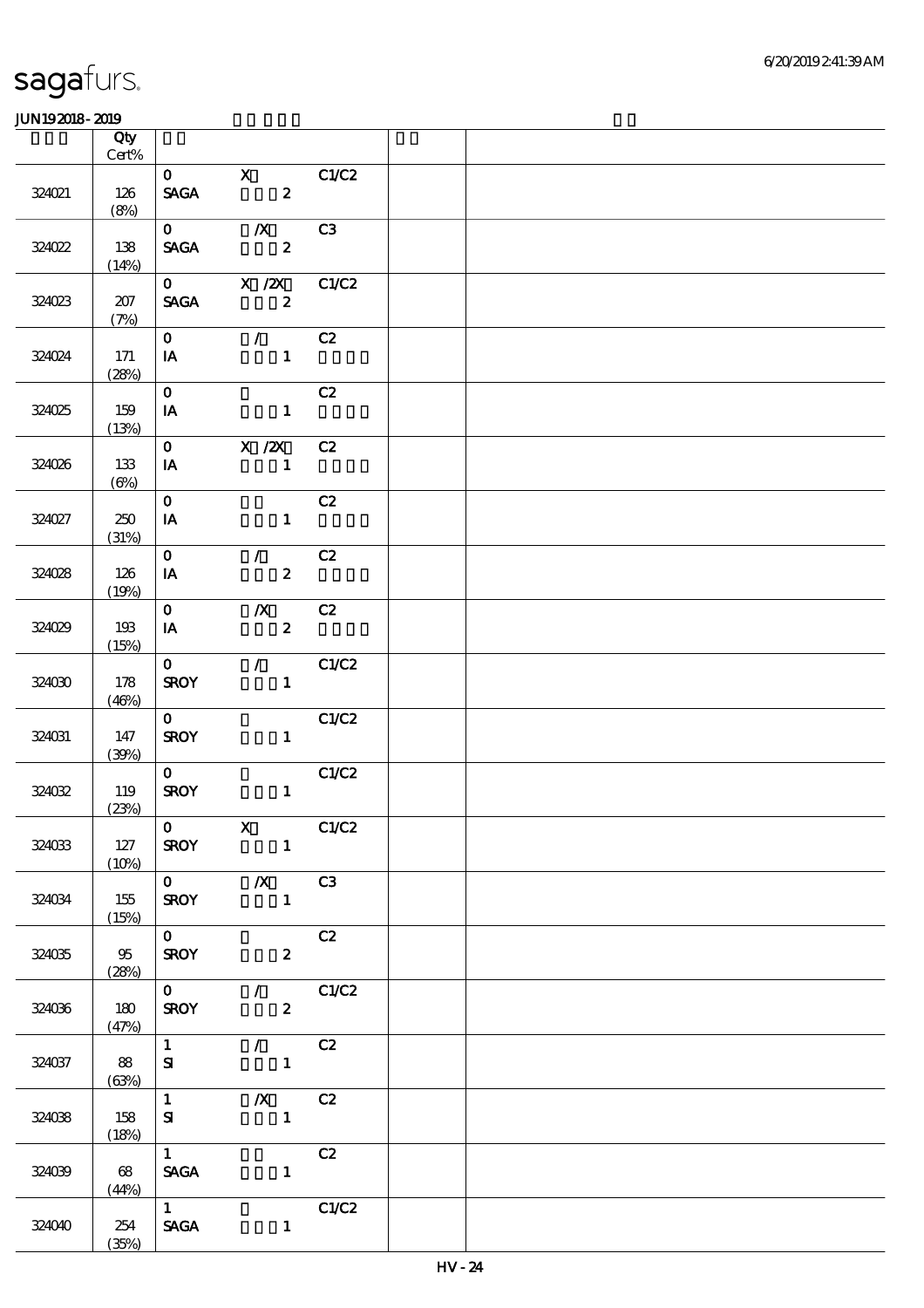sagafurs.

JUN19 2018 - 2019

| | Qty Cert% | | | | | |
|---|---|---|---|---|---|---|
| 324021 | 126 (8%) | 0 SAGA | X 2 | C1/C2 | | |
| 324022 | 138 (14%) | 0 SAGA | /X 2 | C3 | | |
| 324023 | 207 (7%) | 0 SAGA | X /2X 2 | C1/C2 | | |
| 324024 | 171 (28%) | 0 IA | / 1 | C2 | | |
| 324025 | 159 (13%) | 0 IA | 1 | C2 | | |
| 324026 | 133 (6%) | 0 IA | X /2X 1 | C2 | | |
| 324027 | 250 (31%) | 0 IA | 1 | C2 | | |
| 324028 | 126 (19%) | 0 IA | / 2 | C2 | | |
| 324029 | 193 (15%) | 0 IA | /X 2 | C2 | | |
| 324030 | 178 (46%) | 0 SROY | / 1 | C1/C2 | | |
| 324031 | 147 (39%) | 0 SROY | 1 | C1/C2 | | |
| 324032 | 119 (23%) | 0 SROY | 1 | C1/C2 | | |
| 324033 | 127 (10%) | 0 SROY | X 1 | C1/C2 | | |
| 324034 | 155 (15%) | 0 SROY | /X 1 | C3 | | |
| 324035 | 95 (28%) | 0 SROY | 2 | C2 | | |
| 324036 | 180 (47%) | 0 SROY | / 2 | C1/C2 | | |
| 324037 | 88 (63%) | 1 SI | / 1 | C2 | | |
| 324038 | 158 (18%) | 1 SI | /X 1 | C2 | | |
| 324039 | 68 (44%) | 1 SAGA | 1 | C2 | | |
| 324040 | 254 (35%) | 1 SAGA | 1 | C1/C2 | | |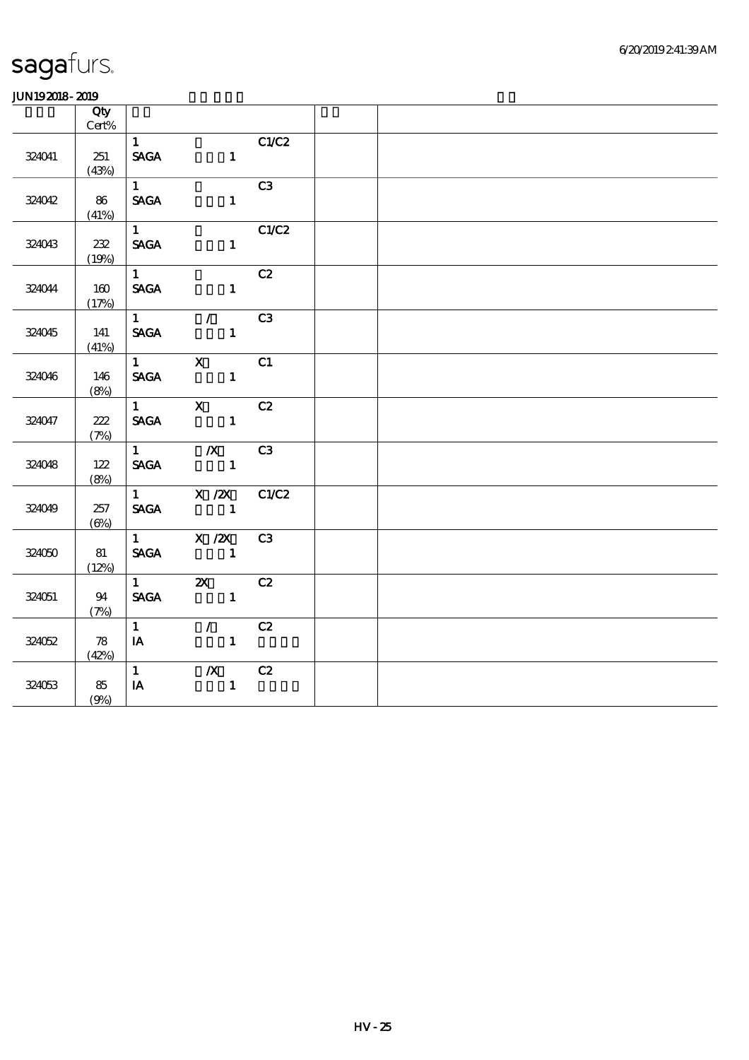sagafurs.

JUN19 2018 - 2019

| | Qty Cert% | | | | | |
|---|---|---|---|---|---|---|
| 324041 | 251 (43%) | 1 SAGA | 1 | C1/C2 | | |
| 324042 | 86 (41%) | 1 SAGA | 1 | C3 | | |
| 324043 | 232 (19%) | 1 SAGA | 1 | C1/C2 | | |
| 324044 | 160 (17%) | 1 SAGA | 1 | C2 | | |
| 324045 | 141 (41%) | 1 SAGA | / 1 | C3 | | |
| 324046 | 146 (8%) | 1 SAGA | X 1 | C1 | | |
| 324047 | 222 (7%) | 1 SAGA | X 1 | C2 | | |
| 324048 | 122 (8%) | 1 SAGA | /X 1 | C3 | | |
| 324049 | 257 (6%) | 1 SAGA | X /2X 1 | C1/C2 | | |
| 324050 | 81 (12%) | 1 SAGA | X /2X 1 | C3 | | |
| 324051 | 94 (7%) | 1 SAGA | 2X 1 | C2 | | |
| 324052 | 78 (42%) | 1 IA | / 1 | C2 | | |
| 324053 | 85 (9%) | 1 IA | /X 1 | C2 | | |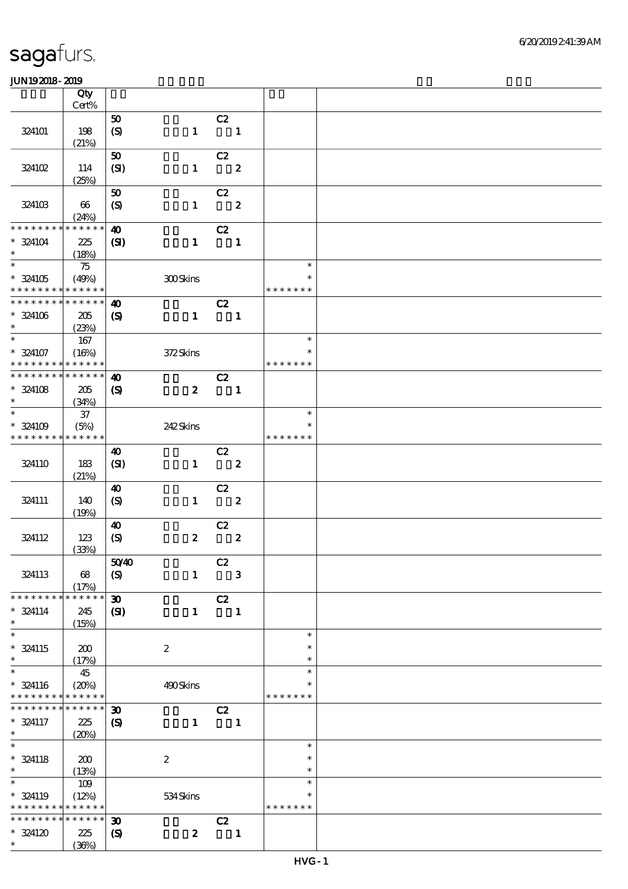sagafurs.

JUN192018-2019

| | Qty Cert% | | |
|---|---|---|---|
| 324101 | 198 (21%) | 50 C2 (S) 1 1 | |
| 324102 | 114 (25%) | 50 C2 (SI) 1 2 | |
| 324103 | 66 (24%) | 50 C2 (S) 1 2 | |
| * * * * * * * * * * * * * * * 324104 * | 225 (18%) | 40 C2 (SI) 1 1 | |
| * * 324105 * * * * * * * * * * * * * * | 75 (49%) | 300 Skins | * * * * * * * * * |
| * * * * * * * * * * * * * * * 324106 * | 205 (23%) | 40 C2 (S) 1 1 | |
| * * 324107 * * * * * * * * * * * * * * | 167 (16%) | 372 Skins | * * * * * * * * * |
| * * * * * * * * * * * * * * * 324108 * | 205 (34%) | 40 C2 (S) 2 1 | |
| * * 324109 * * * * * * * * * * * * * * | 37 (5%) | 242 Skins | * * * * * * * * * |
| 324110 | 183 (21%) | 40 C2 (SI) 1 2 | |
| 324111 | 140 (19%) | 40 C2 (S) 1 2 | |
| 324112 | 123 (33%) | 40 C2 (S) 2 2 | |
| 324113 | 68 (17%) | 50/40 C2 (S) 1 3 | |
| * * * * * * * * * * * * * * * 324114 * | 245 (15%) | 30 C2 (SI) 1 1 | |
| * * 324115 * | 200 (17%) | 2 | * * * |
| * * 324116 * * * * * * * * * * * * * * | 45 (20%) | 490 Skins | * * * * * * * * * |
| * * * * * * * * * * * * * * * 324117 * | 225 (20%) | 30 C2 (S) 1 1 | |
| * * 324118 * | 200 (13%) | 2 | * * * |
| * * 324119 * * * * * * * * * * * * * * | 109 (12%) | 534 Skins | * * * * * * * * * |
| * * * * * * * * * * * * * * * 324120 * | 225 (36%) | 30 C2 (S) 2 1 | |

HVG - 1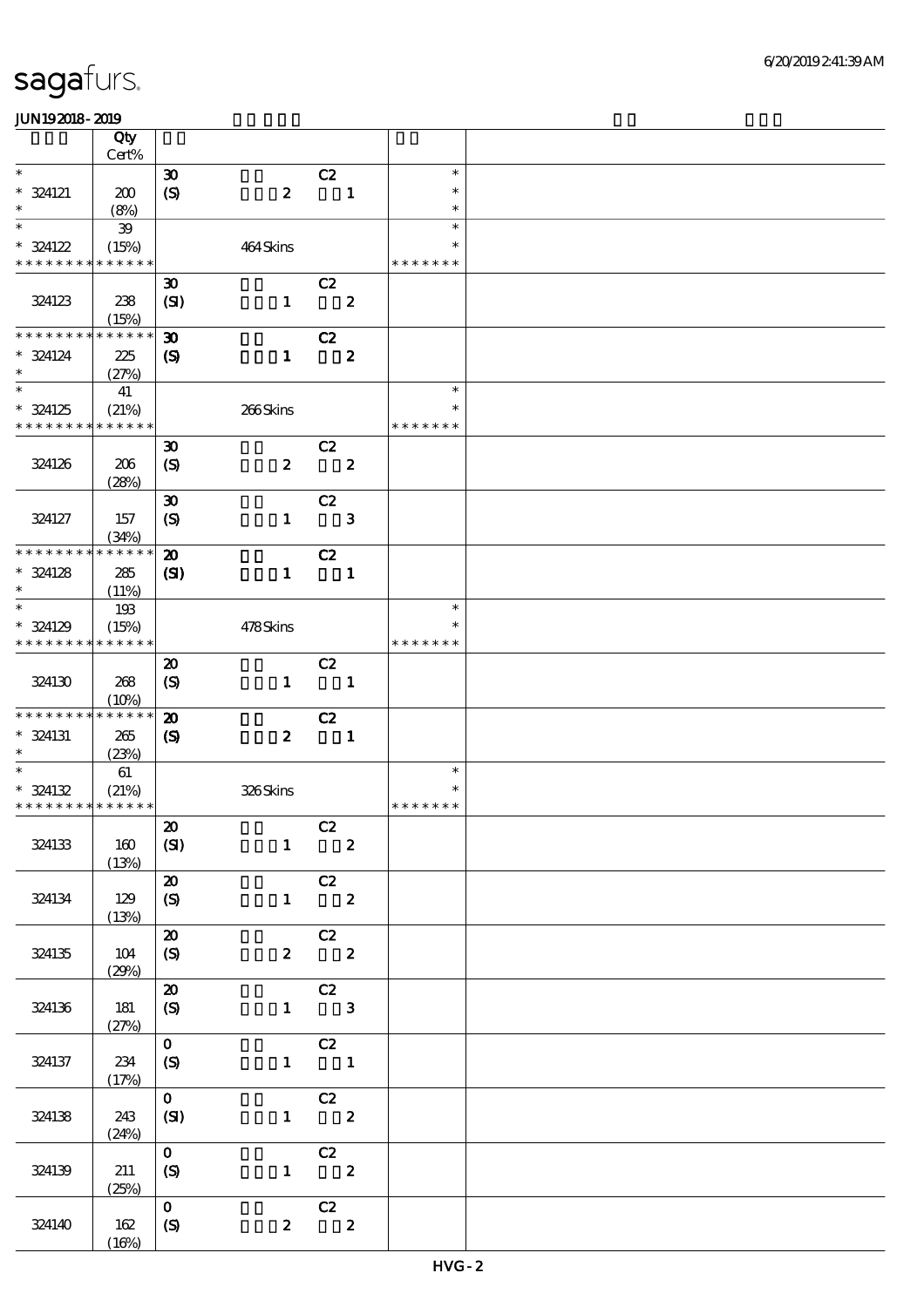# sagafurs.

JUN19 2018 - 2019

| | Qty Cert% | | | |
|---|---|---|---|---|
| * 324121 * | 200 (8%) | 30 (S) 2 C2 1 | * * * | |
| * 324122 * * * * * * * * * * * * * * | 39 (15%) | 464 Skins | * * * * * * * * | |
| 324123 | 238 (15%) | 30 (SI) 1 C2 2 | | |
| * * * * * * * * * * * * * * 324124 * | 225 (27%) | 30 (S) 1 C2 2 | | |
| * 324125 * * * * * * * * * * * * * * | 41 (21%) | 266 Skins | * * * * * * * * | |
| 324126 | 206 (28%) | 30 (S) 2 C2 2 | | |
| 324127 | 157 (34%) | 30 (S) 1 C2 3 | | |
| * * * * * * * * * * * * * * 324128 * | 285 (11%) | 20 (SI) 1 C2 1 | | |
| * 324129 * * * * * * * * * * * * * * | 193 (15%) | 478 Skins | * * * * * * * * | |
| 324130 | 268 (10%) | 20 (S) 1 C2 1 | | |
| * * * * * * * * * * * * * * 324131 * | 265 (23%) | 20 (S) 2 C2 1 | | |
| * 324132 * * * * * * * * * * * * * * | 61 (21%) | 326 Skins | * * * * * * * * | |
| 324133 | 160 (13%) | 20 (SI) 1 C2 2 | | |
| 324134 | 129 (13%) | 20 (S) 1 C2 2 | | |
| 324135 | 104 (29%) | 20 (S) 2 C2 2 | | |
| 324136 | 181 (27%) | 20 (S) 1 C2 3 | | |
| 324137 | 234 (17%) | 0 (S) 1 C2 1 | | |
| 324138 | 243 (24%) | 0 (SI) 1 C2 2 | | |
| 324139 | 211 (25%) | 0 (S) 1 C2 2 | | |
| 324140 | 162 (16%) | 0 (S) 2 C2 2 | | |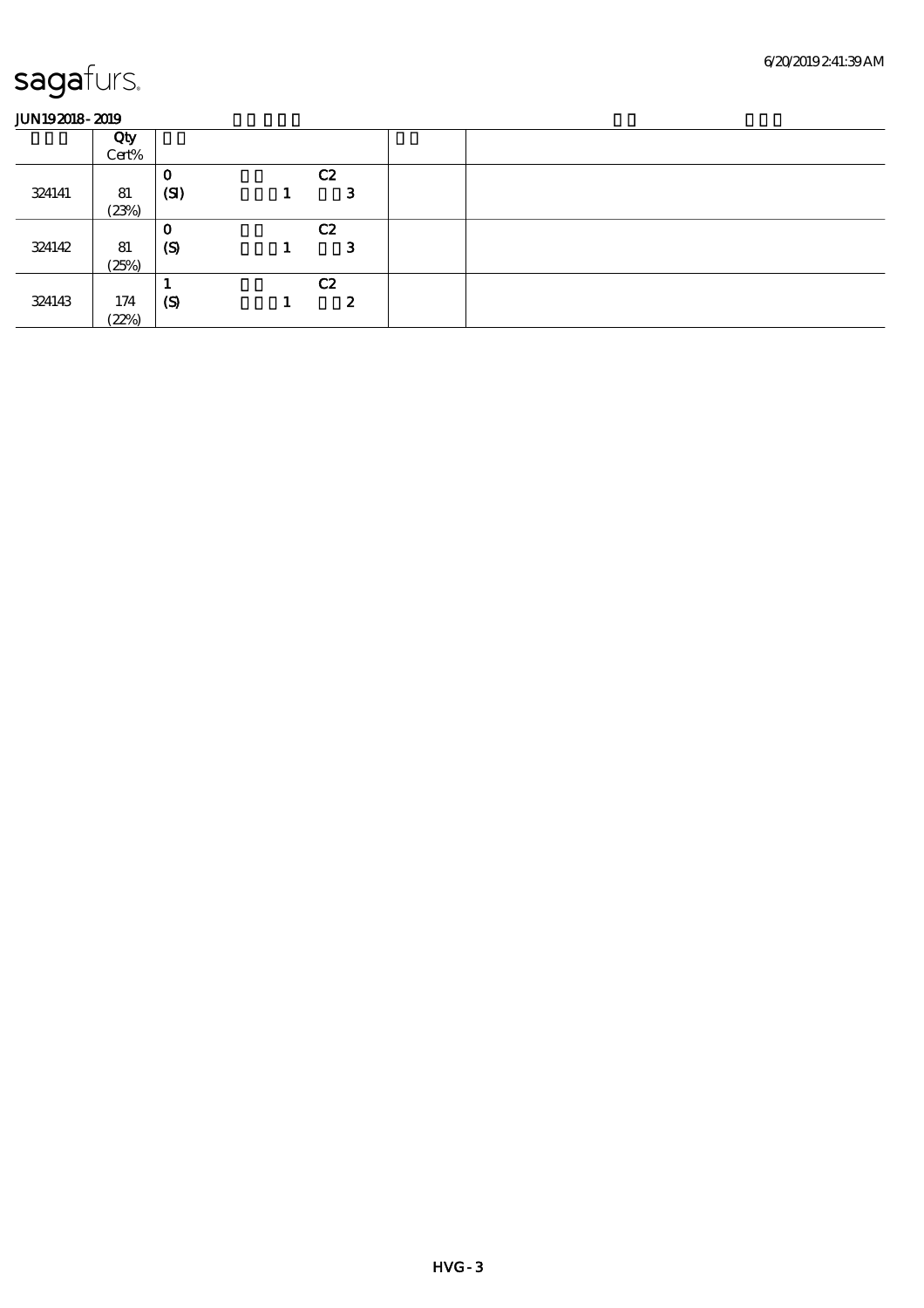# sagafurs.

**JUN19 2018 - 2019**

| | Qty Cert% | | | | | |
|---|---|---|---|---|---|---|
| 324141 | 81 (23%) | 0 (SI) | 1 | C2 3 | | |
| 324142 | 81 (25%) | 0 (S) | 1 | C2 3 | | |
| 324143 | 174 (22%) | 1 (S) | 1 | C2 2 | | |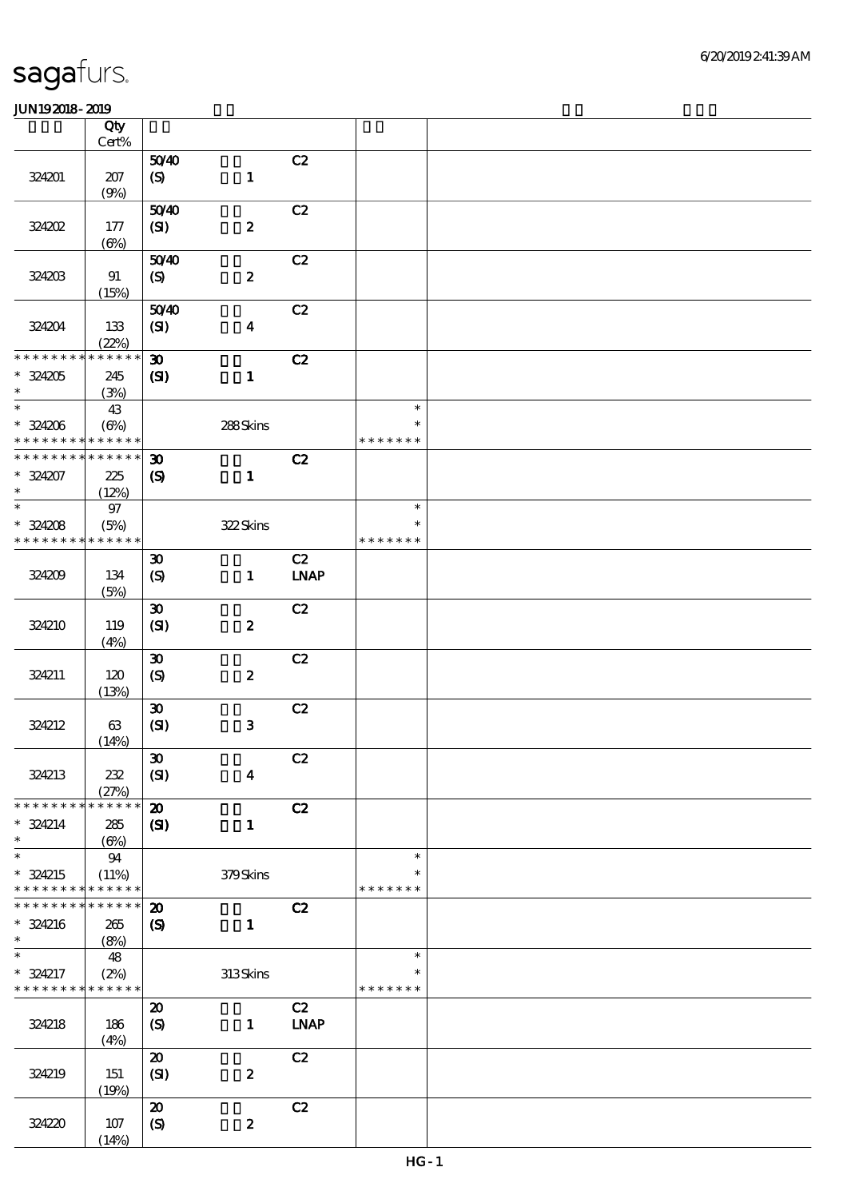| | Qty Cert% | | | | | |
|---|---|---|---|---|---|---|
| 324201 | 207 (9%) | 50/40 (S) | 1 | C2 | | |
| 324202 | 177 (6%) | 50/40 (SI) | 2 | C2 | | |
| 324203 | 91 (15%) | 50/40 (S) | 2 | C2 | | |
| 324204 | 133 (22%) | 50/40 (SI) | 4 | C2 | | |
| * * * * * * * * * * * * * * * 324205 * | 245 (3%) | 30 (SI) | 1 | C2 | | |
| * * 324206 * * * * * * * * * * * * * * | 43 (6%) | | 288 Skins | | * * * * * * * * * | |
| * * * * * * * * * * * * * * * 324207 * | 225 (12%) | 30 (S) | 1 | C2 | | |
| * * 324208 * * * * * * * * * * * * * * | 97 (5%) | | 322 Skins | | * * * * * * * * * | |
| 324209 | 134 (5%) | 30 (S) | 1 | C2 LNAP | | |
| 324210 | 119 (4%) | 30 (SI) | 2 | C2 | | |
| 324211 | 120 (13%) | 30 (S) | 2 | C2 | | |
| 324212 | 63 (14%) | 30 (SI) | 3 | C2 | | |
| 324213 | 232 (27%) | 30 (SI) | 4 | C2 | | |
| * * * * * * * * * * * * * * * 324214 * | 285 (6%) | 20 (SI) | 1 | C2 | | |
| * * 324215 * * * * * * * * * * * * * * | 94 (11%) | | 379 Skins | | * * * * * * * * * | |
| * * * * * * * * * * * * * * * 324216 * | 265 (8%) | 20 (S) | 1 | C2 | | |
| * * 324217 * * * * * * * * * * * * * * | 48 (2%) | | 313 Skins | | * * * * * * * * * | |
| 324218 | 186 (4%) | 20 (S) | 1 | C2 LNAP | | |
| 324219 | 151 (19%) | 20 (SI) | 2 | C2 | | |
| 324220 | 107 (14%) | 20 (S) | 2 | C2 | | |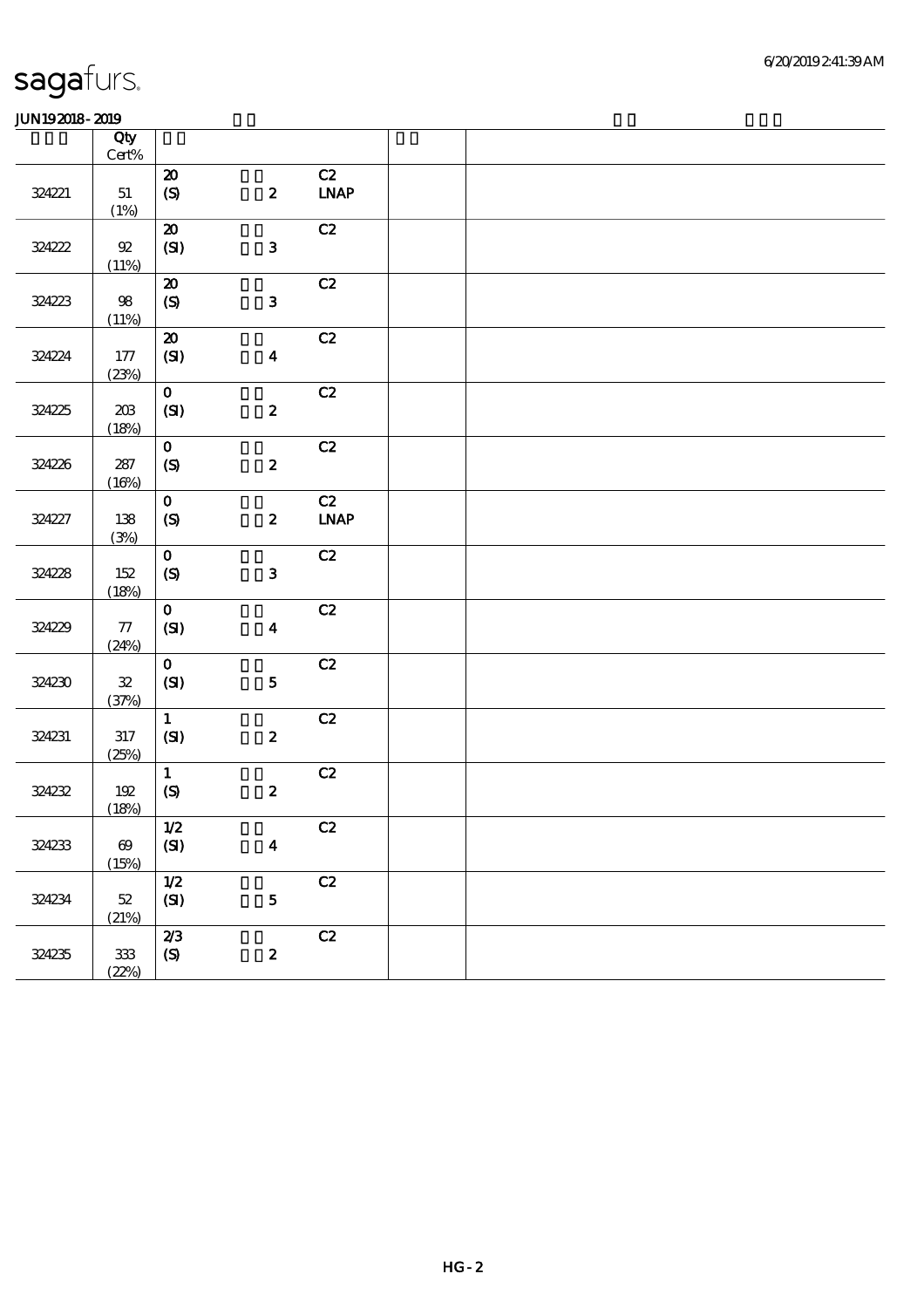# sagafurs.

JUN19 2018 - 2019

| | Qty Cert% | | | | | |
|---|---|---|---|---|---|---|
| 324221 | 51 (1%) | 20 (S) | 2 | C2 LNAP | | |
| 324222 | 92 (11%) | 20 (SI) | 3 | C2 | | |
| 324223 | 98 (11%) | 20 (S) | 3 | C2 | | |
| 324224 | 177 (23%) | 20 (SI) | 4 | C2 | | |
| 324225 | 203 (18%) | 0 (SI) | 2 | C2 | | |
| 324226 | 287 (16%) | 0 (S) | 2 | C2 | | |
| 324227 | 138 (3%) | 0 (S) | 2 | C2 LNAP | | |
| 324228 | 152 (18%) | 0 (S) | 3 | C2 | | |
| 324229 | 77 (24%) | 0 (SI) | 4 | C2 | | |
| 324230 | 32 (37%) | 0 (SI) | 5 | C2 | | |
| 324231 | 317 (25%) | 1 (SI) | 2 | C2 | | |
| 324232 | 192 (18%) | 1 (S) | 2 | C2 | | |
| 324233 | 69 (15%) | 1/2 (SI) | 4 | C2 | | |
| 324234 | 52 (21%) | 1/2 (SI) | 5 | C2 | | |
| 324235 | 333 (22%) | 2/3 (S) | 2 | C2 | | |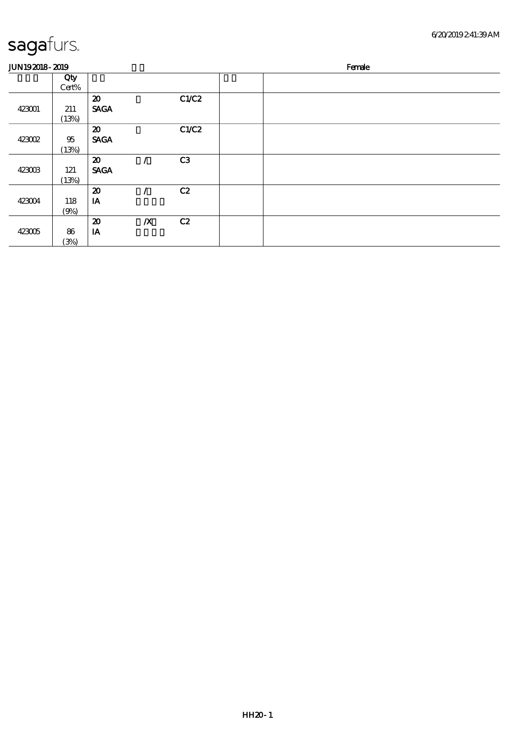# sagafurs.

JUN19 2018 - 2019 Female

| | Qty Cert% | | | | | |
|---|---|---|---|---|---|---|
| 423001 | 211 (13%) | 20 SAGA | | C1/C2 | | |
| 423002 | 95 (13%) | 20 SAGA | | C1/C2 | | |
| 423003 | 121 (13%) | 20 SAGA | / | C3 | | |
| 423004 | 118 (9%) | 20 IA | / | C2 | | |
| 423005 | 86 (3%) | 20 IA | /X | C2 | | |

HH20 - 1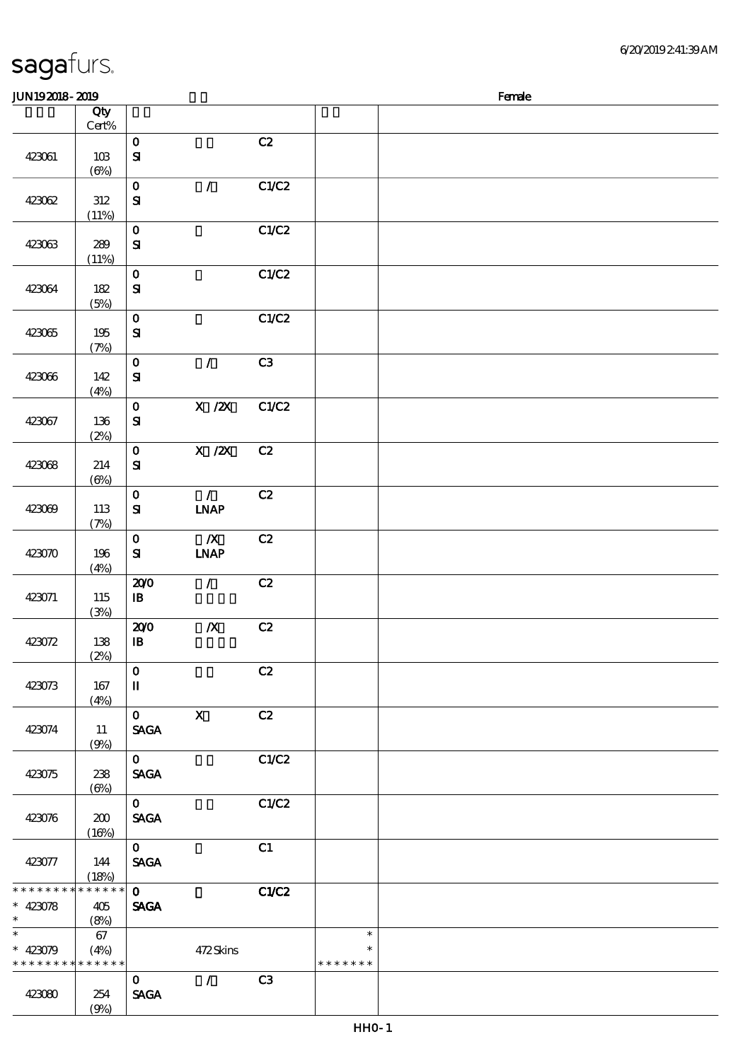sagafurs.

6/20/2019 2:41:39 AM

JUN19 2018 - 2019 Female

| | Qty Cert% | | | | | |
|---|---|---|---|---|---|---|
| 423061 | 103 (6%) | 0 SI | | C2 | | |
| 423062 | 312 (11%) | 0 SI | / | C1/C2 | | |
| 423063 | 289 (11%) | 0 SI | | C1/C2 | | |
| 423064 | 182 (5%) | 0 SI | | C1/C2 | | |
| 423065 | 195 (7%) | 0 SI | | C1/C2 | | |
| 423066 | 142 (4%) | 0 SI | / | C3 | | |
| 423067 | 136 (2%) | 0 SI | X /2X | C1/C2 | | |
| 423068 | 214 (6%) | 0 SI | X /2X | C2 | | |
| 423069 | 113 (7%) | 0 SI | / LNAP | C2 | | |
| 423070 | 196 (4%) | 0 SI | /X LNAP | C2 | | |
| 423071 | 115 (3%) | 20/0 IB | / | C2 | | |
| 423072 | 138 (2%) | 20/0 IB | /X | C2 | | |
| 423073 | 167 (4%) | 0 II | | C2 | | |
| 423074 | 11 (9%) | 0 SAGA | X | C2 | | |
| 423075 | 238 (6%) | 0 SAGA | | C1/C2 | | |
| 423076 | 200 (16%) | 0 SAGA | | C1/C2 | | |
| 423077 | 144 (18%) | 0 SAGA | | C1 | | |
| * * * * * * * * * * * * * * 423078 * | 405 (8%) | 0 SAGA | | C1/C2 | | |
| * * 423079 * * * * * * * * * * * * * | 67 (4%) | | 472 Skins | | * * * * * * * * * | |
| 423080 | 254 (9%) | 0 SAGA | / | C3 | | |

HH0-1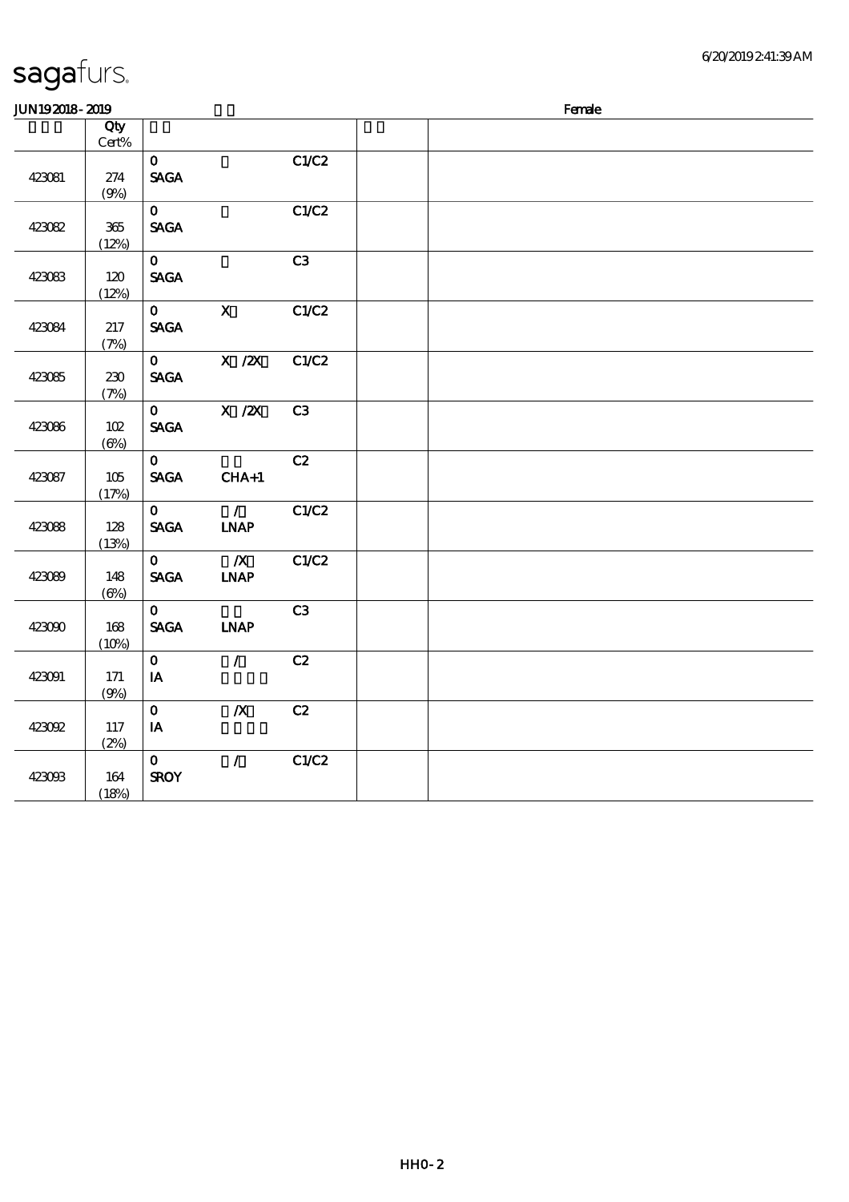sagafurs.

JUN19 2018 - 2019 | | Female

| | Qty Cert% | | | | | |
|---|---|---|---|---|---|---|
| 423081 | 274 (9%) | 0 SAGA | | C1/C2 | | |
| 423082 | 365 (12%) | 0 SAGA | | C1/C2 | | |
| 423083 | 120 (12%) | 0 SAGA | | C3 | | |
| 423084 | 217 (7%) | 0 SAGA | X | C1/C2 | | |
| 423085 | 230 (7%) | 0 SAGA | X /2X | C1/C2 | | |
| 423086 | 102 (6%) | 0 SAGA | X /2X | C3 | | |
| 423087 | 105 (17%) | 0 SAGA | CHA+1 | C2 | | |
| 423088 | 128 (13%) | 0 SAGA | / LNAP | C1/C2 | | |
| 423089 | 148 (6%) | 0 SAGA | /X LNAP | C1/C2 | | |
| 423090 | 168 (10%) | 0 SAGA | LNAP | C3 | | |
| 423091 | 171 (9%) | 0 IA | / | C2 | | |
| 423092 | 117 (2%) | 0 IA | /X | C2 | | |
| 423093 | 164 (18%) | 0 SROY | / | C1/C2 | | |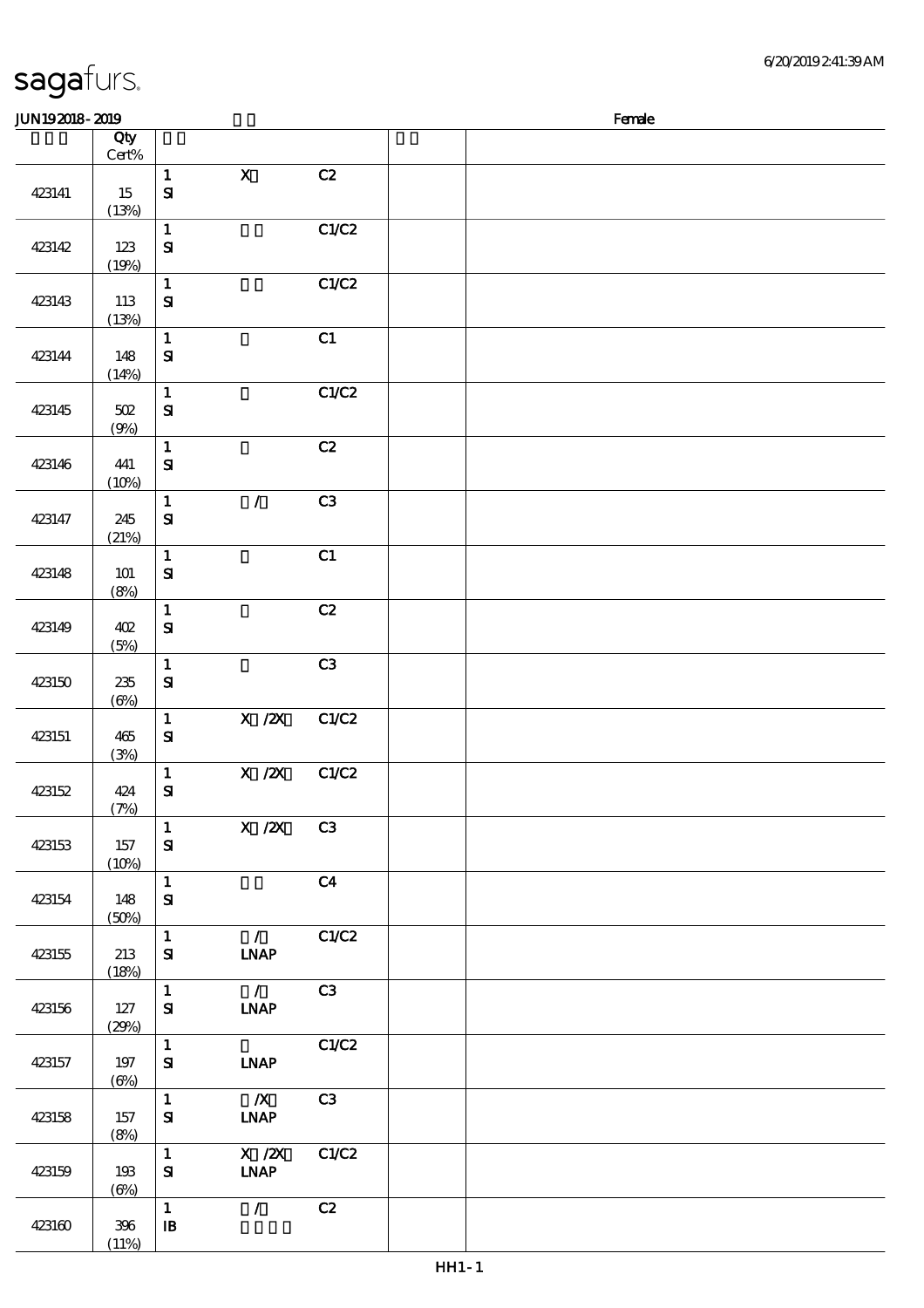sagafurs.

JUN19 2018 - 2019 Female

| | Qty Cert% | | | | | |
|---|---|---|---|---|---|---|
| 423141 | 15 (13%) | 1 SI | X | C2 | | |
| 423142 | 123 (19%) | 1 SI | | C1/C2 | | |
| 423143 | 113 (13%) | 1 SI | | C1/C2 | | |
| 423144 | 148 (14%) | 1 SI | | C1 | | |
| 423145 | 502 (9%) | 1 SI | | C1/C2 | | |
| 423146 | 441 (10%) | 1 SI | | C2 | | |
| 423147 | 245 (21%) | 1 SI | / | C3 | | |
| 423148 | 101 (8%) | 1 SI | | C1 | | |
| 423149 | 402 (5%) | 1 SI | | C2 | | |
| 423150 | 235 (6%) | 1 SI | | C3 | | |
| 423151 | 465 (3%) | 1 SI | X /2X | C1/C2 | | |
| 423152 | 424 (7%) | 1 SI | X /2X | C1/C2 | | |
| 423153 | 157 (10%) | 1 SI | X /2X | C3 | | |
| 423154 | 148 (50%) | 1 SI | | C4 | | |
| 423155 | 213 (18%) | 1 SI | / LNAP | C1/C2 | | |
| 423156 | 127 (29%) | 1 SI | / LNAP | C3 | | |
| 423157 | 197 (6%) | 1 SI | LNAP | C1/C2 | | |
| 423158 | 157 (8%) | 1 SI | /X LNAP | C3 | | |
| 423159 | 193 (6%) | 1 SI | X /2X LNAP | C1/C2 | | |
| 423160 | 396 (11%) | 1 IB | / | C2 | | |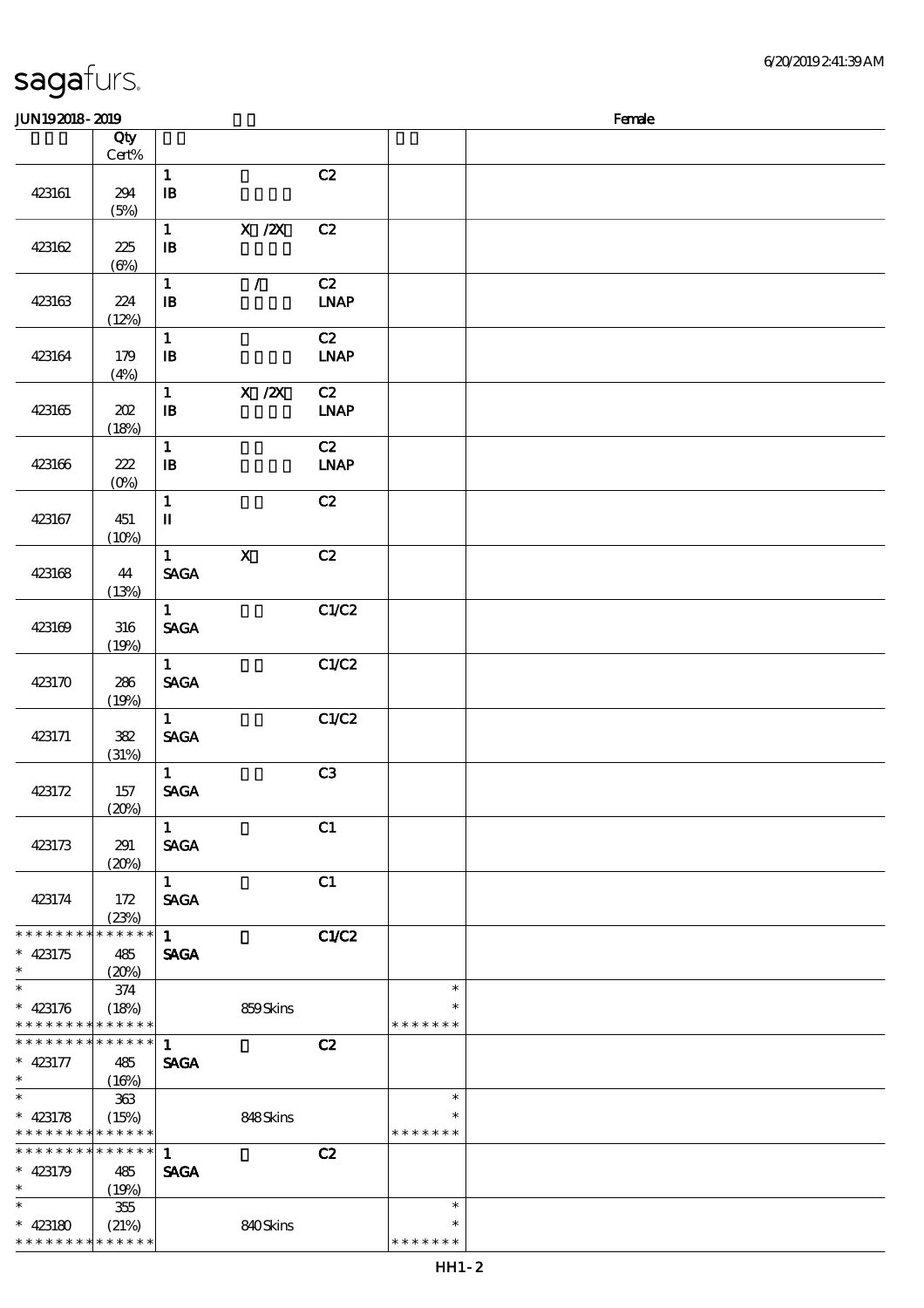# sagafurs.

JUN19 2018 - 2019 Female

| | Qty Cert% | | | | | |
|---|---|---|---|---|---|---|
| 423161 | 294 (5%) | 1 IB | | C2 | | |
| 423162 | 225 (6%) | 1 IB | X /2X | C2 | | |
| 423163 | 224 (12%) | 1 IB | / | C2 LNAP | | |
| 423164 | 179 (4%) | 1 IB | | C2 LNAP | | |
| 423165 | 202 (18%) | 1 IB | X /2X | C2 LNAP | | |
| 423166 | 222 (0%) | 1 IB | | C2 LNAP | | |
| 423167 | 451 (10%) | 1 II | | C2 | | |
| 423168 | 44 (13%) | 1 SAGA | X | C2 | | |
| 423169 | 316 (19%) | 1 SAGA | | C1/C2 | | |
| 423170 | 286 (19%) | 1 SAGA | | C1/C2 | | |
| 423171 | 382 (31%) | 1 SAGA | | C1/C2 | | |
| 423172 | 157 (20%) | 1 SAGA | | C3 | | |
| 423173 | 291 (20%) | 1 SAGA | | C1 | | |
| 423174 | 172 (23%) | 1 SAGA | | C1 | | |
| * * * * * * * * * * * * * * * 423175 * | 485 (20%) | 1 SAGA | | C1/C2 | | |
| * * 423176 * * * * * * * * * * * * * * | 374 (18%) | | 859 Skins | | * * * * * * * * * | |
| * * * * * * * * * * * * * * * 423177 * | 485 (16%) | 1 SAGA | | C2 | | |
| * * 423178 * * * * * * * * * * * * * * | 363 (15%) | | 848 Skins | | * * * * * * * * * | |
| * * * * * * * * * * * * * * * 423179 * | 485 (19%) | 1 SAGA | | C2 | | |
| * * 423180 * * * * * * * * * * * * * * | 355 (21%) | | 840 Skins | | * * * * * * * * * | |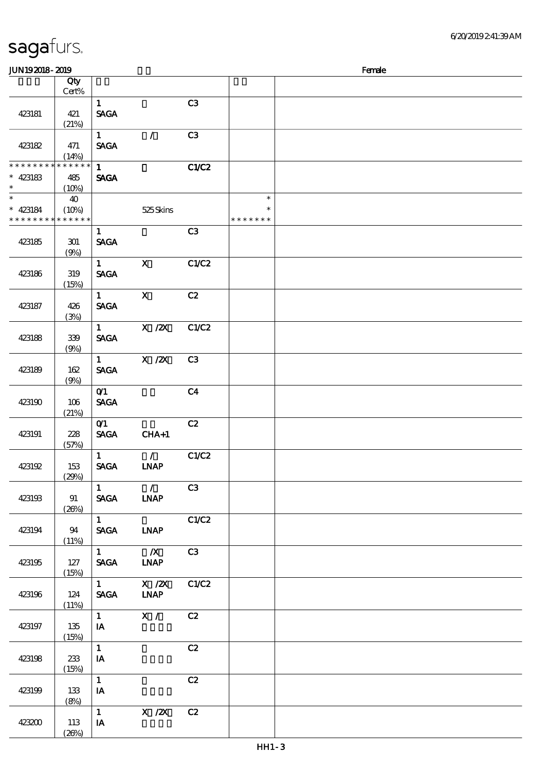sagafurs.

JUN19 2018 - 2019 Female

| | Qty Cert% | | | | | |
|---|---|---|---|---|---|---|
| 423181 | 421 (21%) | 1 SAGA | | C3 | | |
| 423182 | 471 (14%) | 1 SAGA | / | C3 | | |
| * * * * * * * * * * * * * * 423183 * | 485 (10%) | 1 SAGA | | C1/C2 | | |
| * * 423184 * * * * * * * * * * * * * * | 40 (10%) | | 525 Skins | | * * * * * * * * * | |
| 423185 | 301 (9%) | 1 SAGA | | C3 | | |
| 423186 | 319 (15%) | 1 SAGA | X | C1/C2 | | |
| 423187 | 426 (3%) | 1 SAGA | X | C2 | | |
| 423188 | 339 (9%) | 1 SAGA | X /2X | C1/C2 | | |
| 423189 | 162 (9%) | 1 SAGA | X /2X | C3 | | |
| 423190 | 106 (21%) | 0/1 SAGA | | C4 | | |
| 423191 | 228 (57%) | 0/1 SAGA | CHA+1 | C2 | | |
| 423192 | 153 (29%) | 1 SAGA | / LNAP | C1/C2 | | |
| 423193 | 91 (26%) | 1 SAGA | / LNAP | C3 | | |
| 423194 | 94 (11%) | 1 SAGA | LNAP | C1/C2 | | |
| 423195 | 127 (15%) | 1 SAGA | /X LNAP | C3 | | |
| 423196 | 124 (11%) | 1 SAGA | X /2X LNAP | C1/C2 | | |
| 423197 | 135 (15%) | 1 IA | X / | C2 | | |
| 423198 | 233 (15%) | 1 IA | | C2 | | |
| 423199 | 133 (8%) | 1 IA | | C2 | | |
| 423200 | 113 (26%) | 1 IA | X /2X | C2 | | |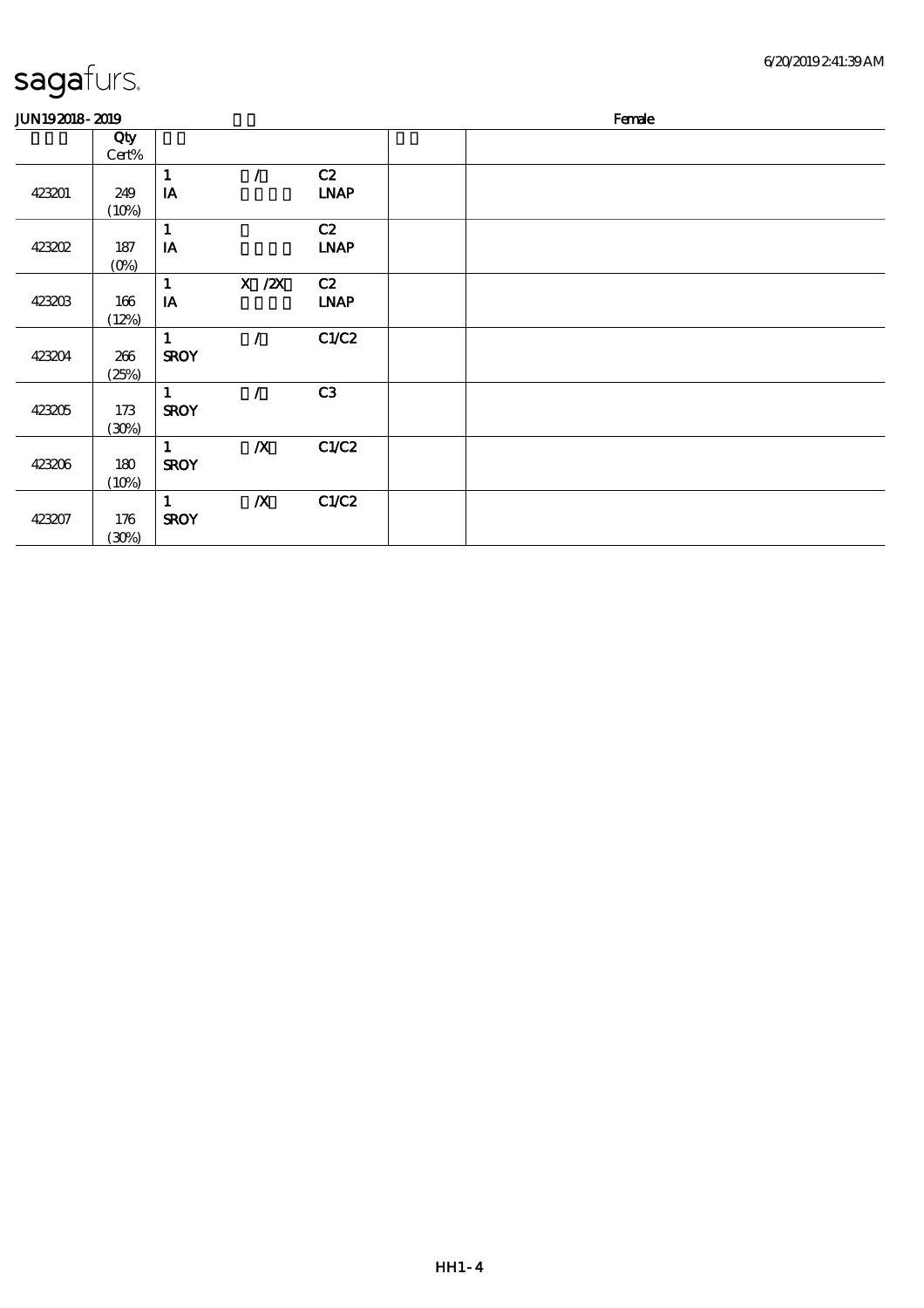# sagafurs.

JUN19 2018 - 2019 　　Female

| | Qty Cert% | | | | | |
|---|---|---|---|---|---|---|
| 423201 | 249 (10%) | 1 IA | / | C2 LNAP | | |
| 423202 | 187 (0%) | 1 IA | | C2 LNAP | | |
| 423203 | 166 (12%) | 1 IA | X /2X | C2 LNAP | | |
| 423204 | 266 (25%) | 1 SROY | / | C1/C2 | | |
| 423205 | 173 (30%) | 1 SROY | / | C3 | | |
| 423206 | 180 (10%) | 1 SROY | /X | C1/C2 | | |
| 423207 | 176 (30%) | 1 SROY | /X | C1/C2 | | |

HH1-4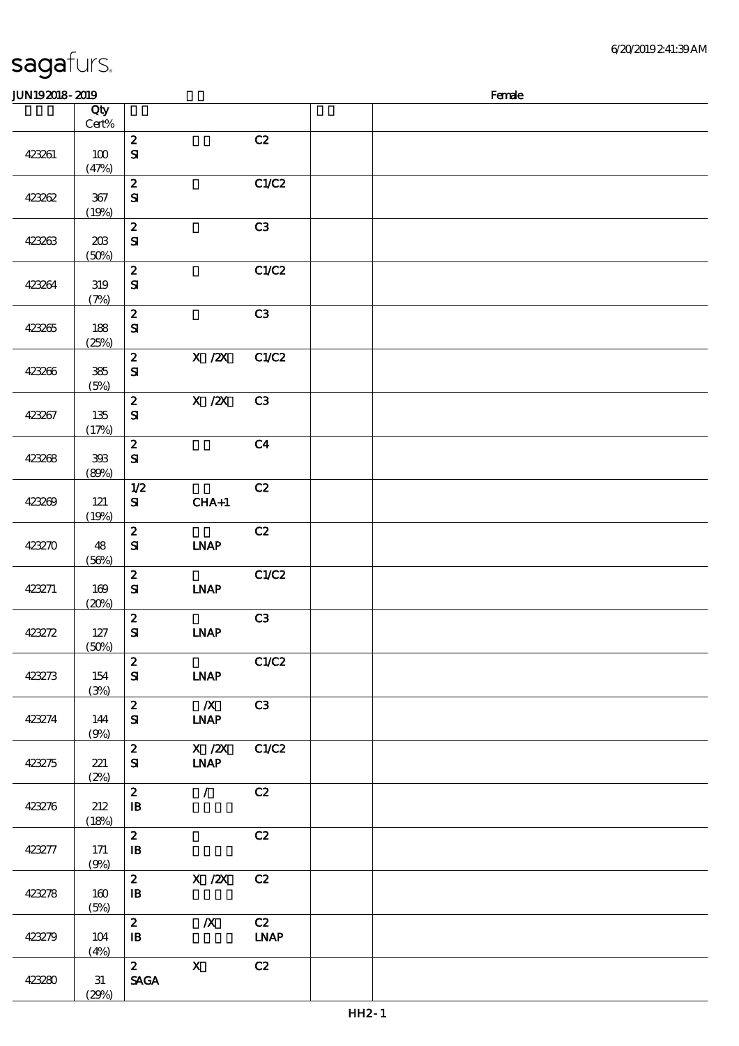sagafurs.

JUN192018-2019 Female

| | Qty Cert% | | | | | |
|---|---|---|---|---|---|---|
| 423261 | 100 (47%) | 2 SI | | C2 | | |
| 423262 | 367 (19%) | 2 SI | | C1/C2 | | |
| 423263 | 203 (50%) | 2 SI | | C3 | | |
| 423264 | 319 (7%) | 2 SI | | C1/C2 | | |
| 423265 | 188 (25%) | 2 SI | | C3 | | |
| 423266 | 385 (5%) | 2 SI | X /2X | C1/C2 | | |
| 423267 | 135 (17%) | 2 SI | X /2X | C3 | | |
| 423268 | 393 (89%) | 2 SI | | C4 | | |
| 423269 | 121 (19%) | 1/2 SI | CHA+1 | C2 | | |
| 423270 | 48 (56%) | 2 SI | LNAP | C2 | | |
| 423271 | 169 (20%) | 2 SI | LNAP | C1/C2 | | |
| 423272 | 127 (50%) | 2 SI | LNAP | C3 | | |
| 423273 | 154 (3%) | 2 SI | LNAP | C1/C2 | | |
| 423274 | 144 (9%) | 2 SI | /X LNAP | C3 | | |
| 423275 | 221 (2%) | 2 SI | X /2X LNAP | C1/C2 | | |
| 423276 | 212 (18%) | 2 IB | / | C2 | | |
| 423277 | 171 (9%) | 2 IB | | C2 | | |
| 423278 | 160 (5%) | 2 IB | X /2X | C2 | | |
| 423279 | 104 (4%) | 2 IB | /X | C2 LNAP | | |
| 423280 | 31 (29%) | 2 SAGA | X | C2 | | |

HH2-1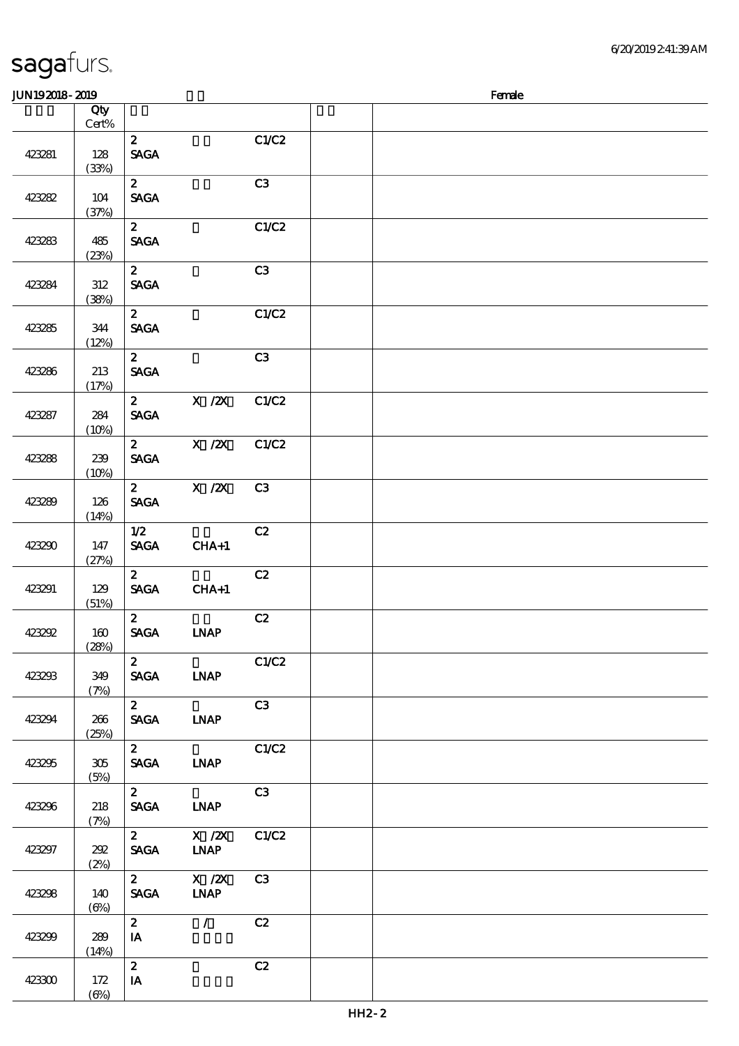sagafurs.

JUN19 2018 - 2019 Female

| | Qty Cert% | | | | | |
|---|---|---|---|---|---|---|
| 423281 | 128 (33%) | 2 SAGA | | C1/C2 | | |
| 423282 | 104 (37%) | 2 SAGA | | C3 | | |
| 423283 | 485 (23%) | 2 SAGA | | C1/C2 | | |
| 423284 | 312 (38%) | 2 SAGA | | C3 | | |
| 423285 | 344 (12%) | 2 SAGA | | C1/C2 | | |
| 423286 | 213 (17%) | 2 SAGA | | C3 | | |
| 423287 | 284 (10%) | 2 SAGA | X /2X | C1/C2 | | |
| 423288 | 239 (10%) | 2 SAGA | X /2X | C1/C2 | | |
| 423289 | 126 (14%) | 2 SAGA | X /2X | C3 | | |
| 423290 | 147 (27%) | 1/2 SAGA | CHA+1 | C2 | | |
| 423291 | 129 (51%) | 2 SAGA | CHA+1 | C2 | | |
| 423292 | 160 (28%) | 2 SAGA | LNAP | C2 | | |
| 423293 | 349 (7%) | 2 SAGA | LNAP | C1/C2 | | |
| 423294 | 266 (25%) | 2 SAGA | LNAP | C3 | | |
| 423295 | 305 (5%) | 2 SAGA | LNAP | C1/C2 | | |
| 423296 | 218 (7%) | 2 SAGA | LNAP | C3 | | |
| 423297 | 292 (2%) | 2 SAGA | X /2X LNAP | C1/C2 | | |
| 423298 | 140 (6%) | 2 SAGA | X /2X LNAP | C3 | | |
| 423299 | 289 (14%) | 2 IA | / | C2 | | |
| 423300 | 172 (6%) | 2 IA | | C2 | | |

HH2-2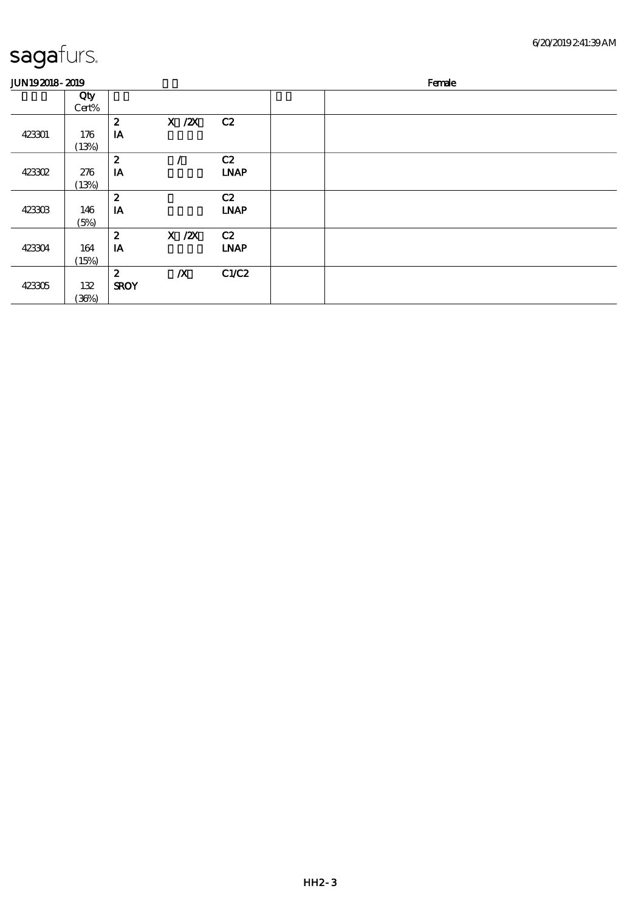sagafurs.

JUN192018 - 2019 Female

| | Qty Cert% | | | | | |
|---|---|---|---|---|---|---|
| 423301 | 176 (13%) | 2 IA | X /2X | C2 | | |
| 423302 | 276 (13%) | 2 IA | / | C2 LNAP | | |
| 423303 | 146 (5%) | 2 IA | | C2 LNAP | | |
| 423304 | 164 (15%) | 2 IA | X /2X | C2 LNAP | | |
| 423305 | 132 (36%) | 2 SROY | /X | C1/C2 | | |

HH2- 3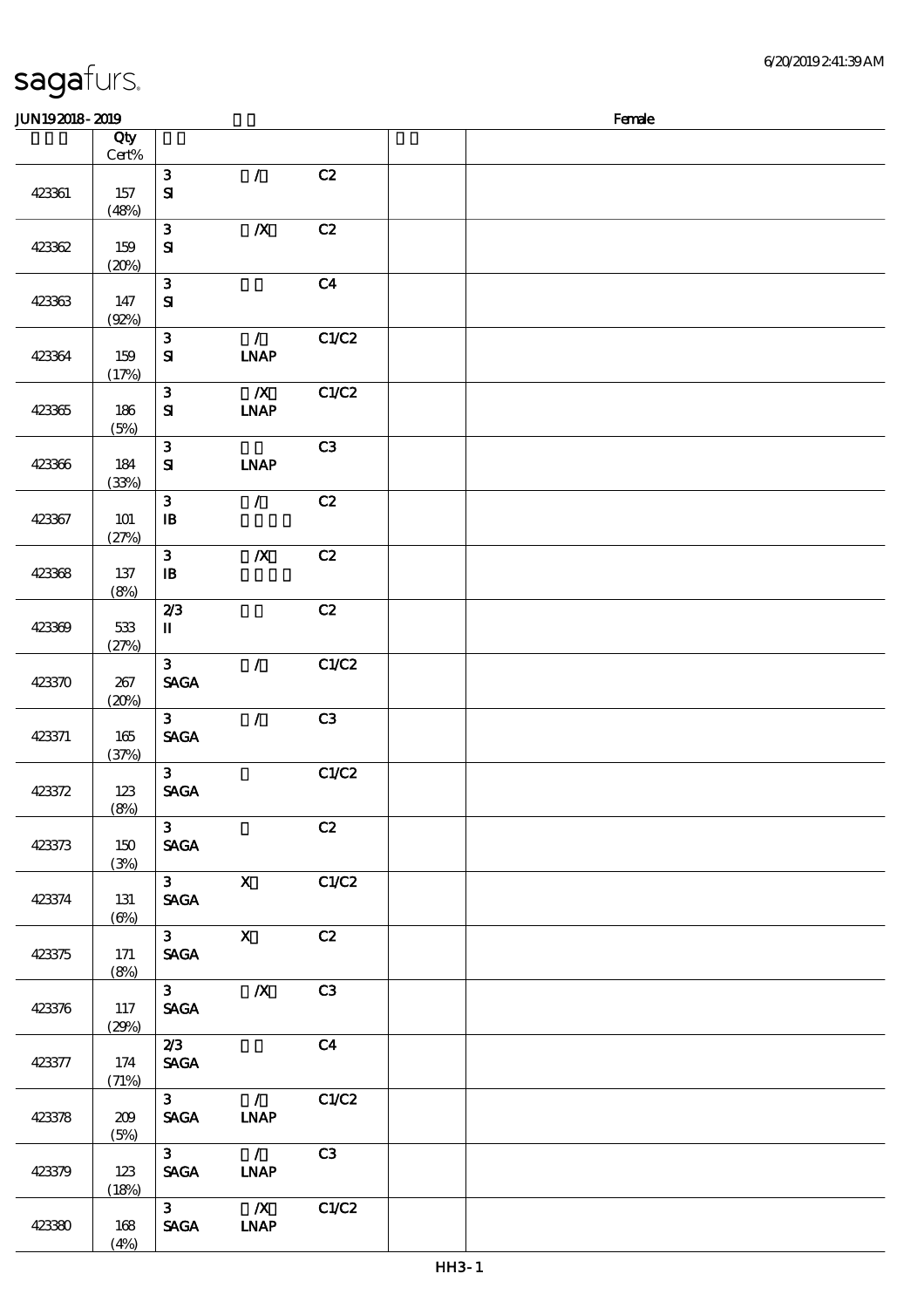sagafurs.

JUN19 2018 - 2019 Female

| | Qty Cert% | | | | | |
|---|---|---|---|---|---|---|
| 423361 | 157 (48%) | 3 SI | / | C2 | | |
| 423362 | 159 (20%) | 3 SI | /X | C2 | | |
| 423363 | 147 (92%) | 3 SI | | C4 | | |
| 423364 | 159 (17%) | 3 SI | / LNAP | C1/C2 | | |
| 423365 | 186 (5%) | 3 SI | /X LNAP | C1/C2 | | |
| 423366 | 184 (33%) | 3 SI | LNAP | C3 | | |
| 423367 | 101 (27%) | 3 IB | / | C2 | | |
| 423368 | 137 (8%) | 3 IB | /X | C2 | | |
| 423369 | 533 (27%) | 2/3 II | | C2 | | |
| 423370 | 267 (20%) | 3 SAGA | / | C1/C2 | | |
| 423371 | 165 (37%) | 3 SAGA | / | C3 | | |
| 423372 | 123 (8%) | 3 SAGA | | C1/C2 | | |
| 423373 | 150 (3%) | 3 SAGA | | C2 | | |
| 423374 | 131 (6%) | 3 SAGA | X | C1/C2 | | |
| 423375 | 171 (8%) | 3 SAGA | X | C2 | | |
| 423376 | 117 (29%) | 3 SAGA | /X | C3 | | |
| 423377 | 174 (71%) | 2/3 SAGA | | C4 | | |
| 423378 | 209 (5%) | 3 SAGA | / LNAP | C1/C2 | | |
| 423379 | 123 (18%) | 3 SAGA | / LNAP | C3 | | |
| 423380 | 168 (4%) | 3 SAGA | /X LNAP | C1/C2 | | |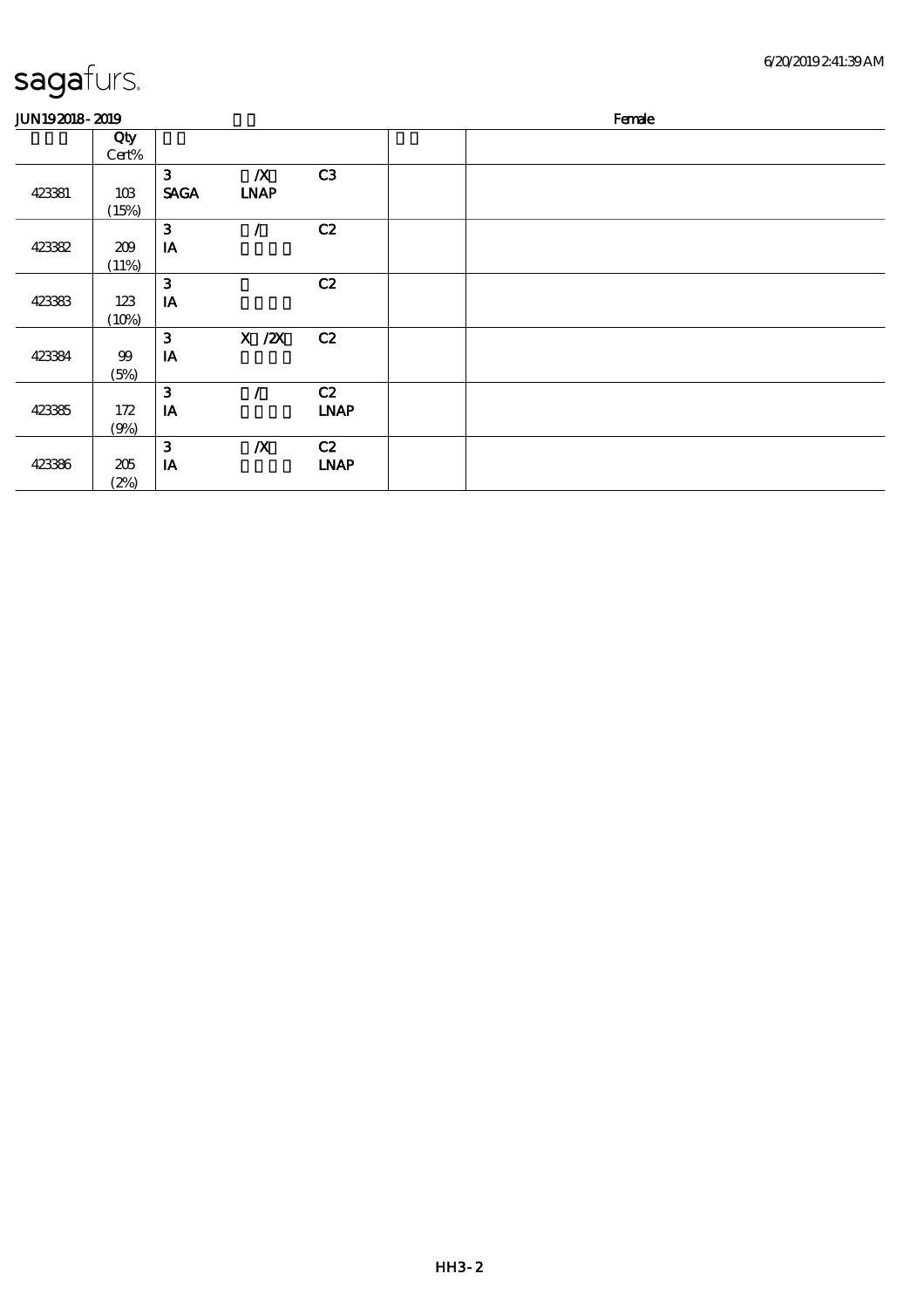sagafurs.

JUN19 2018 - 2019 | | Female

| | Qty Cert% | | | | | |
|---|---|---|---|---|---|---|
| 423381 | 103 (15%) | 3 SAGA | /X LNAP | C3 | | |
| 423382 | 209 (11%) | 3 IA | / | C2 | | |
| 423383 | 123 (10%) | 3 IA | | C2 | | |
| 423384 | 99 (5%) | 3 IA | X /2X | C2 | | |
| 423385 | 172 (9%) | 3 IA | / | C2 LNAP | | |
| 423386 | 205 (2%) | 3 IA | /X | C2 LNAP | | |

HH3-2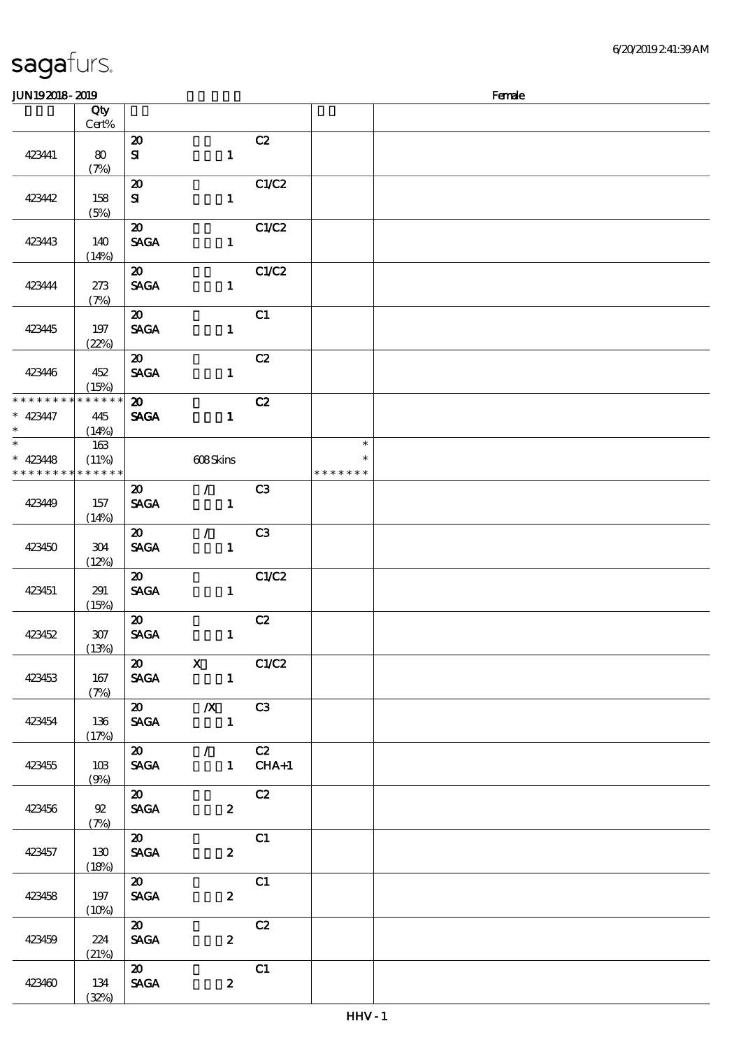sagafurs.

JUN19 2018 - 2019 Female

| | Qty Cert% | | | | | |
|---|---|---|---|---|---|---|
| 423441 | 80 (7%) | 20 SI | 1 | C2 | | |
| 423442 | 158 (5%) | 20 SI | 1 | C1/C2 | | |
| 423443 | 140 (14%) | 20 SAGA | 1 | C1/C2 | | |
| 423444 | 273 (7%) | 20 SAGA | 1 | C1/C2 | | |
| 423445 | 197 (22%) | 20 SAGA | 1 | C1 | | |
| 423446 | 452 (15%) | 20 SAGA | 1 | C2 | | |
| * * * * * * * * * * * * * * * 423447 * | 445 (14%) | 20 SAGA | 1 | C2 | | |
| * * 423448 * * * * * * * * * * * * * * | 163 (11%) | | 608 Skins | | * * * * * * * * * | |
| 423449 | 157 (14%) | 20 SAGA | / 1 | C3 | | |
| 423450 | 304 (12%) | 20 SAGA | / 1 | C3 | | |
| 423451 | 291 (15%) | 20 SAGA | 1 | C1/C2 | | |
| 423452 | 307 (13%) | 20 SAGA | 1 | C2 | | |
| 423453 | 167 (7%) | 20 SAGA | X 1 | C1/C2 | | |
| 423454 | 136 (17%) | 20 SAGA | /X 1 | C3 | | |
| 423455 | 103 (9%) | 20 SAGA | / 1 | C2 CHA+1 | | |
| 423456 | 92 (7%) | 20 SAGA | 2 | C2 | | |
| 423457 | 130 (18%) | 20 SAGA | 2 | C1 | | |
| 423458 | 197 (10%) | 20 SAGA | 2 | C1 | | |
| 423459 | 224 (21%) | 20 SAGA | 2 | C2 | | |
| 423460 | 134 (32%) | 20 SAGA | 2 | C1 | | |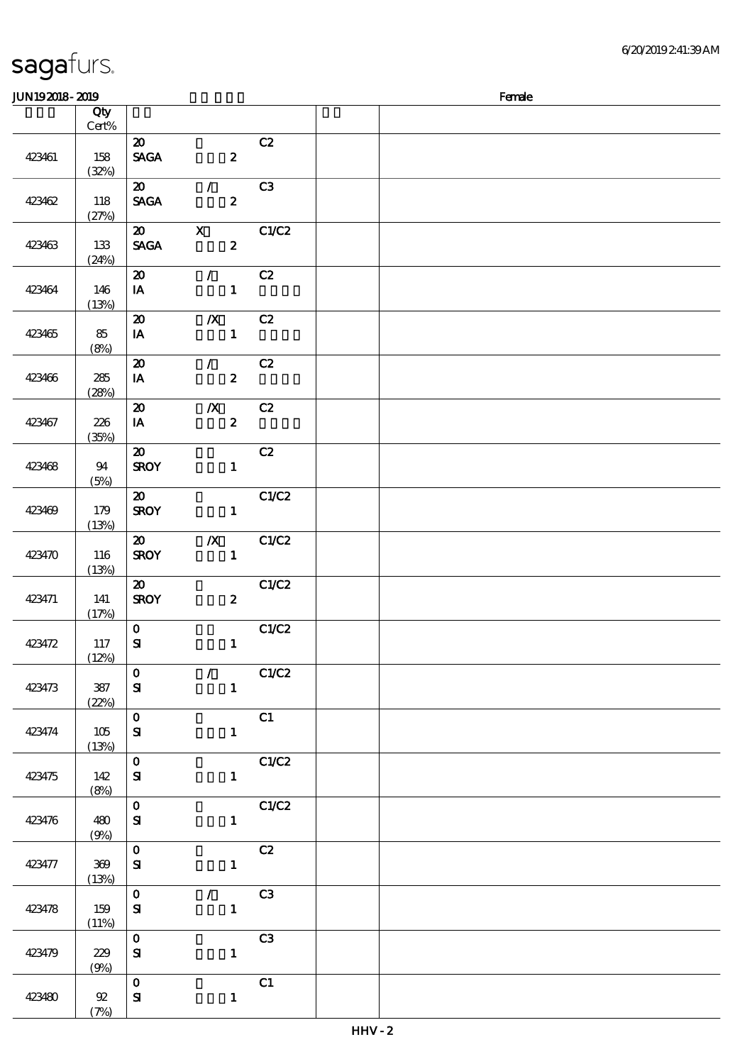sagafurs.

JUN19 2018 - 2019 Female

| | Qty<br>Cert% | | | | |
|---|---|---|---|---|---|
| 423461 | 158<br>(32%) | 20<br>SAGA 2 | C2 | | |
| 423462 | 118<br>(27%) | 20 /<br>SAGA 2 | C3 | | |
| 423463 | 133<br>(24%) | 20 X<br>SAGA 2 | C1/C2 | | |
| 423464 | 146<br>(13%) | 20 /<br>IA 1 | C2 | | |
| 423465 | 85<br>(8%) | 20 /X<br>IA 1 | C2 | | |
| 423466 | 285<br>(28%) | 20 /<br>IA 2 | C2 | | |
| 423467 | 226<br>(35%) | 20 /X<br>IA 2 | C2 | | |
| 423468 | 94<br>(5%) | 20<br>SROY 1 | C2 | | |
| 423469 | 179<br>(13%) | 20<br>SROY 1 | C1/C2 | | |
| 423470 | 116<br>(13%) | 20 /X<br>SROY 1 | C1/C2 | | |
| 423471 | 141<br>(17%) | 20<br>SROY 2 | C1/C2 | | |
| 423472 | 117<br>(12%) | 0<br>SI 1 | C1/C2 | | |
| 423473 | 387<br>(22%) | 0 /<br>SI 1 | C1/C2 | | |
| 423474 | 105<br>(13%) | 0<br>SI 1 | C1 | | |
| 423475 | 142<br>(8%) | 0<br>SI 1 | C1/C2 | | |
| 423476 | 480<br>(9%) | 0<br>SI 1 | C1/C2 | | |
| 423477 | 369<br>(13%) | 0<br>SI 1 | C2 | | |
| 423478 | 159<br>(11%) | 0 /<br>SI 1 | C3 | | |
| 423479 | 229<br>(9%) | 0<br>SI 1 | C3 | | |
| 423480 | 92<br>(7%) | 0<br>SI 1 | C1 | | |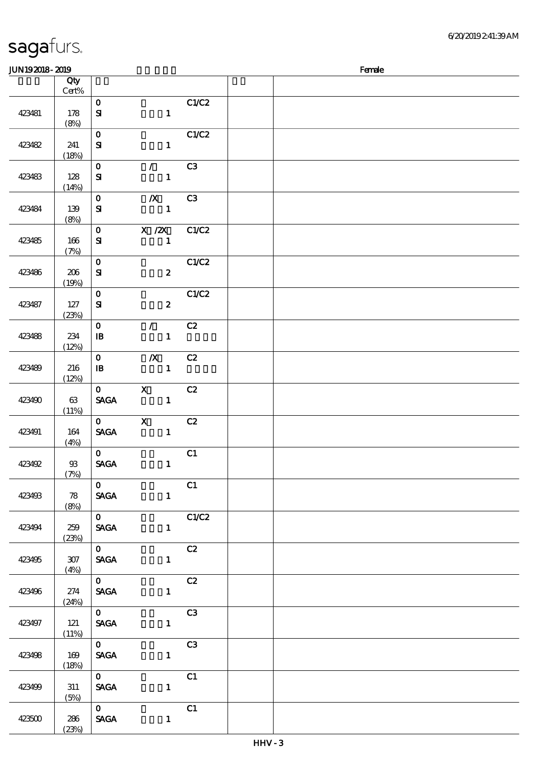| | Qty Cert% | | | | | |
|---|---|---|---|---|---|---|
| 423481 | 178 (8%) | 0 SI | 1 | C1/C2 | | |
| 423482 | 241 (18%) | 0 SI | 1 | C1/C2 | | |
| 423483 | 128 (14%) | 0 SI | / 1 | C3 | | |
| 423484 | 139 (8%) | 0 SI | /X 1 | C3 | | |
| 423485 | 166 (7%) | 0 SI | X /2X 1 | C1/C2 | | |
| 423486 | 206 (19%) | 0 SI | 2 | C1/C2 | | |
| 423487 | 127 (23%) | 0 SI | 2 | C1/C2 | | |
| 423488 | 234 (12%) | 0 IB | / 1 | C2 | | |
| 423489 | 216 (12%) | 0 IB | /X 1 | C2 | | |
| 423490 | 63 (11%) | 0 SAGA | X 1 | C2 | | |
| 423491 | 164 (4%) | 0 SAGA | X 1 | C2 | | |
| 423492 | 93 (7%) | 0 SAGA | 1 | C1 | | |
| 423493 | 78 (8%) | 0 SAGA | 1 | C1 | | |
| 423494 | 259 (23%) | 0 SAGA | 1 | C1/C2 | | |
| 423495 | 307 (4%) | 0 SAGA | 1 | C2 | | |
| 423496 | 274 (24%) | 0 SAGA | 1 | C2 | | |
| 423497 | 121 (11%) | 0 SAGA | 1 | C3 | | |
| 423498 | 169 (18%) | 0 SAGA | 1 | C3 | | |
| 423499 | 311 (5%) | 0 SAGA | 1 | C1 | | |
| 423500 | 286 (23%) | 0 SAGA | 1 | C1 | | |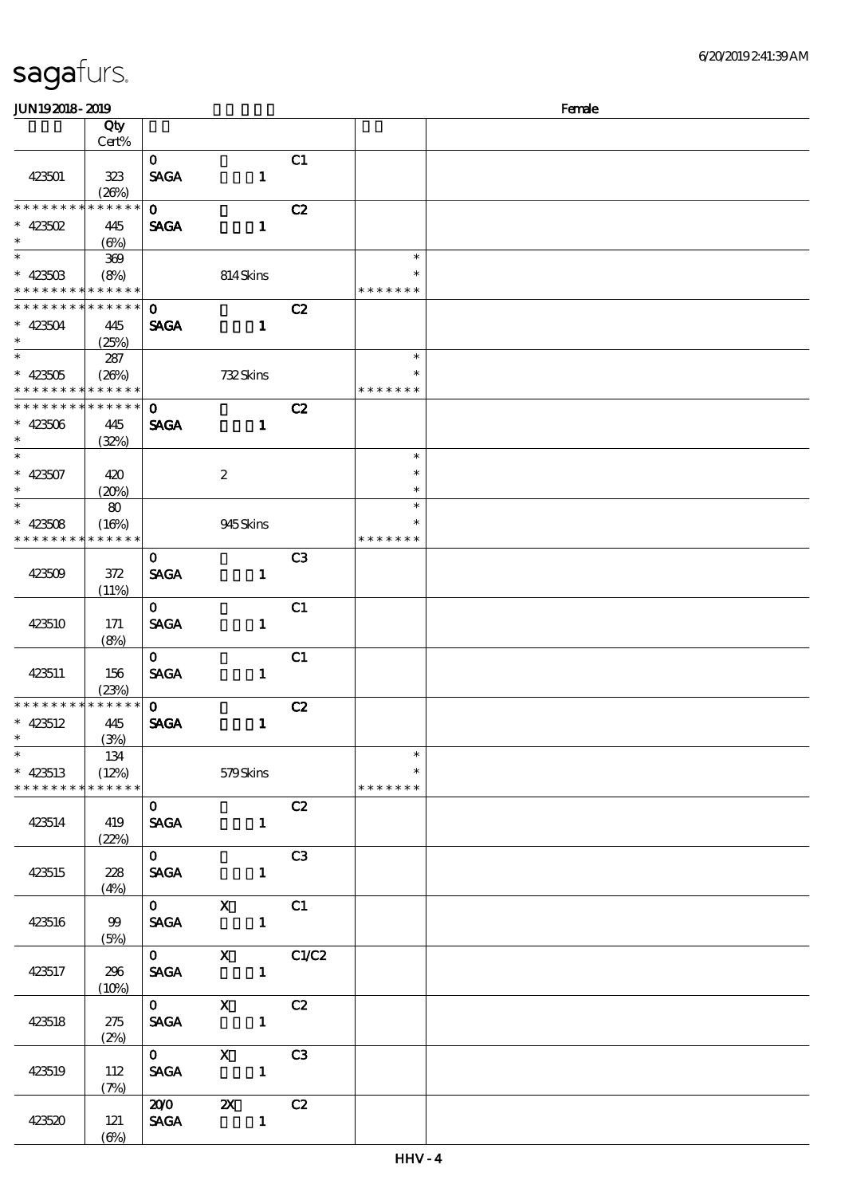# sagafurs.

JUN19 2018 - 2019 — Female

| | Qty Cert% | | | | | |
|---|---|---|---|---|---|---|
| 423501 | 323 (26%) | 0 SAGA | 1 | C1 | | |
| * * * * * * * * * * * * * * 423502 * | 445 (6%) | 0 SAGA | 1 | C2 | | |
| * * 423503 * * * * * * * * * * * * * | 369 (8%) | | 814 Skins | | * * * * * * * * * | |
| * * * * * * * * * * * * * * 423504 * | 445 (25%) | 0 SAGA | 1 | C2 | | |
| * * 423505 * * * * * * * * * * * * * | 287 (26%) | | 732 Skins | | * * * * * * * * * | |
| * * * * * * * * * * * * * * 423506 * | 445 (32%) | 0 SAGA | 1 | C2 | | |
| * * 423507 * | 420 (20%) | | 2 | | * * * | |
| * * 423508 * * * * * * * * * * * * * | 80 (16%) | | 945 Skins | | * * * * * * * * * | |
| 423509 | 372 (11%) | 0 SAGA | 1 | C3 | | |
| 423510 | 171 (8%) | 0 SAGA | 1 | C1 | | |
| 423511 | 156 (23%) | 0 SAGA | 1 | C1 | | |
| * * * * * * * * * * * * * * 423512 * | 445 (3%) | 0 SAGA | 1 | C2 | | |
| * * 423513 * * * * * * * * * * * * * | 134 (12%) | | 579 Skins | | * * * * * * * * * | |
| 423514 | 419 (22%) | 0 SAGA | 1 | C2 | | |
| 423515 | 228 (4%) | 0 SAGA | 1 | C3 | | |
| 423516 | 99 (5%) | 0 SAGA | X 1 | C1 | | |
| 423517 | 296 (10%) | 0 SAGA | X 1 | C1/C2 | | |
| 423518 | 275 (2%) | 0 SAGA | X 1 | C2 | | |
| 423519 | 112 (7%) | 0 SAGA | X 1 | C3 | | |
| 423520 | 121 (6%) | 20/0 SAGA | 2X 1 | C2 | | |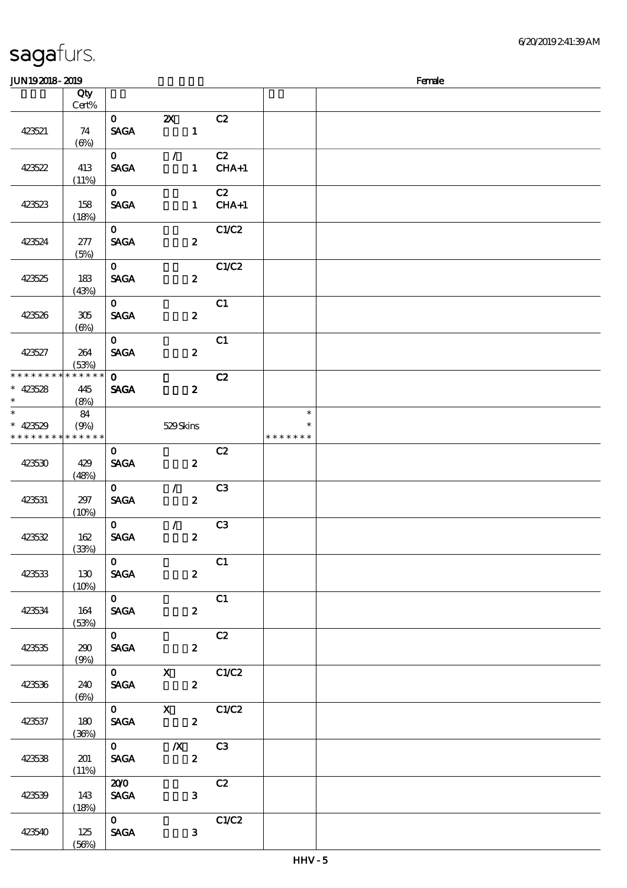# sagafurs.

JUN192018-2019 | Female

| | Qty Cert% | | | | | |
|---|---|---|---|---|---|---|
| 423521 | 74 (6%) | 0 SAGA | 2X 1 | C2 | | |
| 423522 | 413 (11%) | 0 SAGA | / 1 | C2 CHA+1 | | |
| 423523 | 158 (18%) | 0 SAGA | 1 | C2 CHA+1 | | |
| 423524 | 277 (5%) | 0 SAGA | 2 | C1/C2 | | |
| 423525 | 183 (43%) | 0 SAGA | 2 | C1/C2 | | |
| 423526 | 305 (6%) | 0 SAGA | 2 | C1 | | |
| 423527 | 264 (53%) | 0 SAGA | 2 | C1 | | |
| * * * * * * * * * * * * * * * 423528 * | 445 (8%) | 0 SAGA | 2 | C2 | | |
| * * 423529 * * * * * * * * * * * * * * | 84 (9%) | | 529 Skins | | * * * * * * * * * | |
| 423530 | 429 (48%) | 0 SAGA | 2 | C2 | | |
| 423531 | 297 (10%) | 0 SAGA | / 2 | C3 | | |
| 423532 | 162 (33%) | 0 SAGA | / 2 | C3 | | |
| 423533 | 130 (10%) | 0 SAGA | 2 | C1 | | |
| 423534 | 164 (53%) | 0 SAGA | 2 | C1 | | |
| 423535 | 290 (9%) | 0 SAGA | 2 | C2 | | |
| 423536 | 240 (6%) | 0 SAGA | X 2 | C1/C2 | | |
| 423537 | 180 (36%) | 0 SAGA | X 2 | C1/C2 | | |
| 423538 | 201 (11%) | 0 SAGA | /X 2 | C3 | | |
| 423539 | 143 (18%) | 20/0 SAGA | 3 | C2 | | |
| 423540 | 125 (56%) | 0 SAGA | 3 | C1/C2 | | |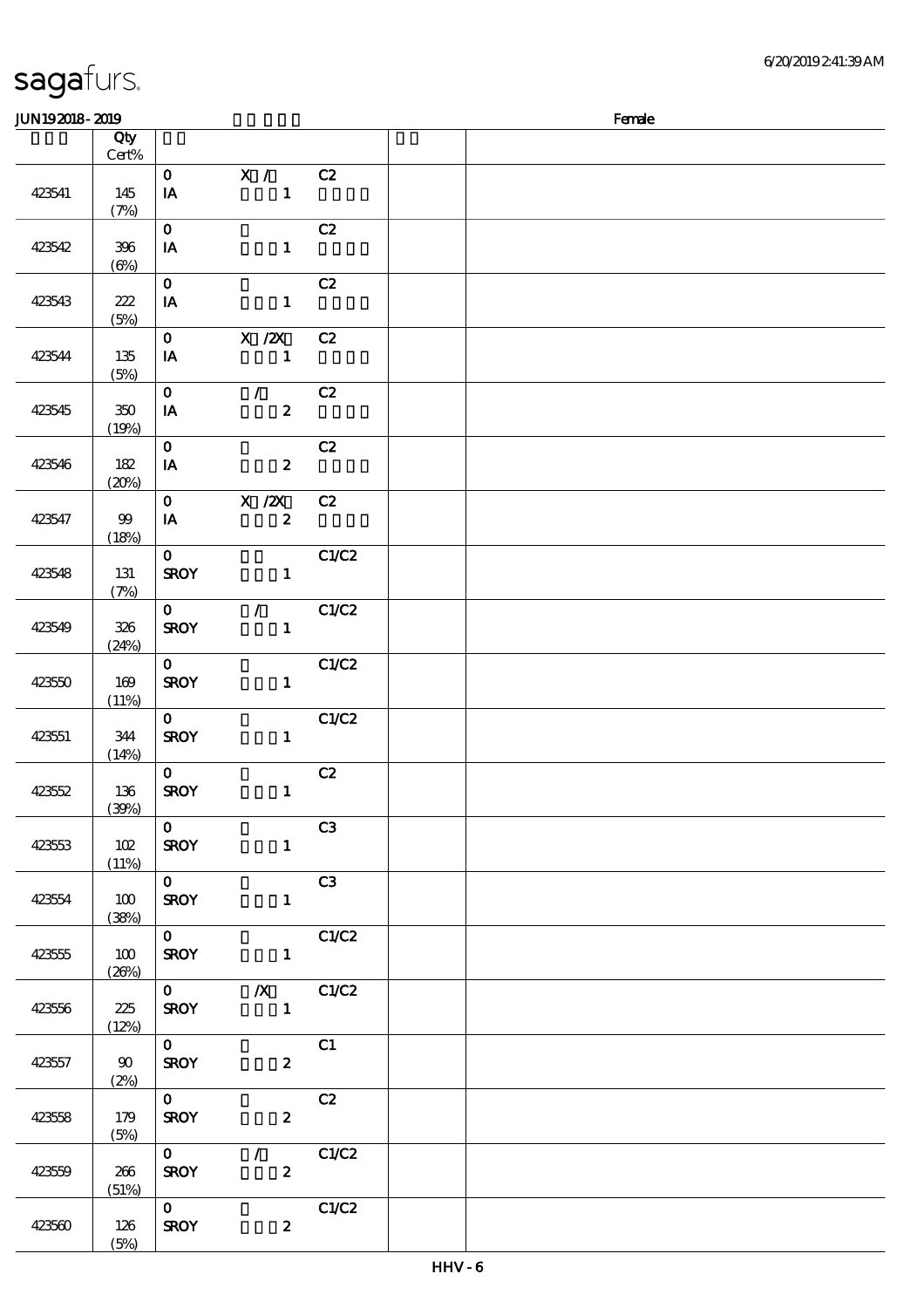JUN19 2018 - 2019 Female

| | Qty<br>Cert% | | | | |
|---|---|---|---|---|---|
| 423541 | 145<br>(7%) | 0<br>IA | X / <br>1 | C2 | |
| 423542 | 396<br>(6%) | 0<br>IA | <br>1 | C2 | |
| 423543 | 222<br>(5%) | 0<br>IA | <br>1 | C2 | |
| 423544 | 135<br>(5%) | 0<br>IA | X /2X<br>1 | C2 | |
| 423545 | 350<br>(19%) | 0<br>IA | /<br>2 | C2 | |
| 423546 | 182<br>(20%) | 0<br>IA | <br>2 | C2 | |
| 423547 | 99<br>(18%) | 0<br>IA | X /2X<br>2 | C2 | |
| 423548 | 131<br>(7%) | 0<br>SROY | <br>1 | C1/C2 | |
| 423549 | 326<br>(24%) | 0<br>SROY | /<br>1 | C1/C2 | |
| 423550 | 169<br>(11%) | 0<br>SROY | <br>1 | C1/C2 | |
| 423551 | 344<br>(14%) | 0<br>SROY | <br>1 | C1/C2 | |
| 423552 | 136<br>(39%) | 0<br>SROY | <br>1 | C2 | |
| 423553 | 102<br>(11%) | 0<br>SROY | <br>1 | C3 | |
| 423554 | 100<br>(38%) | 0<br>SROY | <br>1 | C3 | |
| 423555 | 100<br>(26%) | 0<br>SROY | <br>1 | C1/C2 | |
| 423556 | 225<br>(12%) | 0<br>SROY | /X<br>1 | C1/C2 | |
| 423557 | 90<br>(2%) | 0<br>SROY | <br>2 | C1 | |
| 423558 | 179<br>(5%) | 0<br>SROY | <br>2 | C2 | |
| 423559 | 266<br>(51%) | 0<br>SROY | /<br>2 | C1/C2 | |
| 423560 | 126<br>(5%) | 0<br>SROY | <br>2 | C1/C2 | |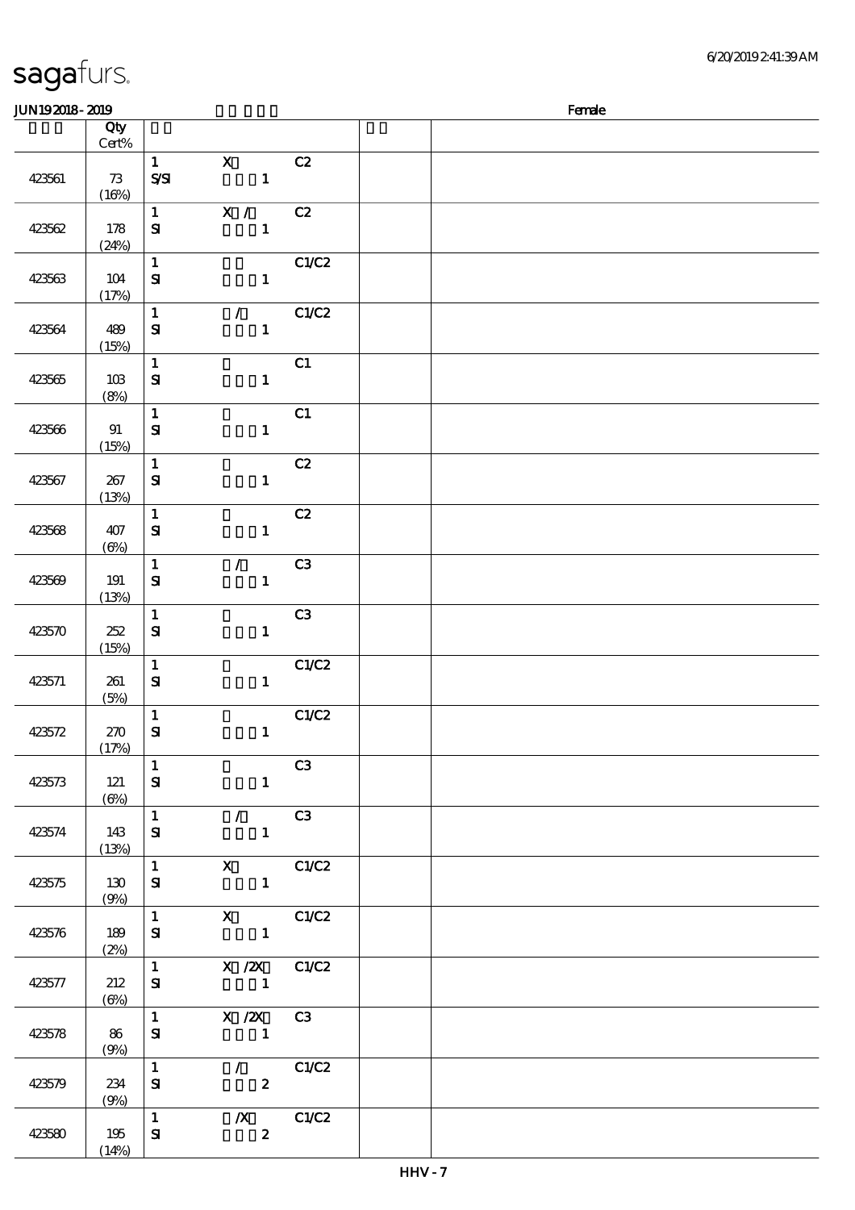sagafurs.

JUN19 2018 - 2019 Female

| | Qty Cert% | | | | | |
|---|---|---|---|---|---|---|
| 423561 | 73 (16%) | 1 S/SI | X 1 | C2 | | |
| 423562 | 178 (24%) | 1 SI | X / 1 | C2 | | |
| 423563 | 104 (17%) | 1 SI | 1 | C1/C2 | | |
| 423564 | 489 (15%) | 1 SI | / 1 | C1/C2 | | |
| 423565 | 103 (8%) | 1 SI | 1 | C1 | | |
| 423566 | 91 (15%) | 1 SI | 1 | C1 | | |
| 423567 | 267 (13%) | 1 SI | 1 | C2 | | |
| 423568 | 407 (6%) | 1 SI | 1 | C2 | | |
| 423569 | 191 (13%) | 1 SI | / 1 | C3 | | |
| 423570 | 252 (15%) | 1 SI | 1 | C3 | | |
| 423571 | 261 (5%) | 1 SI | 1 | C1/C2 | | |
| 423572 | 270 (17%) | 1 SI | 1 | C1/C2 | | |
| 423573 | 121 (6%) | 1 SI | 1 | C3 | | |
| 423574 | 143 (13%) | 1 SI | / 1 | C3 | | |
| 423575 | 130 (9%) | 1 SI | X 1 | C1/C2 | | |
| 423576 | 189 (2%) | 1 SI | X 1 | C1/C2 | | |
| 423577 | 212 (6%) | 1 SI | X /2X 1 | C1/C2 | | |
| 423578 | 86 (9%) | 1 SI | X /2X 1 | C3 | | |
| 423579 | 234 (9%) | 1 SI | / 2 | C1/C2 | | |
| 423580 | 195 (14%) | 1 SI | /X 2 | C1/C2 | | |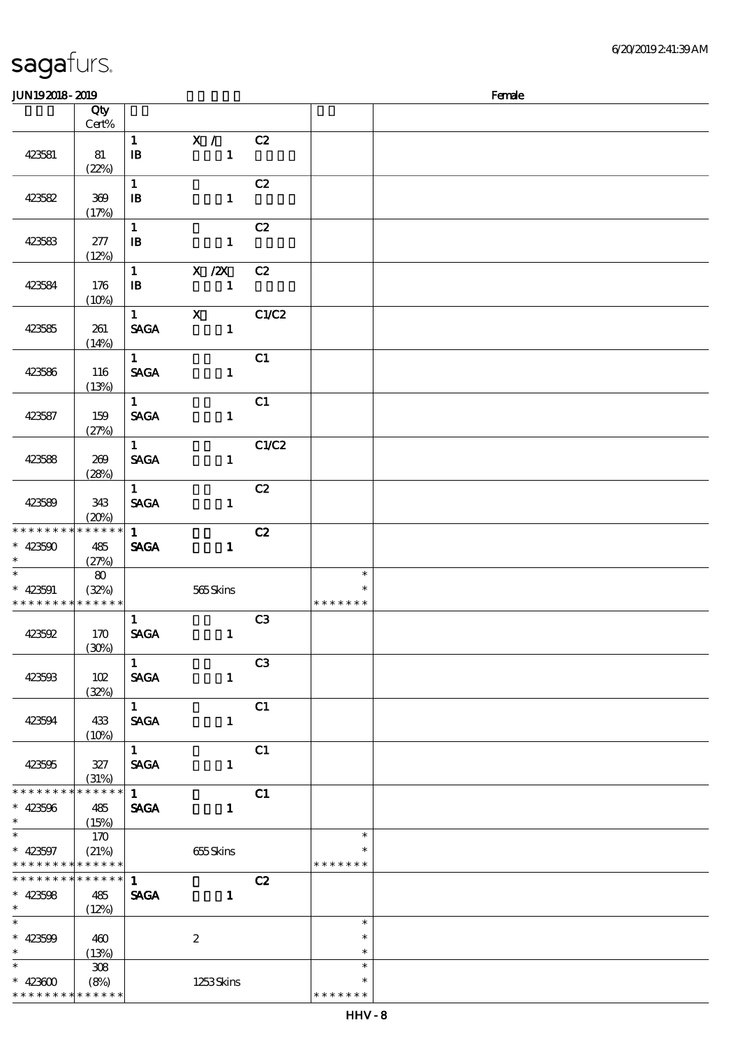sagafurs.

JUN19 2018 - 2019 Female

| | Qty Cert% | | | | | |
|---|---|---|---|---|---|---|
| 423581 | 81 (22%) | 1 IB | X / 1 | C2 | | |
| 423582 | 369 (17%) | 1 IB | 1 | C2 | | |
| 423583 | 277 (12%) | 1 IB | 1 | C2 | | |
| 423584 | 176 (10%) | 1 IB | X /2X 1 | C2 | | |
| 423585 | 261 (14%) | 1 SAGA | X 1 | C1/C2 | | |
| 423586 | 116 (13%) | 1 SAGA | 1 | C1 | | |
| 423587 | 159 (27%) | 1 SAGA | 1 | C1 | | |
| 423588 | 269 (28%) | 1 SAGA | 1 | C1/C2 | | |
| 423589 | 343 (20%) | 1 SAGA | 1 | C2 | | |
| * * * * * * * * * * * * * * 423590 * | 485 (27%) | **1 SAGA** | **1** | **C2** | | |
| * * 423591 * * * * * * * * * * * * * | 80 (32%) | | 565 Skins | | * * * * * * * * * | |
| 423592 | 170 (30%) | 1 SAGA | 1 | C3 | | |
| 423593 | 102 (32%) | 1 SAGA | 1 | C3 | | |
| 423594 | 433 (10%) | 1 SAGA | 1 | C1 | | |
| 423595 | 327 (31%) | 1 SAGA | 1 | C1 | | |
| * * * * * * * * * * * * * * 423596 * | 485 (15%) | **1 SAGA** | **1** | **C1** | | |
| * * 423597 * * * * * * * * * * * * * | 170 (21%) | | 655 Skins | | * * * * * * * * * | |
| * * * * * * * * * * * * * * 423598 * | 485 (12%) | **1 SAGA** | **1** | **C2** | | |
| * * 423599 * | 460 (13%) | | 2 | | * * * | |
| * * 423600 * * * * * * * * * * * * * | 308 (8%) | | 1253 Skins | | * * * * * * * * * | |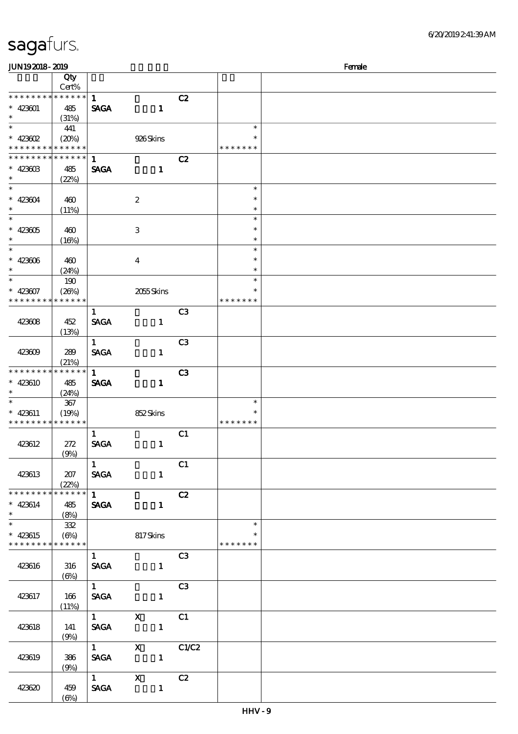# sagafurs.

JUN19 2018 - 2019 Female

| | Qty Cert% | | | | | |
|---|---|---|---|---|---|---|
| * * * * * * * * * * * * * * | | 1 | | C2 | | |
| * 423601 | 485 | SAGA | 1 | | | |
| * | (31%) | | | | | |
| * | 441 | | | | * | |
| * 423602 | (20%) | | 926 Skins | | * | |
| * * * * * * * * * * * * * * | | | | | * * * * * * * | |
| * * * * * * * * * * * * * * | | 1 | | C2 | | |
| * 423603 | 485 | SAGA | 1 | | | |
| * | (22%) | | | | | |
| * | | | | | * | |
| * 423604 | 460 | | 2 | | * | |
| * | (11%) | | | | * | |
| * | | | | | * | |
| * 423605 | 460 | | 3 | | * | |
| * | (16%) | | | | * | |
| * | | | | | * | |
| * 423606 | 460 | | 4 | | * | |
| * | (24%) | | | | * | |
| * | 190 | | | | * | |
| * 423607 | (26%) | | 2055 Skins | | * | |
| * * * * * * * * * * * * * * | | | | | * * * * * * * | |
| | | 1 | | C3 | | |
| 423608 | 452 (13%) | SAGA | 1 | | | |
| | | 1 | | C3 | | |
| 423609 | 289 (21%) | SAGA | 1 | | | |
| * * * * * * * * * * * * * * | | 1 | | C3 | | |
| * 423610 | 485 | SAGA | 1 | | | |
| * | (24%) | | | | | |
| * | 367 | | | | * | |
| * 423611 | (19%) | | 852 Skins | | * | |
| * * * * * * * * * * * * * * | | | | | * * * * * * * | |
| | | 1 | | C1 | | |
| 423612 | 272 (9%) | SAGA | 1 | | | |
| | | 1 | | C1 | | |
| 423613 | 207 (22%) | SAGA | 1 | | | |
| * * * * * * * * * * * * * * | | 1 | | C2 | | |
| * 423614 | 485 | SAGA | 1 | | | |
| * | (8%) | | | | | |
| * | 332 | | | | * | |
| * 423615 | (6%) | | 817 Skins | | * | |
| * * * * * * * * * * * * * * | | | | | * * * * * * * | |
| | | 1 | | C3 | | |
| 423616 | 316 (6%) | SAGA | 1 | | | |
| | | 1 | | C3 | | |
| 423617 | 166 (11%) | SAGA | 1 | | | |
| | | 1 | X | C1 | | |
| 423618 | 141 (9%) | SAGA | 1 | | | |
| | | 1 | X | C1/C2 | | |
| 423619 | 386 (9%) | SAGA | 1 | | | |
| | | 1 | X | C2 | | |
| 423620 | 459 (6%) | SAGA | 1 | | | |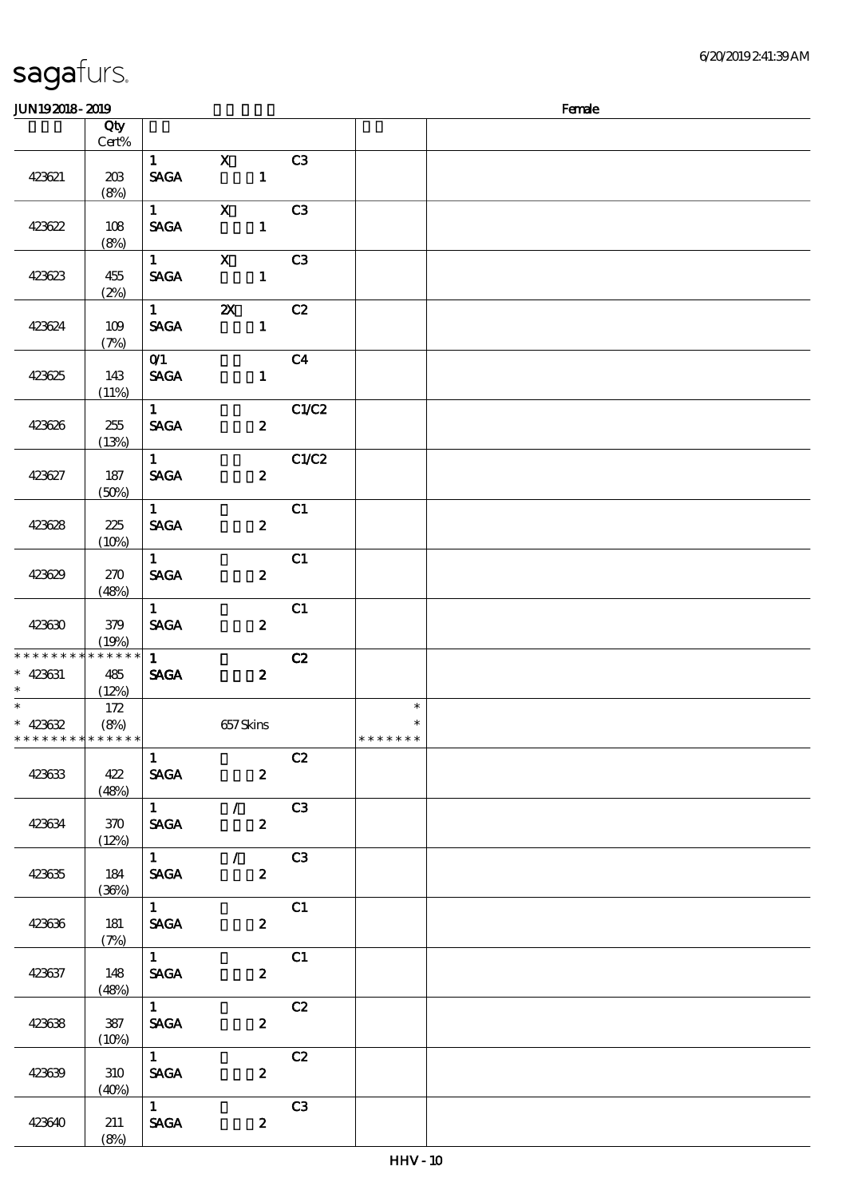# sagafurs.

JUN19 2018 - 2019 Female

| | Qty Cert% | | | | | |
|---|---|---|---|---|---|---|
| 423621 | 203 (8%) | 1 SAGA | X 1 | C3 | | |
| 423622 | 108 (8%) | 1 SAGA | X 1 | C3 | | |
| 423623 | 455 (2%) | 1 SAGA | X 1 | C3 | | |
| 423624 | 109 (7%) | 1 SAGA | 2X 1 | C2 | | |
| 423625 | 143 (11%) | 0/1 SAGA | 1 | C4 | | |
| 423626 | 255 (13%) | 1 SAGA | 2 | C1/C2 | | |
| 423627 | 187 (50%) | 1 SAGA | 2 | C1/C2 | | |
| 423628 | 225 (10%) | 1 SAGA | 2 | C1 | | |
| 423629 | 270 (48%) | 1 SAGA | 2 | C1 | | |
| 423630 | 379 (19%) | 1 SAGA | 2 | C1 | | |
| * * * * * * * * * * * * * * 423631 * | 485 (12%) | 1 SAGA | 2 | C2 | | |
| * * 423632 * * * * * * * * * * * * * | 172 (8%) | | 657 Skins | | * * * * * * * * * | |
| 423633 | 422 (48%) | 1 SAGA | 2 | C2 | | |
| 423634 | 370 (12%) | 1 SAGA | / 2 | C3 | | |
| 423635 | 184 (36%) | 1 SAGA | / 2 | C3 | | |
| 423636 | 181 (7%) | 1 SAGA | 2 | C1 | | |
| 423637 | 148 (48%) | 1 SAGA | 2 | C1 | | |
| 423638 | 387 (10%) | 1 SAGA | 2 | C2 | | |
| 423639 | 310 (40%) | 1 SAGA | 2 | C2 | | |
| 423640 | 211 (8%) | 1 SAGA | 2 | C3 | | |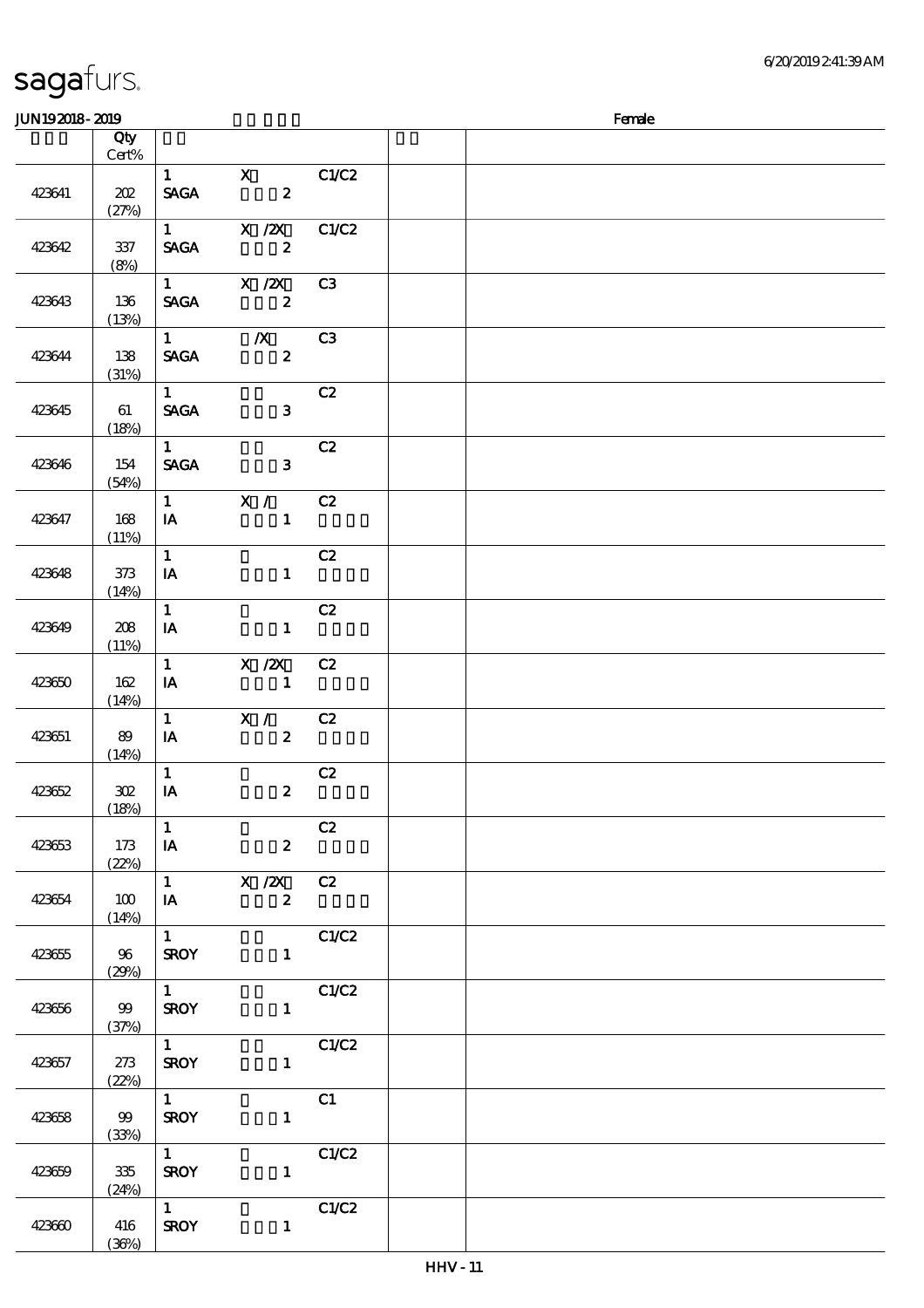sagafurs.

JUN19 2018 - 2019 Female

| | Qty Cert% | | | | | |
|---|---|---|---|---|---|---|
| 423641 | 202 (27%) | 1 SAGA | X 2 | C1/C2 | | |
| 423642 | 337 (8%) | 1 SAGA | X /2X 2 | C1/C2 | | |
| 423643 | 136 (13%) | 1 SAGA | X /2X 2 | C3 | | |
| 423644 | 138 (31%) | 1 SAGA | /X 2 | C3 | | |
| 423645 | 61 (18%) | 1 SAGA | 3 | C2 | | |
| 423646 | 154 (54%) | 1 SAGA | 3 | C2 | | |
| 423647 | 168 (11%) | 1 IA | X / 1 | C2 | | |
| 423648 | 373 (14%) | 1 IA | 1 | C2 | | |
| 423649 | 208 (11%) | 1 IA | 1 | C2 | | |
| 423650 | 162 (14%) | 1 IA | X /2X 1 | C2 | | |
| 423651 | 89 (14%) | 1 IA | X / 2 | C2 | | |
| 423652 | 302 (18%) | 1 IA | 2 | C2 | | |
| 423653 | 173 (22%) | 1 IA | 2 | C2 | | |
| 423654 | 100 (14%) | 1 IA | X /2X 2 | C2 | | |
| 423655 | 96 (29%) | 1 SROY | 1 | C1/C2 | | |
| 423656 | 99 (37%) | 1 SROY | 1 | C1/C2 | | |
| 423657 | 273 (22%) | 1 SROY | 1 | C1/C2 | | |
| 423658 | 99 (33%) | 1 SROY | 1 | C1 | | |
| 423659 | 335 (24%) | 1 SROY | 1 | C1/C2 | | |
| 423660 | 416 (36%) | 1 SROY | 1 | C1/C2 | | |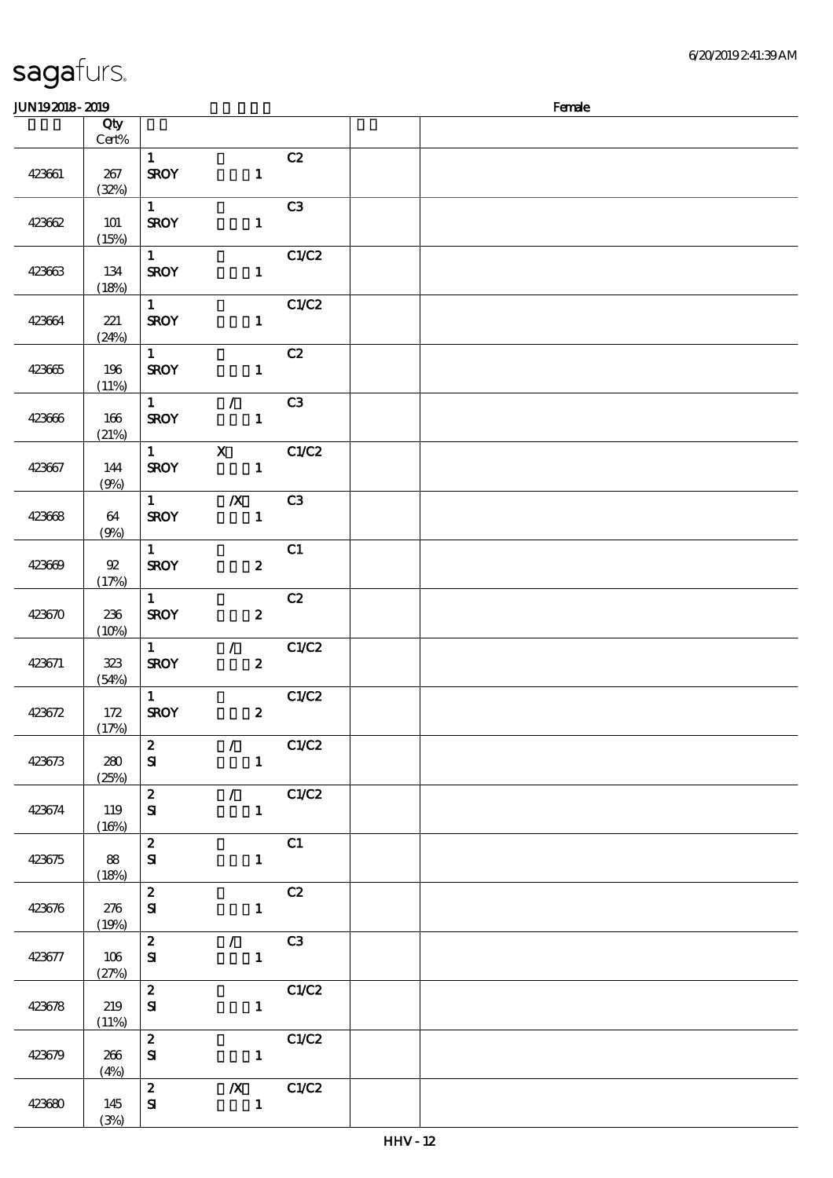# sagafurs.

JUN19 2018 - 2019 Female

| | Qty Cert% | | | | | |
|---|---|---|---|---|---|---|
| 423661 | 267 (32%) | 1 SROY | 1 | C2 | | |
| 423662 | 101 (15%) | 1 SROY | 1 | C3 | | |
| 423663 | 134 (18%) | 1 SROY | 1 | C1/C2 | | |
| 423664 | 221 (24%) | 1 SROY | 1 | C1/C2 | | |
| 423665 | 196 (11%) | 1 SROY | 1 | C2 | | |
| 423666 | 166 (21%) | 1 SROY | / 1 | C3 | | |
| 423667 | 144 (9%) | 1 SROY | X 1 | C1/C2 | | |
| 423668 | 64 (9%) | 1 SROY | /X 1 | C3 | | |
| 423669 | 92 (17%) | 1 SROY | 2 | C1 | | |
| 423670 | 236 (10%) | 1 SROY | 2 | C2 | | |
| 423671 | 323 (54%) | 1 SROY | / 2 | C1/C2 | | |
| 423672 | 172 (17%) | 1 SROY | 2 | C1/C2 | | |
| 423673 | 280 (25%) | 2 SI | / 1 | C1/C2 | | |
| 423674 | 119 (16%) | 2 SI | / 1 | C1/C2 | | |
| 423675 | 88 (18%) | 2 SI | 1 | C1 | | |
| 423676 | 276 (19%) | 2 SI | 1 | C2 | | |
| 423677 | 106 (27%) | 2 SI | / 1 | C3 | | |
| 423678 | 219 (11%) | 2 SI | 1 | C1/C2 | | |
| 423679 | 266 (4%) | 2 SI | 1 | C1/C2 | | |
| 423680 | 145 (3%) | 2 SI | /X 1 | C1/C2 | | |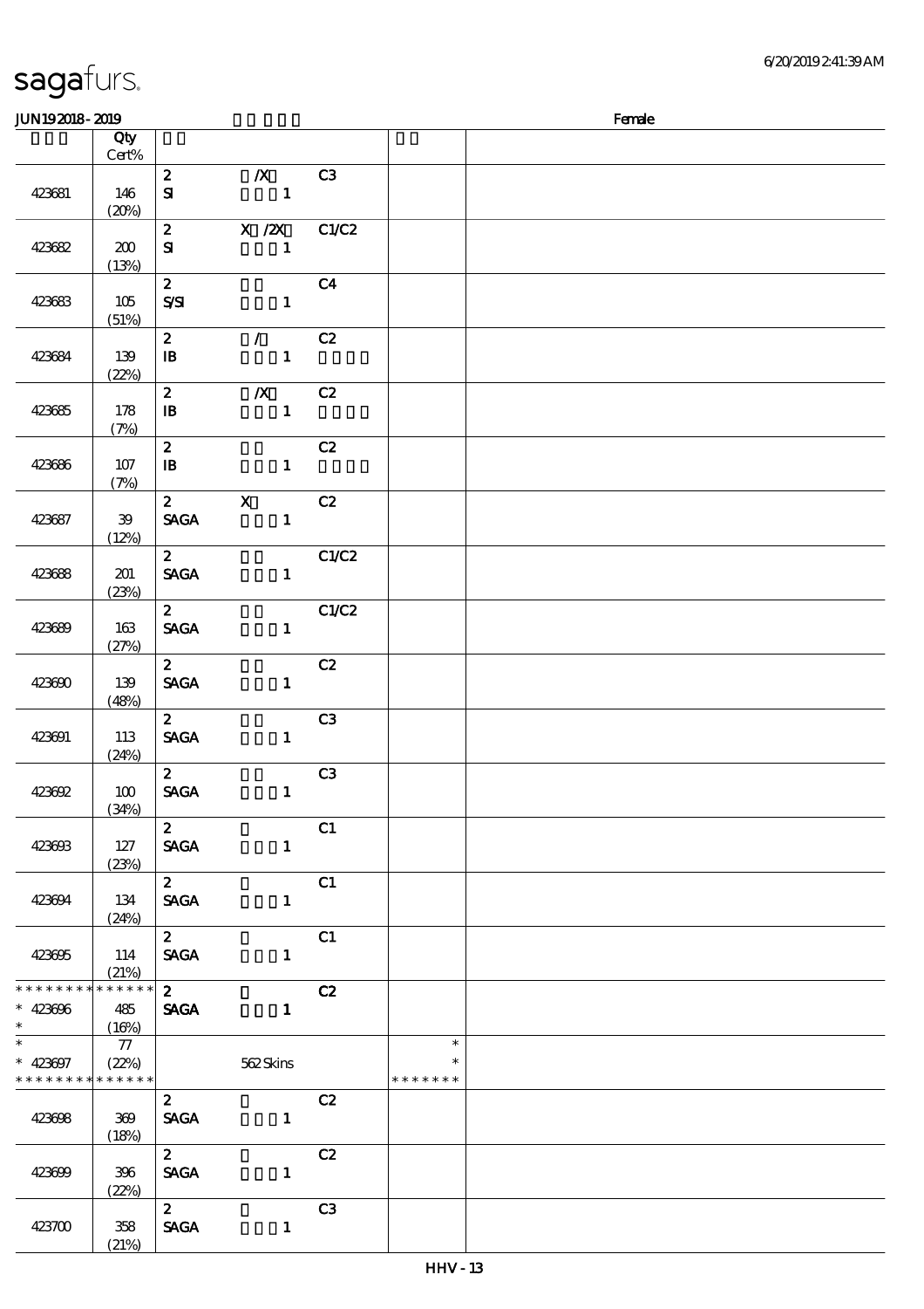# sagafurs.

JUN19 2018 - 2019 Female

| | Qty Cert% | | | | | |
|---|---|---|---|---|---|---|
| 423681 | 146 (20%) | 2 SI | /X 1 | C3 | | |
| 423682 | 200 (13%) | 2 SI | X /2X 1 | C1/C2 | | |
| 423683 | 105 (51%) | 2 S/SI | 1 | C4 | | |
| 423684 | 139 (22%) | 2 IB | / 1 | C2 | | |
| 423685 | 178 (7%) | 2 IB | /X 1 | C2 | | |
| 423686 | 107 (7%) | 2 IB | 1 | C2 | | |
| 423687 | 39 (12%) | 2 SAGA | X 1 | C2 | | |
| 423688 | 201 (23%) | 2 SAGA | 1 | C1/C2 | | |
| 423689 | 163 (27%) | 2 SAGA | 1 | C1/C2 | | |
| 423690 | 139 (48%) | 2 SAGA | 1 | C2 | | |
| 423691 | 113 (24%) | 2 SAGA | 1 | C3 | | |
| 423692 | 100 (34%) | 2 SAGA | 1 | C3 | | |
| 423693 | 127 (23%) | 2 SAGA | 1 | C1 | | |
| 423694 | 134 (24%) | 2 SAGA | 1 | C1 | | |
| 423695 | 114 (21%) | 2 SAGA | 1 | C1 | | |
| * 423696 * | 485 (16%) | 2 SAGA | 1 | C2 | | |
| * 423697 * | 77 (22%) | | 562 Skins | | * * | |
| 423698 | 369 (18%) | 2 SAGA | 1 | C2 | | |
| 423699 | 396 (22%) | 2 SAGA | 1 | C2 | | |
| 423700 | 358 (21%) | 2 SAGA | 1 | C3 | | |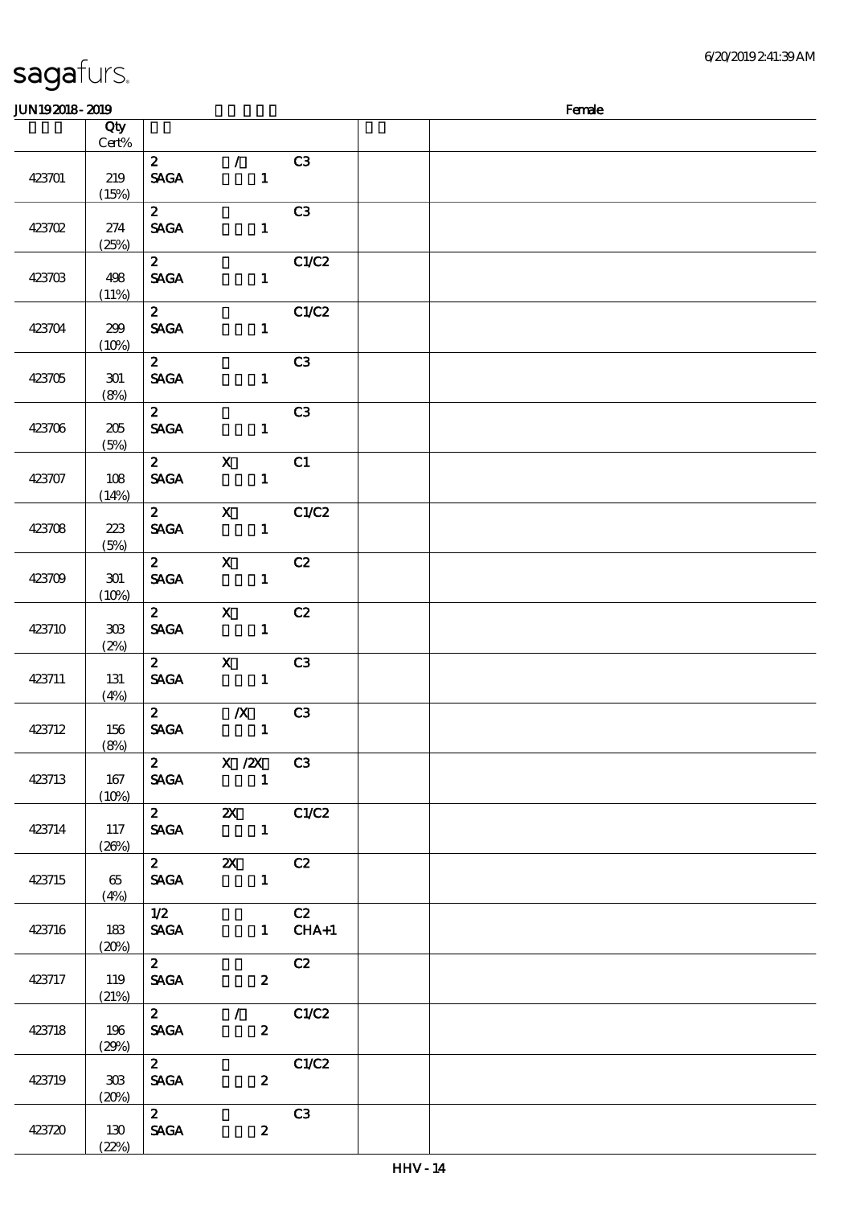**sagafurs.**

**JUN19 2018 - 2019** **Female**

| | Qty Cert% | | | | |
|---|---|---|---|---|---|
| 423701 | 219 (15%) | 2 SAGA | / 1 | C3 | |
| 423702 | 274 (25%) | 2 SAGA | 1 | C3 | |
| 423703 | 498 (11%) | 2 SAGA | 1 | C1/C2 | |
| 423704 | 299 (10%) | 2 SAGA | 1 | C1/C2 | |
| 423705 | 301 (8%) | 2 SAGA | 1 | C3 | |
| 423706 | 205 (5%) | 2 SAGA | 1 | C3 | |
| 423707 | 108 (14%) | 2 SAGA | X 1 | C1 | |
| 423708 | 223 (5%) | 2 SAGA | X 1 | C1/C2 | |
| 423709 | 301 (10%) | 2 SAGA | X 1 | C2 | |
| 423710 | 303 (2%) | 2 SAGA | X 1 | C2 | |
| 423711 | 131 (4%) | 2 SAGA | X 1 | C3 | |
| 423712 | 156 (8%) | 2 SAGA | /X 1 | C3 | |
| 423713 | 167 (10%) | 2 SAGA | X /2X 1 | C3 | |
| 423714 | 117 (26%) | 2 SAGA | 2X 1 | C1/C2 | |
| 423715 | 65 (4%) | 2 SAGA | 2X 1 | C2 | |
| 423716 | 183 (20%) | 1/2 SAGA | 1 | C2 CHA+1 | |
| 423717 | 119 (21%) | 2 SAGA | 2 | C2 | |
| 423718 | 196 (29%) | 2 SAGA | / 2 | C1/C2 | |
| 423719 | 303 (20%) | 2 SAGA | 2 | C1/C2 | |
| 423720 | 130 (22%) | 2 SAGA | 2 | C3 | |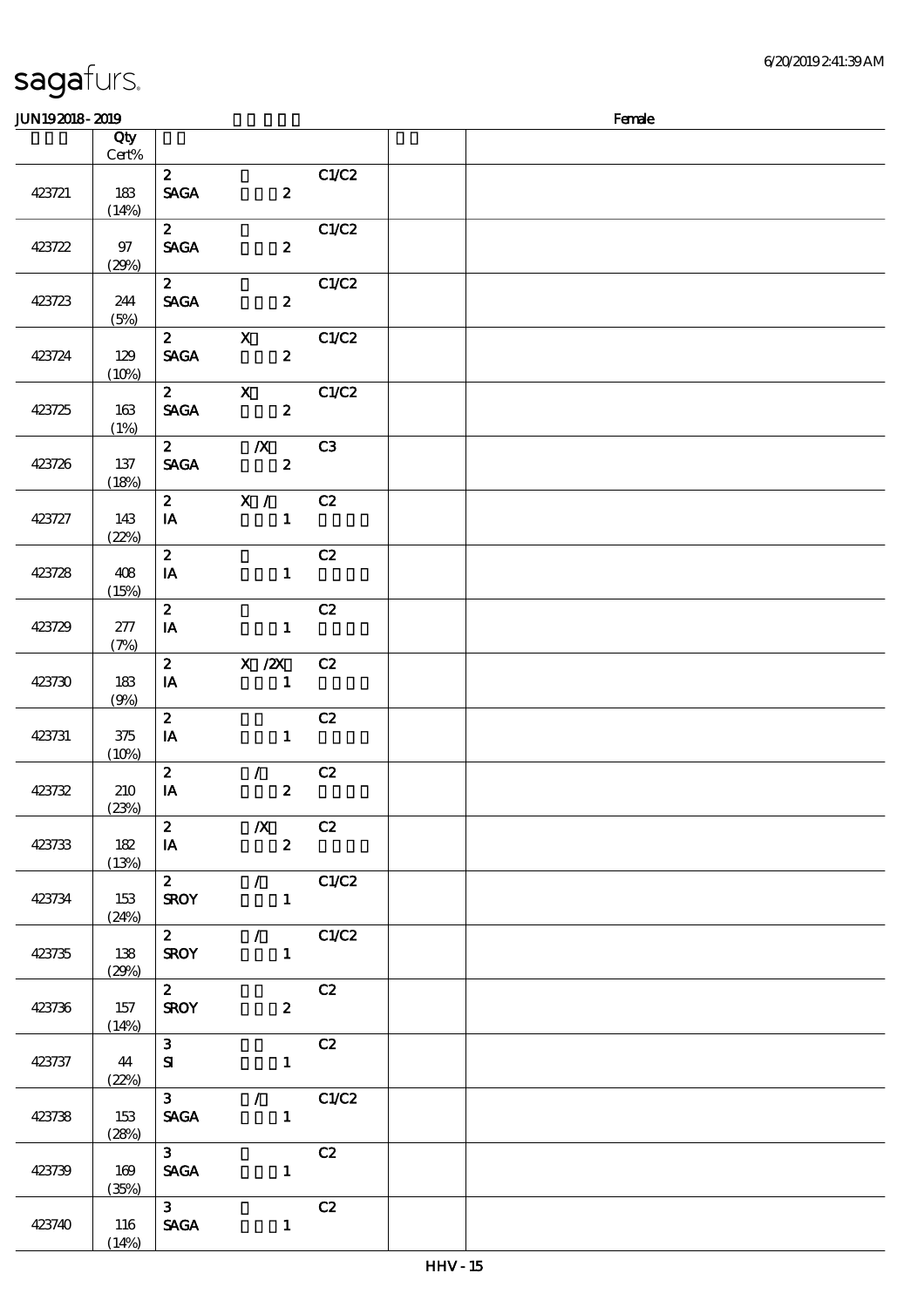# sagafurs.

JUN19 2018 - 2019 Female

| | Qty Cert% | | | | | |
|---|---|---|---|---|---|---|
| 423721 | 183 (14%) | 2 SAGA | 2 | C1/C2 | | |
| 423722 | 97 (29%) | 2 SAGA | 2 | C1/C2 | | |
| 423723 | 244 (5%) | 2 SAGA | 2 | C1/C2 | | |
| 423724 | 129 (10%) | 2 SAGA | X 2 | C1/C2 | | |
| 423725 | 163 (1%) | 2 SAGA | X 2 | C1/C2 | | |
| 423726 | 137 (18%) | 2 SAGA | /X 2 | C3 | | |
| 423727 | 143 (22%) | 2 IA | X / 1 | C2 | | |
| 423728 | 408 (15%) | 2 IA | 1 | C2 | | |
| 423729 | 277 (7%) | 2 IA | 1 | C2 | | |
| 423730 | 183 (9%) | 2 IA | X /2X 1 | C2 | | |
| 423731 | 375 (10%) | 2 IA | 1 | C2 | | |
| 423732 | 210 (23%) | 2 IA | / 2 | C2 | | |
| 423733 | 182 (13%) | 2 IA | /X 2 | C2 | | |
| 423734 | 153 (24%) | 2 SROY | / 1 | C1/C2 | | |
| 423735 | 138 (29%) | 2 SROY | / 1 | C1/C2 | | |
| 423736 | 157 (14%) | 2 SROY | 2 | C2 | | |
| 423737 | 44 (22%) | 3 SI | 1 | C2 | | |
| 423738 | 153 (28%) | 3 SAGA | / 1 | C1/C2 | | |
| 423739 | 169 (35%) | 3 SAGA | 1 | C2 | | |
| 423740 | 116 (14%) | 3 SAGA | 1 | C2 | | |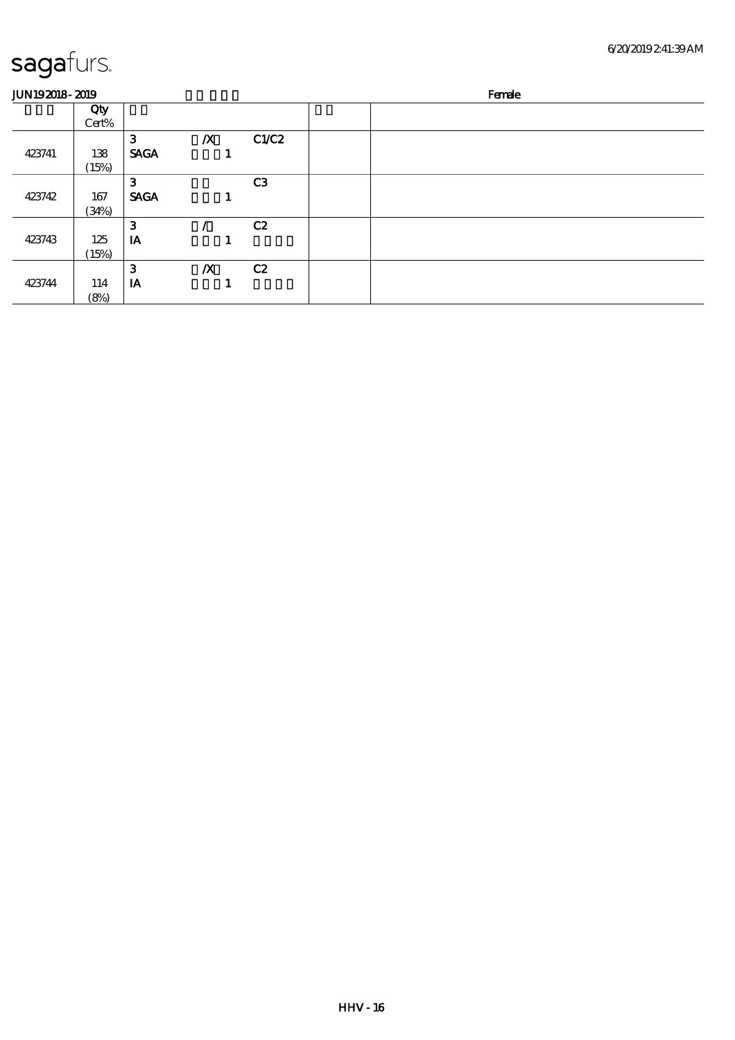sagafurs.

JUN19 2018 - 2019 Female

| | Qty Cert% | | | | | |
|---|---|---|---|---|---|---|
| 423741 | 138 (15%) | 3 SAGA | /X 1 | C1/C2 | | |
| 423742 | 167 (34%) | 3 SAGA | 1 | C3 | | |
| 423743 | 125 (15%) | 3 IA | / 1 | C2 | | |
| 423744 | 114 (8%) | 3 IA | /X 1 | C2 | | |

HHV - 16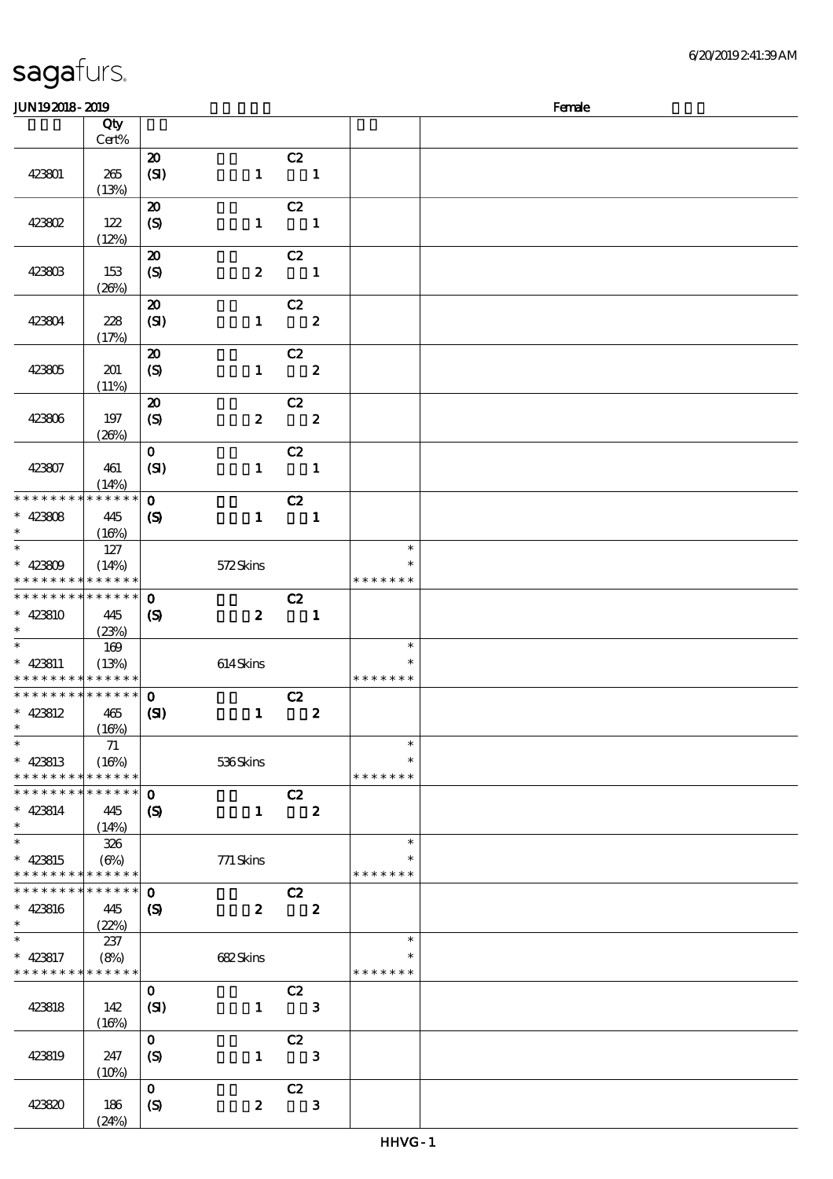**JUN19 2018 - 2019** | **Female**

| | Qty Cert% | | | |
|---|---|---|---|---|
| 423801 | 265 (13%) | 20 (SI) 1 C2 1 | | |
| 423802 | 122 (12%) | 20 (S) 1 C2 1 | | |
| 423803 | 153 (26%) | 20 (S) 2 C2 1 | | |
| 423804 | 228 (17%) | 20 (SI) 1 C2 2 | | |
| 423805 | 201 (11%) | 20 (S) 1 C2 2 | | |
| 423806 | 197 (26%) | 20 (S) 2 C2 2 | | |
| 423807 | 461 (14%) | 0 (SI) 1 C2 1 | | |
| * 423808 | 445 (16%) | 0 (S) 1 C2 1 | | |
| * 423809 | 127 (14%) | 572 Skins | * * | |
| * 423810 | 445 (23%) | 0 (S) 2 C2 1 | | |
| * 423811 | 169 (13%) | 614 Skins | * * | |
| * 423812 | 465 (16%) | 0 (SI) 1 C2 2 | | |
| * 423813 | 71 (16%) | 536 Skins | * * | |
| * 423814 | 445 (14%) | 0 (S) 1 C2 2 | | |
| * 423815 | 326 (6%) | 771 Skins | * * | |
| * 423816 | 445 (22%) | 0 (S) 2 C2 2 | | |
| * 423817 | 237 (8%) | 682 Skins | * * | |
| 423818 | 142 (16%) | 0 (SI) 1 C2 3 | | |
| 423819 | 247 (10%) | 0 (S) 1 C2 3 | | |
| 423820 | 186 (24%) | 0 (S) 2 C2 3 | | |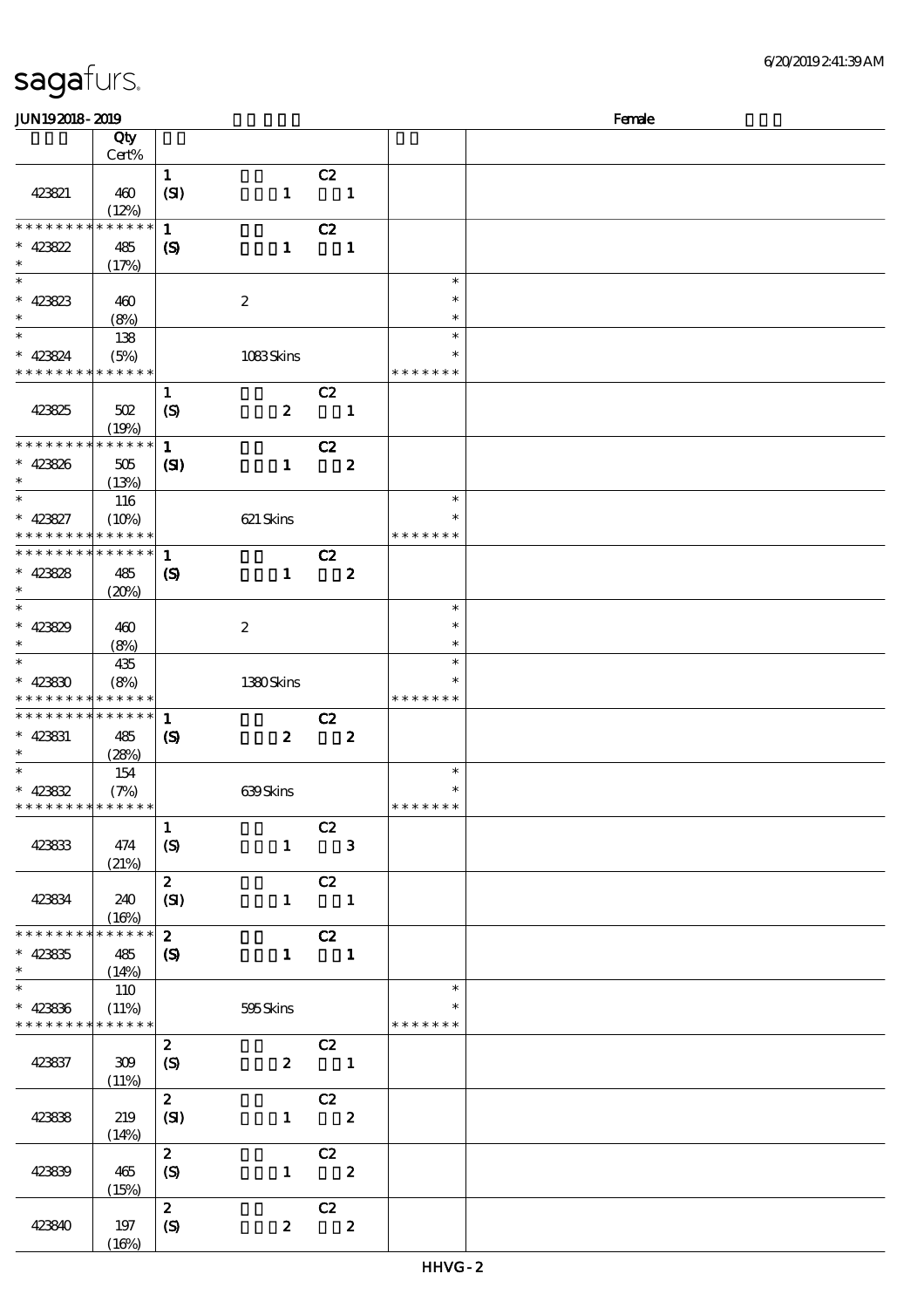| | Qty Cert% | | | | | | |
|---|---|---|---|---|---|---|---|
| 423821 | 460 (12%) | 1 (SI) | 1 | C2 1 | | | |
| * * * * * * * * * * * * * * 423822 * | 485 (17%) | 1 (S) | 1 | C2 1 | | | |
| * * 423823 * | 460 (8%) | | 2 | | * * * | | |
| * * 423824 * * * * * * * * * * * * * | 138 (5%) | | 1083 Skins | | * * * * * * * * * | | |
| 423825 | 502 (19%) | 1 (S) | 2 | C2 1 | | | |
| * * * * * * * * * * * * * * 423826 * | 505 (13%) | 1 (SI) | 1 | C2 2 | | | |
| * * 423827 * * * * * * * * * * * * * | 116 (10%) | | 621 Skins | | * * * * * * * * * | | |
| * * * * * * * * * * * * * * 423828 * | 485 (20%) | 1 (S) | 1 | C2 2 | | | |
| * * 423829 * | 460 (8%) | | 2 | | * * * | | |
| * * 423830 * * * * * * * * * * * * * | 435 (8%) | | 1380 Skins | | * * * * * * * * * | | |
| * * * * * * * * * * * * * * 423831 * | 485 (28%) | 1 (S) | 2 | C2 2 | | | |
| * * 423832 * * * * * * * * * * * * * | 154 (7%) | | 639 Skins | | * * * * * * * * * | | |
| 423833 | 474 (21%) | 1 (S) | 1 | C2 3 | | | |
| 423834 | 240 (16%) | 2 (SI) | 1 | C2 1 | | | |
| * * * * * * * * * * * * * * 423835 * | 485 (14%) | 2 (S) | 1 | C2 1 | | | |
| * * 423836 * * * * * * * * * * * * * | 110 (11%) | | 595 Skins | | * * * * * * * * * | | |
| 423837 | 309 (11%) | 2 (S) | 2 | C2 1 | | | |
| 423838 | 219 (14%) | 2 (SI) | 1 | C2 2 | | | |
| 423839 | 465 (15%) | 2 (S) | 1 | C2 2 | | | |
| 423840 | 197 (16%) | 2 (S) | 2 | C2 2 | | | |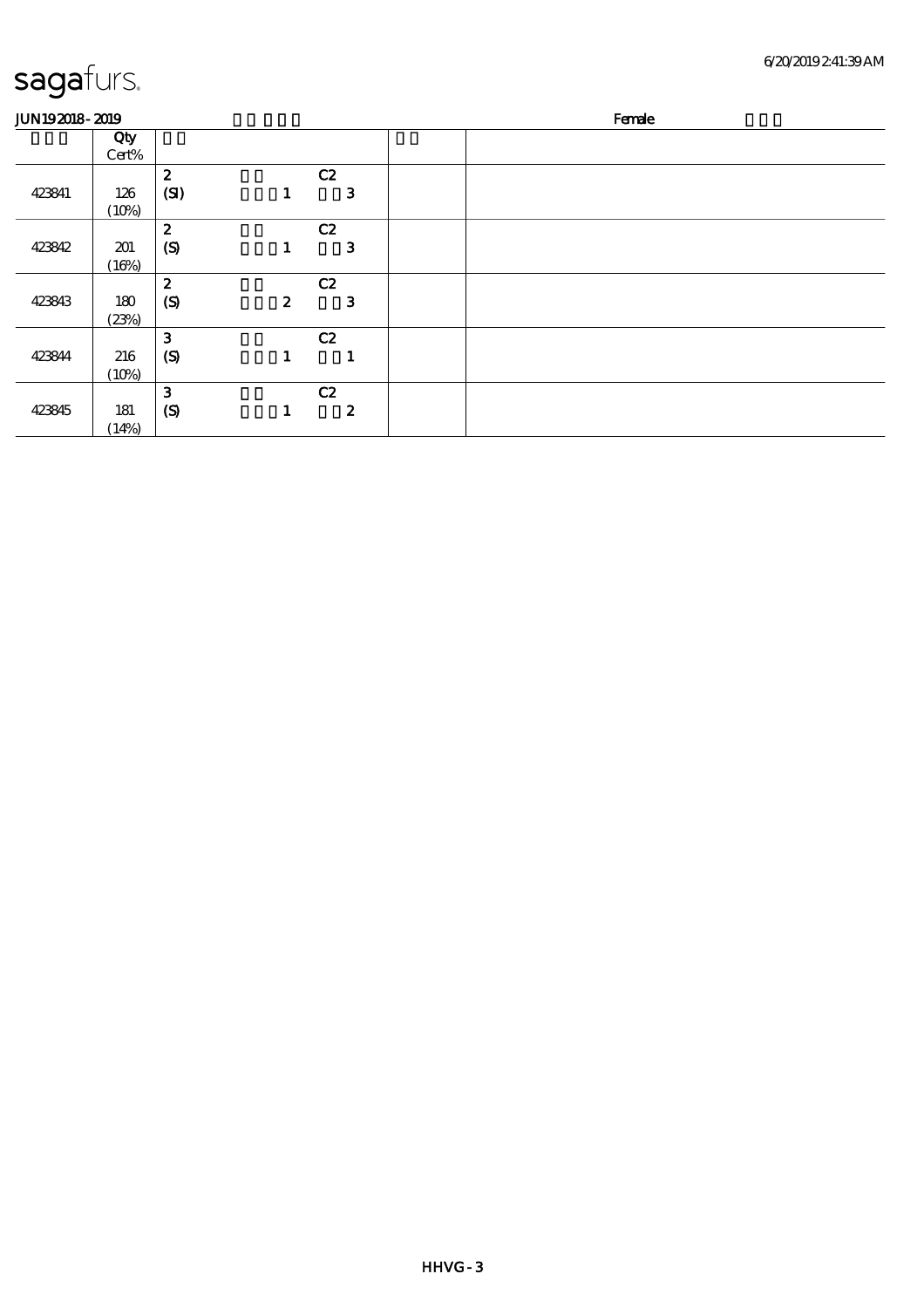sagafurs.

JUN192018 - 2019 | Female

| | Qty Cert% | | | | |
|---|---|---|---|---|---|
| 423841 | 126 (10%) | 2 (SI) 1 | C2 3 | | |
| 423842 | 201 (16%) | 2 (S) 1 | C2 3 | | |
| 423843 | 180 (23%) | 2 (S) 2 | C2 3 | | |
| 423844 | 216 (10%) | 3 (S) 1 | C2 1 | | |
| 423845 | 181 (14%) | 3 (S) 1 | C2 2 | | |

HHVG - 3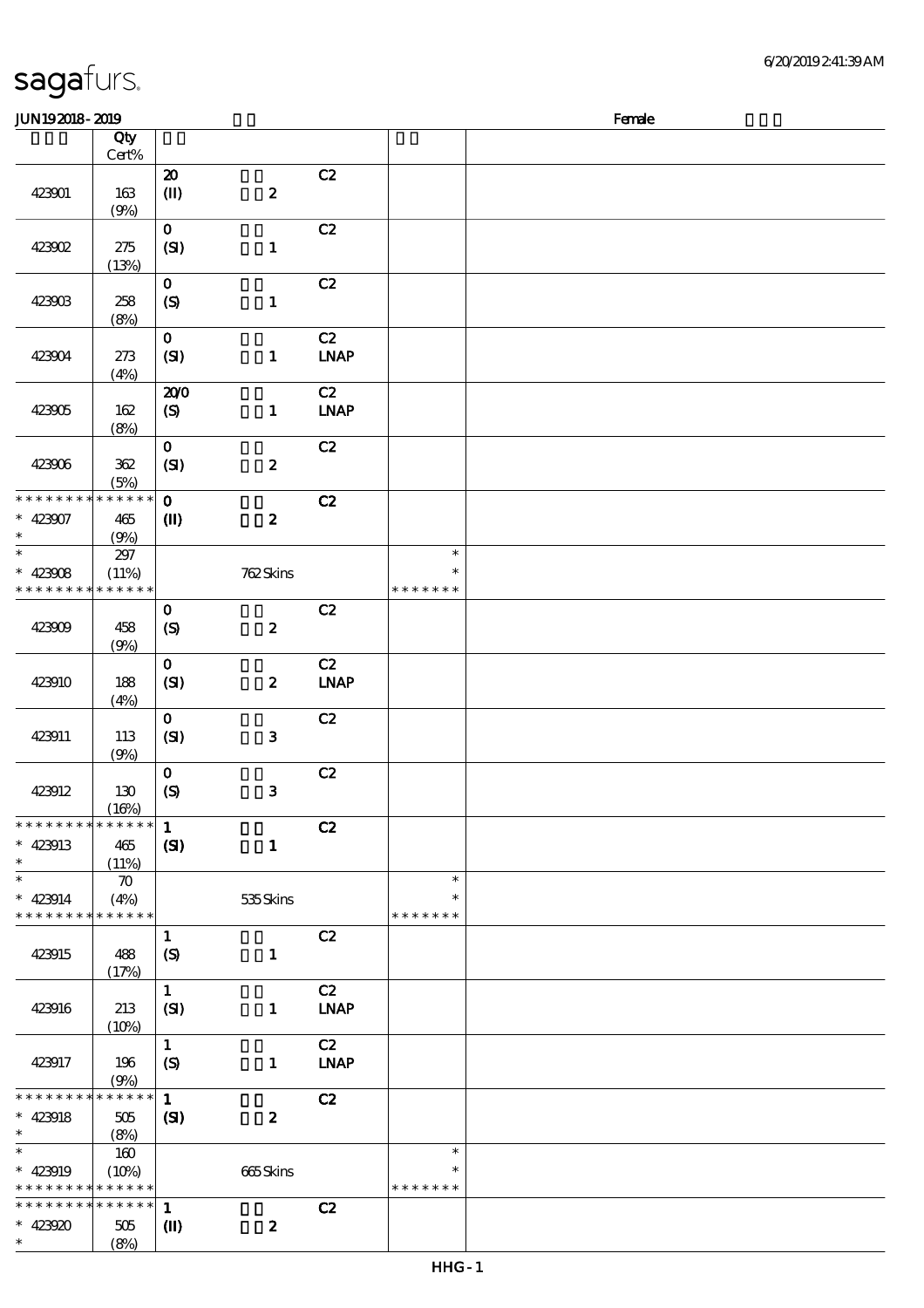sagafurs.

JUN192018-2019 Female

| | Qty Cert% | | | | | |
|---|---|---|---|---|---|---|
| 423901 | 163 (9%) | 20 (II) | 2 | C2 | | |
| 423902 | 275 (13%) | 0 (SI) | 1 | C2 | | |
| 423903 | 258 (8%) | 0 (S) | 1 | C2 | | |
| 423904 | 273 (4%) | 0 (SI) | 1 | C2 LNAP | | |
| 423905 | 162 (8%) | 20/0 (S) | 1 | C2 LNAP | | |
| 423906 | 362 (5%) | 0 (SI) | 2 | C2 | | |
| * * * * * * * * * * * * * * 423907 * | 465 (9%) | 0 (II) | 2 | C2 | | |
| * * 423908 * * * * * * * * * * * * * | 297 (11%) | | 762 Skins | | * * * * * * * * * | |
| 423909 | 458 (9%) | 0 (S) | 2 | C2 | | |
| 423910 | 188 (4%) | 0 (SI) | 2 | C2 LNAP | | |
| 423911 | 113 (9%) | 0 (SI) | 3 | C2 | | |
| 423912 | 130 (16%) | 0 (S) | 3 | C2 | | |
| * * * * * * * * * * * * * * 423913 * | 465 (11%) | 1 (SI) | 1 | C2 | | |
| * * 423914 * * * * * * * * * * * * * | 70 (4%) | | 535 Skins | | * * * * * * * * * | |
| 423915 | 488 (17%) | 1 (S) | 1 | C2 | | |
| 423916 | 213 (10%) | 1 (SI) | 1 | C2 LNAP | | |
| 423917 | 196 (9%) | 1 (S) | 1 | C2 LNAP | | |
| * * * * * * * * * * * * * * 423918 * | 505 (8%) | 1 (SI) | 2 | C2 | | |
| * * 423919 * * * * * * * * * * * * * | 160 (10%) | | 665 Skins | | * * * * * * * * * | |
| * * * * * * * * * * * * * * 423920 * | 505 (8%) | 1 (II) | 2 | C2 | | |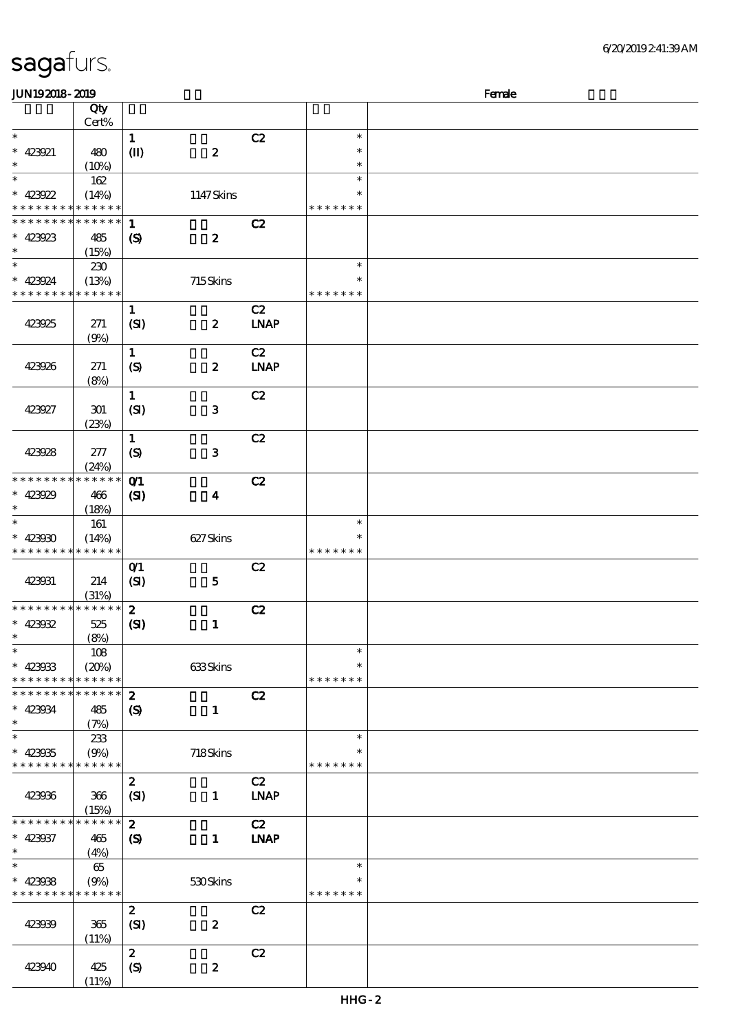# sagafurs.

JUN19 2018 - 2019 Female

| | Qty Cert% | | | | | |
|---|---|---|---|---|---|---|
| * | | 1 | | C2 | * | |
| * 423921 | 480 | (II) | 2 | | * | |
| * | (10%) | | | | * | |
| * | 162 | | | | * | |
| * 423922 | (14%) | | 1147 Skins | | * | |
| * * * * * * * * * * * * * * | | | | | * * * * * * * | |
| * * * * * * * * * * * * * * | | 1 | | C2 | | |
| * 423923 | 485 | (S) | 2 | | | |
| * | (15%) | | | | | |
| * | 230 | | | | * | |
| * 423924 | (13%) | | 715 Skins | | * | |
| * * * * * * * * * * * * * * | | | | | * * * * * * * | |
| | | 1 | | C2 | | |
| 423925 | 271 | (SI) | 2 | LNAP | | |
| | (9%) | | | | | |
| | | 1 | | C2 | | |
| 423926 | 271 | (S) | 2 | LNAP | | |
| | (8%) | | | | | |
| | | 1 | | C2 | | |
| 423927 | 301 | (SI) | 3 | | | |
| | (23%) | | | | | |
| | | 1 | | C2 | | |
| 423928 | 277 | (S) | 3 | | | |
| | (24%) | | | | | |
| * * * * * * * * * * * * * * | | 0/1 | | C2 | | |
| * 423929 | 466 | (SI) | 4 | | | |
| * | (18%) | | | | | |
| * | 161 | | | | * | |
| * 423930 | (14%) | | 627 Skins | | * | |
| * * * * * * * * * * * * * * | | | | | * * * * * * * | |
| | | 0/1 | | C2 | | |
| 423931 | 214 | (SI) | 5 | | | |
| | (31%) | | | | | |
| * * * * * * * * * * * * * * | | 2 | | C2 | | |
| * 423932 | 525 | (SI) | 1 | | | |
| * | (8%) | | | | | |
| * | 108 | | | | * | |
| * 423933 | (20%) | | 633 Skins | | * | |
| * * * * * * * * * * * * * * | | | | | * * * * * * * | |
| * * * * * * * * * * * * * * | | 2 | | C2 | | |
| * 423934 | 485 | (S) | 1 | | | |
| * | (7%) | | | | | |
| * | 233 | | | | * | |
| * 423935 | (9%) | | 718 Skins | | * | |
| * * * * * * * * * * * * * * | | | | | * * * * * * * | |
| | | 2 | | C2 | | |
| 423936 | 366 | (SI) | 1 | LNAP | | |
| | (15%) | | | | | |
| * * * * * * * * * * * * * * | | 2 | | C2 | | |
| * 423937 | 465 | (S) | 1 | LNAP | | |
| * | (4%) | | | | | |
| * | 65 | | | | * | |
| * 423938 | (9%) | | 530 Skins | | * | |
| * * * * * * * * * * * * * * | | | | | * * * * * * * | |
| | | 2 | | C2 | | |
| 423939 | 365 | (SI) | 2 | | | |
| | (11%) | | | | | |
| | | 2 | | C2 | | |
| 423940 | 425 | (S) | 2 | | | |
| | (11%) | | | | | |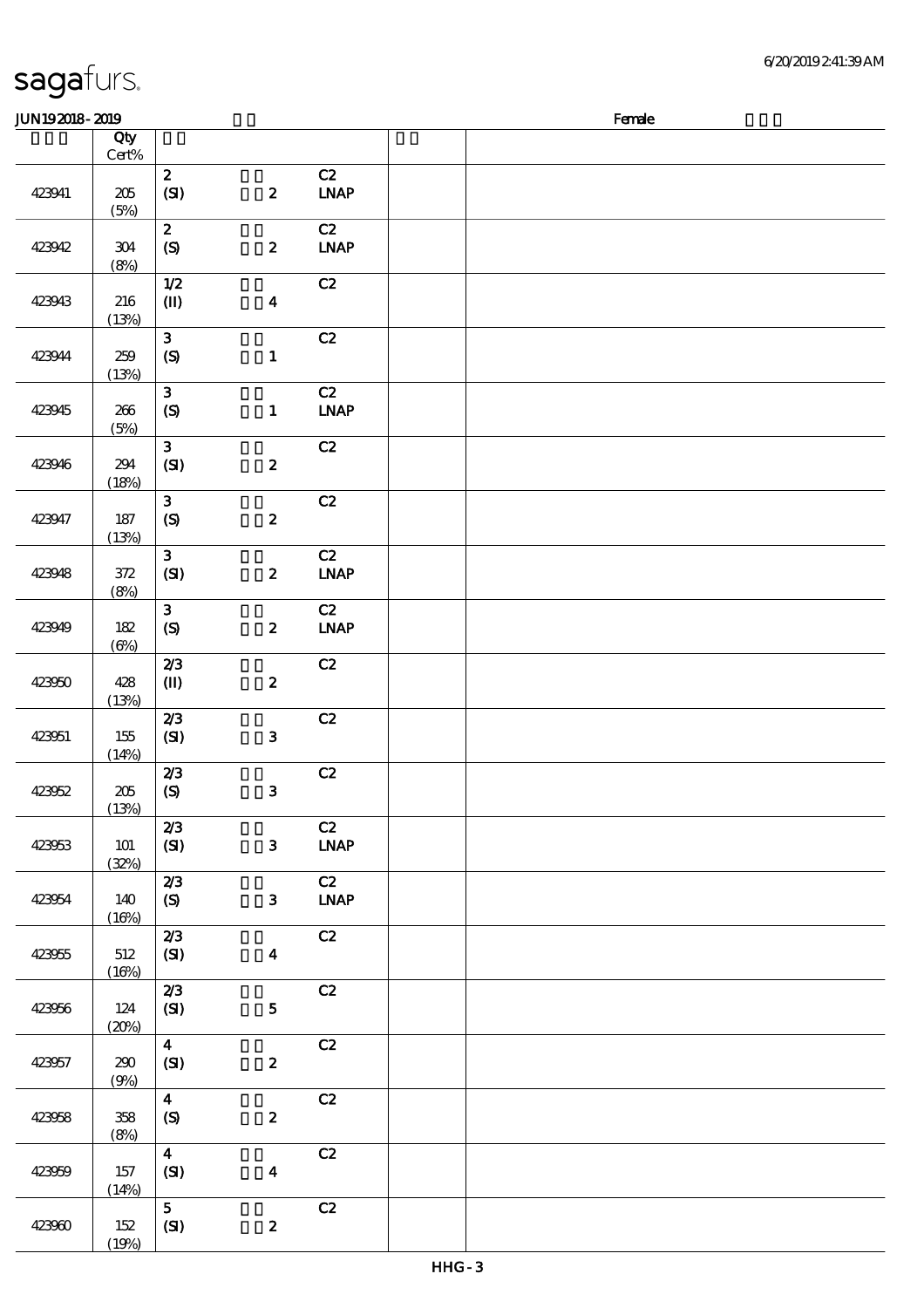# sagafurs.

JUN19 2018 - 2019 Female

| | Qty Cert% | | | | | |
|---|---|---|---|---|---|---|
| 423941 | 205 (5%) | 2 (SI) | 2 | C2 LNAP | | |
| 423942 | 304 (8%) | 2 (S) | 2 | C2 LNAP | | |
| 423943 | 216 (13%) | 1/2 (II) | 4 | C2 | | |
| 423944 | 259 (13%) | 3 (S) | 1 | C2 | | |
| 423945 | 266 (5%) | 3 (S) | 1 | C2 LNAP | | |
| 423946 | 294 (18%) | 3 (SI) | 2 | C2 | | |
| 423947 | 187 (13%) | 3 (S) | 2 | C2 | | |
| 423948 | 372 (8%) | 3 (SI) | 2 | C2 LNAP | | |
| 423949 | 182 (6%) | 3 (S) | 2 | C2 LNAP | | |
| 423950 | 428 (13%) | 2/3 (II) | 2 | C2 | | |
| 423951 | 155 (14%) | 2/3 (SI) | 3 | C2 | | |
| 423952 | 205 (13%) | 2/3 (S) | 3 | C2 | | |
| 423953 | 101 (32%) | 2/3 (SI) | 3 | C2 LNAP | | |
| 423954 | 140 (16%) | 2/3 (S) | 3 | C2 LNAP | | |
| 423955 | 512 (16%) | 2/3 (SI) | 4 | C2 | | |
| 423956 | 124 (20%) | 2/3 (SI) | 5 | C2 | | |
| 423957 | 290 (9%) | 4 (SI) | 2 | C2 | | |
| 423958 | 358 (8%) | 4 (S) | 2 | C2 | | |
| 423959 | 157 (14%) | 4 (SI) | 4 | C2 | | |
| 423960 | 152 (19%) | 5 (SI) | 2 | C2 | | |

HHG - 3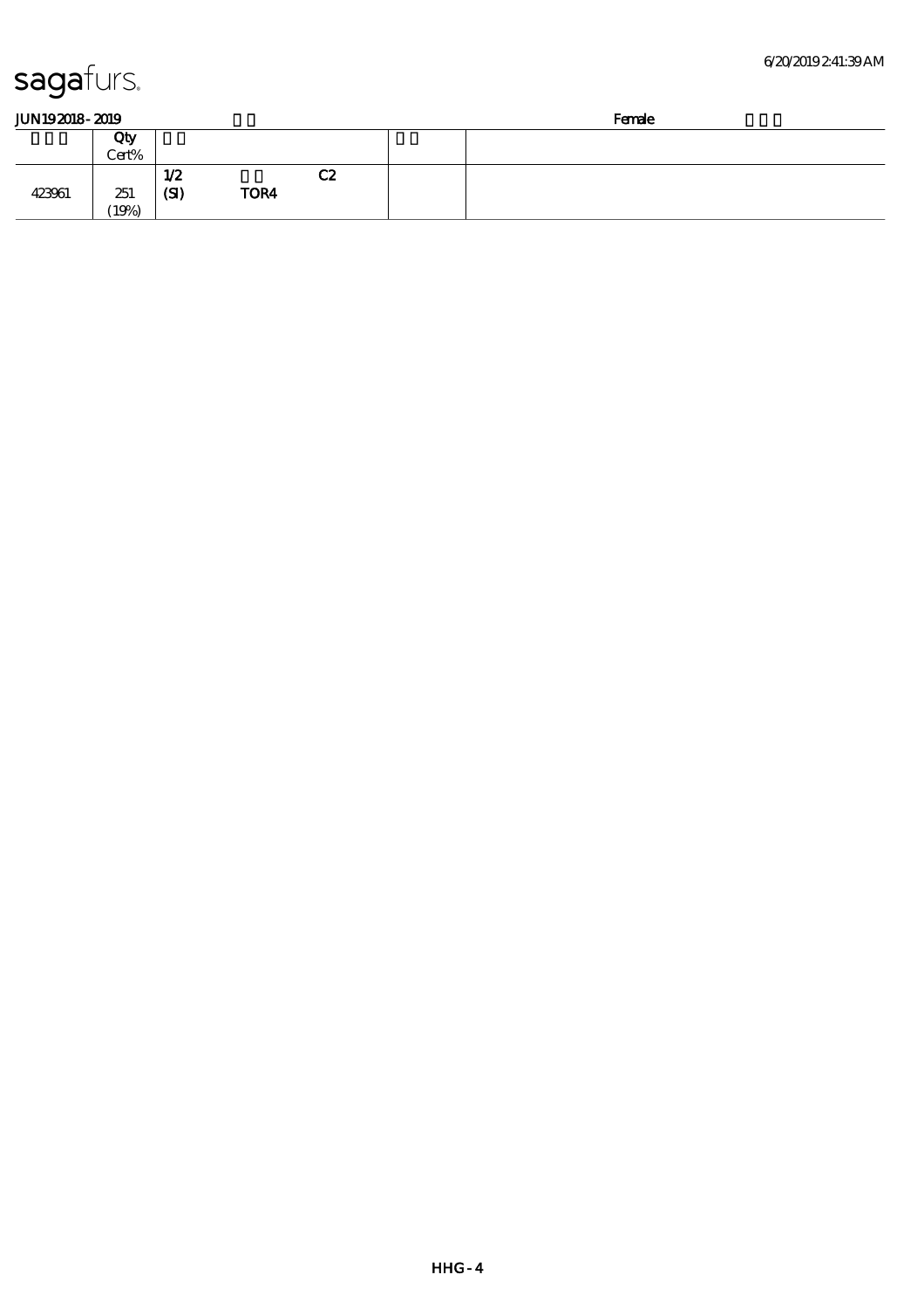sagafurs.

6/20/2019 2:41:39 AM

JUN19 2018 - 2019 | Female

| | Qty Cert% | | | |
|---|---|---|---|---|
| 423961 | 251 (19%) | 1/2 (SI) TOR4 C2 | | |

HHG - 4